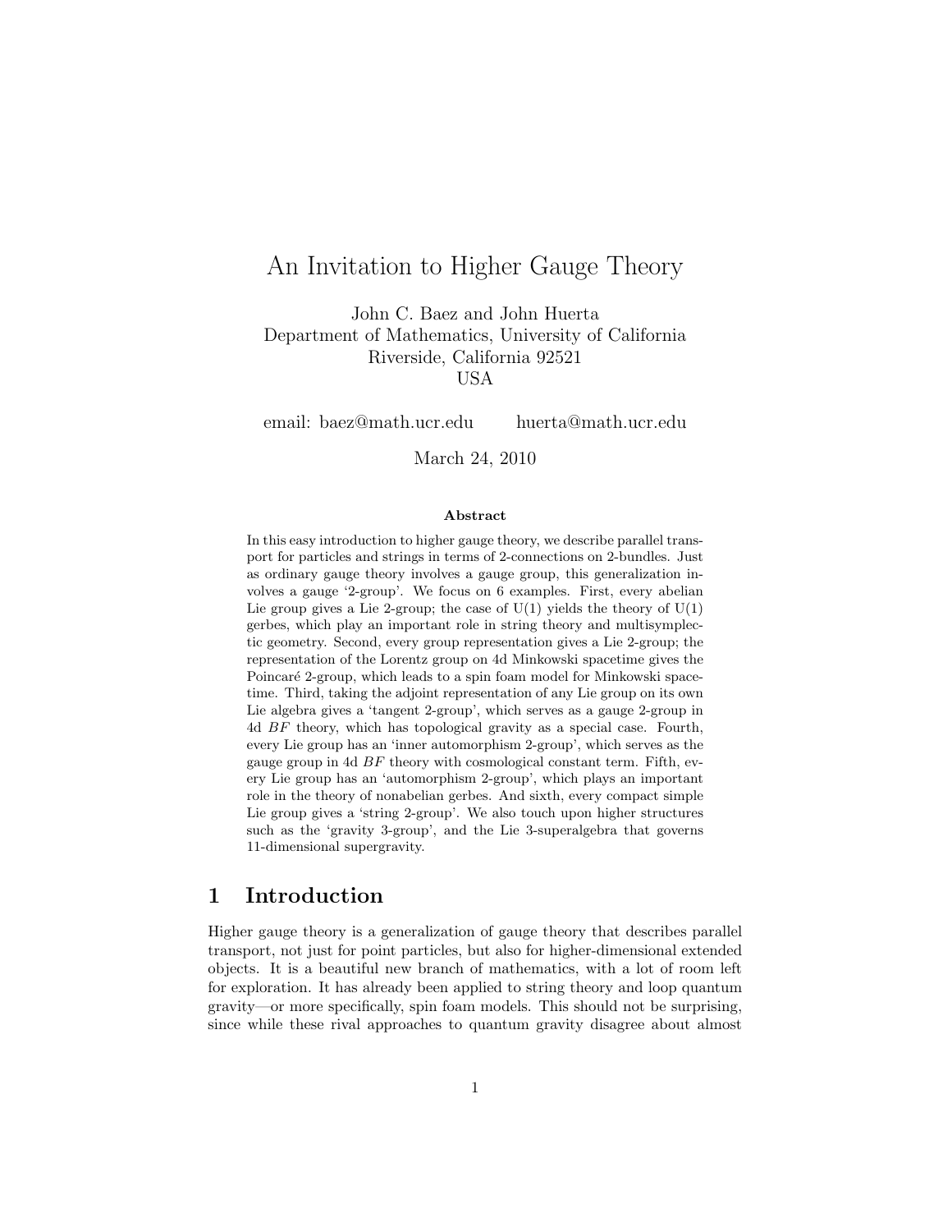# An Invitation to Higher Gauge Theory

John C. Baez and John Huerta
Department of Mathematics, University of California
Riverside, California 92521
USA

email: baez@math.ucr.edu    huerta@math.ucr.edu

March 24, 2010

**Abstract**

In this easy introduction to higher gauge theory, we describe parallel transport for particles and strings in terms of 2-connections on 2-bundles. Just as ordinary gauge theory involves a gauge group, this generalization involves a gauge '2-group'. We focus on 6 examples. First, every abelian Lie group gives a Lie 2-group; the case of U(1) yields the theory of U(1) gerbes, which play an important role in string theory and multisymplectic geometry. Second, every group representation gives a Lie 2-group; the representation of the Lorentz group on 4d Minkowski spacetime gives the Poincaré 2-group, which leads to a spin foam model for Minkowski spacetime. Third, taking the adjoint representation of any Lie group on its own Lie algebra gives a 'tangent 2-group', which serves as a gauge 2-group in 4d $BF$ theory, which has topological gravity as a special case. Fourth, every Lie group has an 'inner automorphism 2-group', which serves as the gauge group in 4d $BF$ theory with cosmological constant term. Fifth, every Lie group has an 'automorphism 2-group', which plays an important role in the theory of nonabelian gerbes. And sixth, every compact simple Lie group gives a 'string 2-group'. We also touch upon higher structures such as the 'gravity 3-group', and the Lie 3-superalgebra that governs 11-dimensional supergravity.

## 1 Introduction

Higher gauge theory is a generalization of gauge theory that describes parallel transport, not just for point particles, but also for higher-dimensional extended objects. It is a beautiful new branch of mathematics, with a lot of room left for exploration. It has already been applied to string theory and loop quantum gravity—or more specifically, spin foam models. This should not be surprising, since while these rival approaches to quantum gravity disagree about almost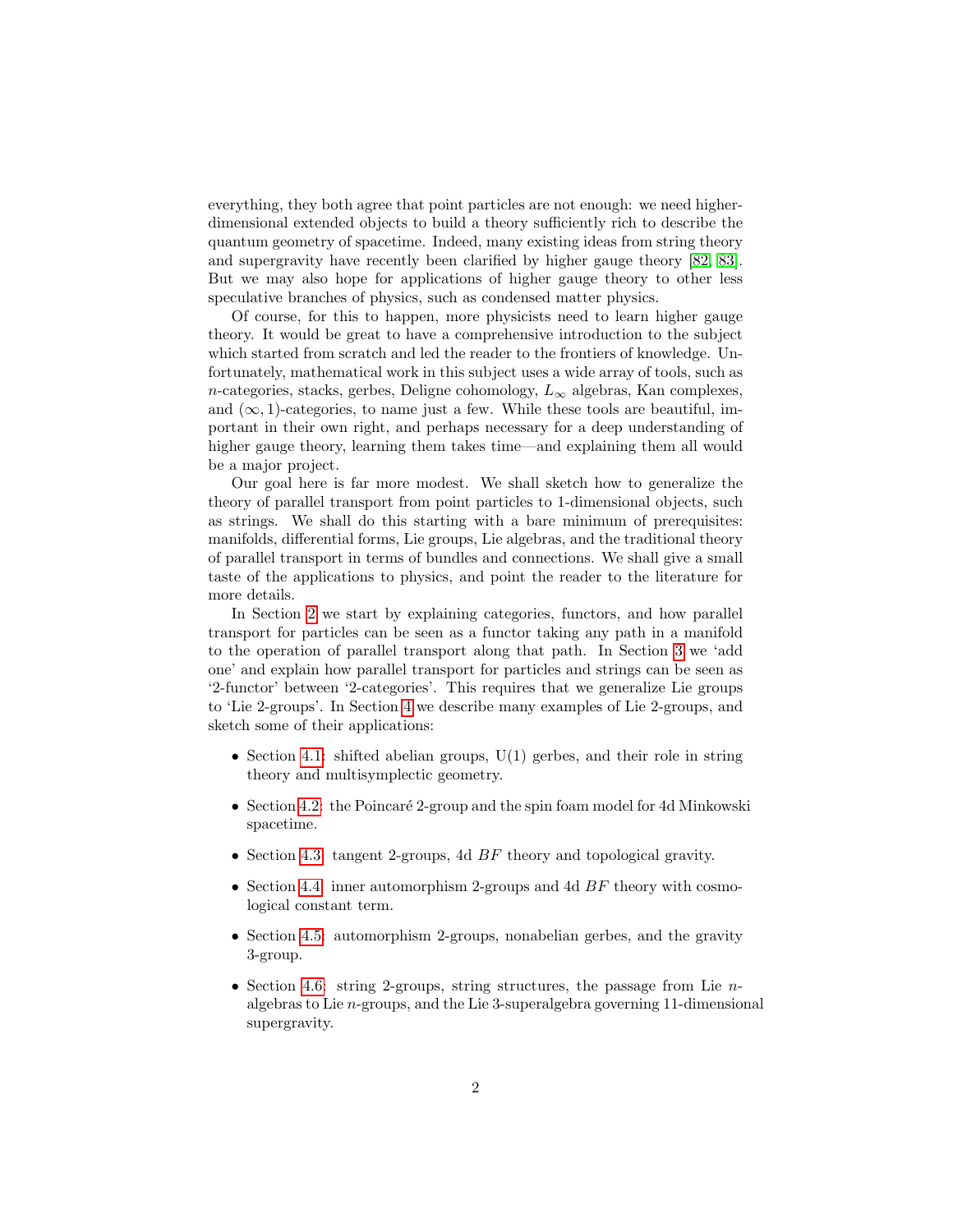everything, they both agree that point particles are not enough: we need higher-dimensional extended objects to build a theory sufficiently rich to describe the quantum geometry of spacetime. Indeed, many existing ideas from string theory and supergravity have recently been clarified by higher gauge theory [82, 83]. But we may also hope for applications of higher gauge theory to other less speculative branches of physics, such as condensed matter physics.

Of course, for this to happen, more physicists need to learn higher gauge theory. It would be great to have a comprehensive introduction to the subject which started from scratch and led the reader to the frontiers of knowledge. Unfortunately, mathematical work in this subject uses a wide array of tools, such as $n$-categories, stacks, gerbes, Deligne cohomology, $L_\infty$ algebras, Kan complexes, and $(\infty, 1)$-categories, to name just a few. While these tools are beautiful, important in their own right, and perhaps necessary for a deep understanding of higher gauge theory, learning them takes time—and explaining them all would be a major project.

Our goal here is far more modest. We shall sketch how to generalize the theory of parallel transport from point particles to 1-dimensional objects, such as strings. We shall do this starting with a bare minimum of prerequisites: manifolds, differential forms, Lie groups, Lie algebras, and the traditional theory of parallel transport in terms of bundles and connections. We shall give a small taste of the applications to physics, and point the reader to the literature for more details.

In Section 2 we start by explaining categories, functors, and how parallel transport for particles can be seen as a functor taking any path in a manifold to the operation of parallel transport along that path. In Section 3 we 'add one' and explain how parallel transport for particles and strings can be seen as '2-functor' between '2-categories'. This requires that we generalize Lie groups to 'Lie 2-groups'. In Section 4 we describe many examples of Lie 2-groups, and sketch some of their applications:

- Section 4.1: shifted abelian groups, U(1) gerbes, and their role in string theory and multisymplectic geometry.
- Section 4.2: the Poincaré 2-group and the spin foam model for 4d Minkowski spacetime.
- Section 4.3: tangent 2-groups, 4d $BF$ theory and topological gravity.
- Section 4.4: inner automorphism 2-groups and 4d $BF$ theory with cosmological constant term.
- Section 4.5: automorphism 2-groups, nonabelian gerbes, and the gravity 3-group.
- Section 4.6: string 2-groups, string structures, the passage from Lie $n$-algebras to Lie $n$-groups, and the Lie 3-superalgebra governing 11-dimensional supergravity.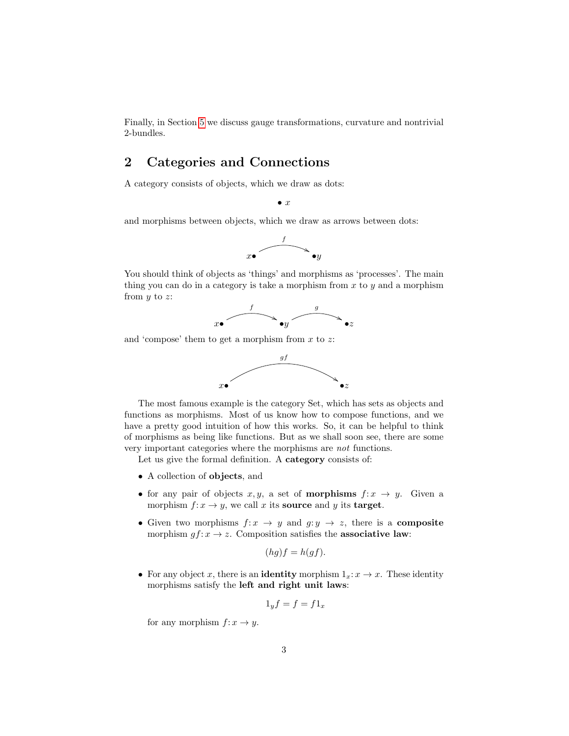Finally, in Section 5 we discuss gauge transformations, curvature and nontrivial 2-bundles.

## 2 Categories and Connections

A category consists of objects, which we draw as dots:

$$\bullet\, x$$

and morphisms between objects, which we draw as arrows between dots:

$$x\bullet \xrightarrow{f} \bullet y$$

You should think of objects as 'things' and morphisms as 'processes'. The main thing you can do in a category is take a morphism from $x$ to $y$ and a morphism from $y$ to $z$:

$$x\bullet \xrightarrow{f} \bullet y \xrightarrow{g} \bullet z$$

and 'compose' them to get a morphism from $x$ to $z$:

$$x\bullet \xrightarrow{gf} \bullet z$$

The most famous example is the category Set, which has sets as objects and functions as morphisms. Most of us know how to compose functions, and we have a pretty good intuition of how this works. So, it can be helpful to think of morphisms as being like functions. But as we shall soon see, there are some very important categories where the morphisms are *not* functions.

Let us give the formal definition. A **category** consists of:

- A collection of **objects**, and
- for any pair of objects $x, y$, a set of **morphisms** $f\colon x \to y$. Given a morphism $f\colon x \to y$, we call $x$ its **source** and $y$ its **target**.
- Given two morphisms $f\colon x \to y$ and $g\colon y \to z$, there is a **composite** morphism $gf\colon x \to z$. Composition satisfies the **associative law**:

  $$(hg)f = h(gf).$$

- For any object $x$, there is an **identity** morphism $1_x\colon x \to x$. These identity morphisms satisfy the **left and right unit laws**:

  $$1_y f = f = f 1_x$$

  for any morphism $f\colon x \to y$.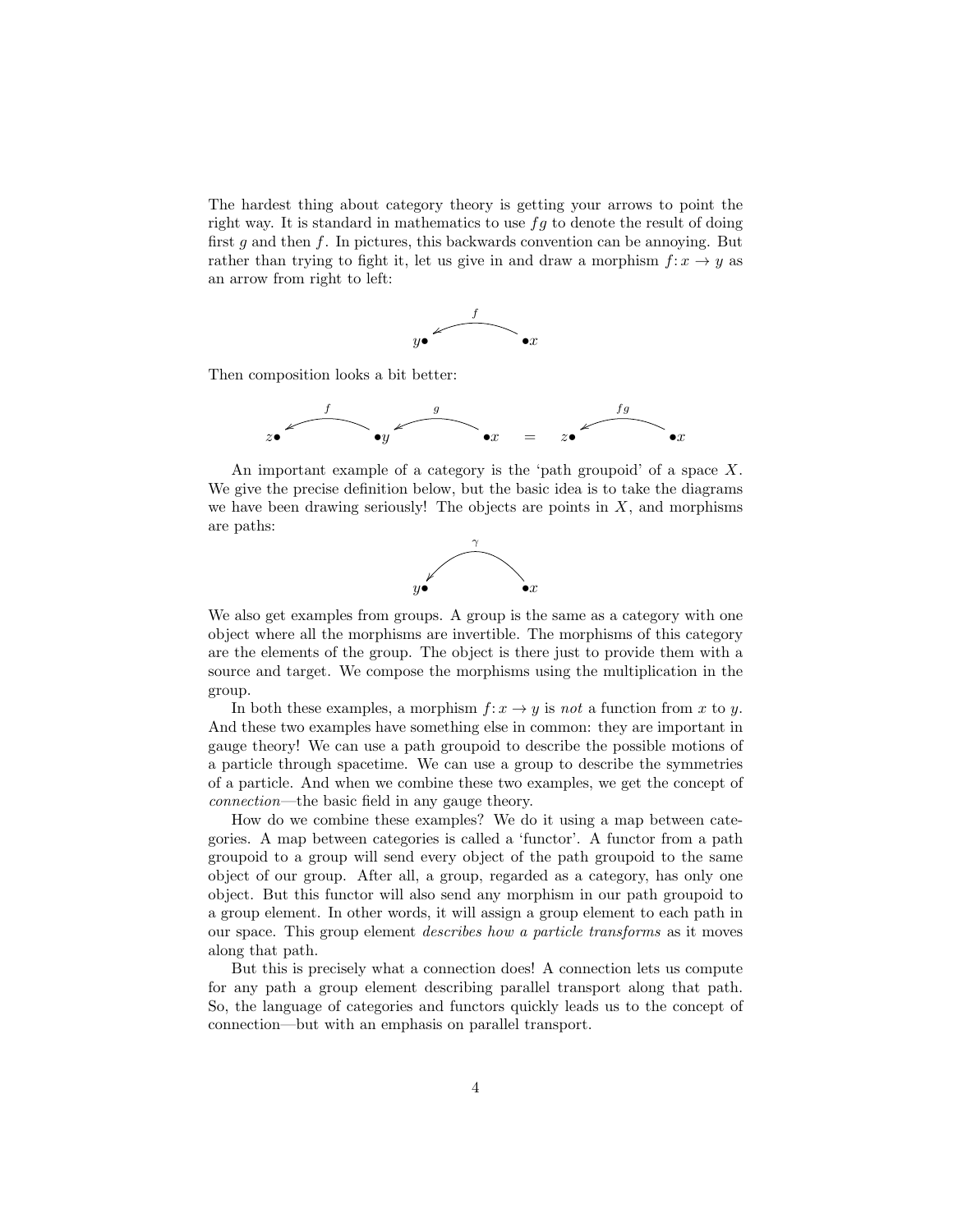The hardest thing about category theory is getting your arrows to point the right way. It is standard in mathematics to use $fg$ to denote the result of doing first $g$ and then $f$. In pictures, this backwards convention can be annoying. But rather than trying to fight it, let us give in and draw a morphism $f\colon x \to y$ as an arrow from right to left:

$$y \bullet \xleftarrow{\;f\;} \bullet x$$

Then composition looks a bit better:

$$z \bullet \xleftarrow{\;f\;} \bullet y \xleftarrow{\;g\;} \bullet x \quad = \quad z \bullet \xleftarrow{\;fg\;} \bullet x$$

An important example of a category is the 'path groupoid' of a space $X$. We give the precise definition below, but the basic idea is to take the diagrams we have been drawing seriously! The objects are points in $X$, and morphisms are paths:

$$y \bullet \xleftarrow{\;\gamma\;} \bullet x$$

We also get examples from groups. A group is the same as a category with one object where all the morphisms are invertible. The morphisms of this category are the elements of the group. The object is there just to provide them with a source and target. We compose the morphisms using the multiplication in the group.

In both these examples, a morphism $f\colon x \to y$ is *not* a function from $x$ to $y$. And these two examples have something else in common: they are important in gauge theory! We can use a path groupoid to describe the possible motions of a particle through spacetime. We can use a group to describe the symmetries of a particle. And when we combine these two examples, we get the concept of *connection*—the basic field in any gauge theory.

How do we combine these examples? We do it using a map between categories. A map between categories is called a 'functor'. A functor from a path groupoid to a group will send every object of the path groupoid to the same object of our group. After all, a group, regarded as a category, has only one object. But this functor will also send any morphism in our path groupoid to a group element. In other words, it will assign a group element to each path in our space. This group element *describes how a particle transforms* as it moves along that path.

But this is precisely what a connection does! A connection lets us compute for any path a group element describing parallel transport along that path. So, the language of categories and functors quickly leads us to the concept of connection—but with an emphasis on parallel transport.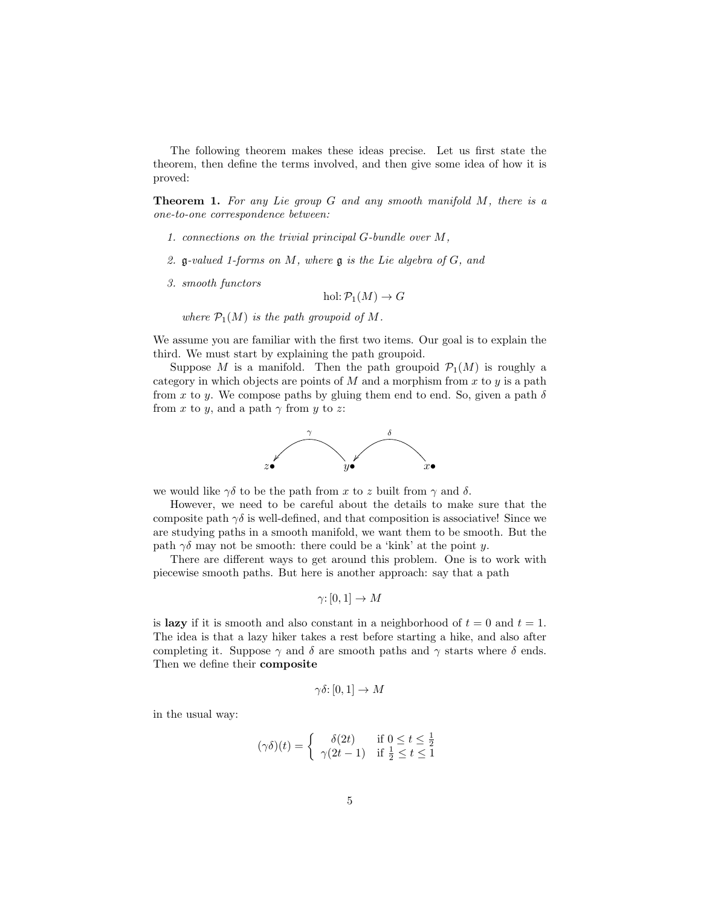The following theorem makes these ideas precise. Let us first state the theorem, then define the terms involved, and then give some idea of how it is proved:

**Theorem 1.** *For any Lie group $G$ and any smooth manifold $M$, there is a one-to-one correspondence between:*

1. *connections on the trivial principal $G$-bundle over $M$,*
2. *$\mathfrak{g}$-valued 1-forms on $M$, where $\mathfrak{g}$ is the Lie algebra of $G$, and*
3. *smooth functors*
$$\mathrm{hol}\colon \mathcal{P}_1(M) \to G$$
*where $\mathcal{P}_1(M)$ is the path groupoid of $M$.*

We assume you are familiar with the first two items. Our goal is to explain the third. We must start by explaining the path groupoid.

Suppose $M$ is a manifold. Then the path groupoid $\mathcal{P}_1(M)$ is roughly a category in which objects are points of $M$ and a morphism from $x$ to $y$ is a path from $x$ to $y$. We compose paths by gluing them end to end. So, given a path $\delta$ from $x$ to $y$, and a path $\gamma$ from $y$ to $z$:

$$z\bullet \xleftarrow{\;\gamma\;} y\bullet \xleftarrow{\;\delta\;} x\bullet$$

we would like $\gamma\delta$ to be the path from $x$ to $z$ built from $\gamma$ and $\delta$.

However, we need to be careful about the details to make sure that the composite path $\gamma\delta$ is well-defined, and that composition is associative! Since we are studying paths in a smooth manifold, we want them to be smooth. But the path $\gamma\delta$ may not be smooth: there could be a 'kink' at the point $y$.

There are different ways to get around this problem. One is to work with piecewise smooth paths. But here is another approach: say that a path

$$\gamma\colon [0,1] \to M$$

is **lazy** if it is smooth and also constant in a neighborhood of $t = 0$ and $t = 1$. The idea is that a lazy hiker takes a rest before starting a hike, and also after completing it. Suppose $\gamma$ and $\delta$ are smooth paths and $\gamma$ starts where $\delta$ ends. Then we define their **composite**

$$\gamma\delta\colon [0,1] \to M$$

in the usual way:

$$(\gamma\delta)(t) = \begin{cases} \delta(2t) & \text{if } 0 \le t \le \frac{1}{2} \\ \gamma(2t-1) & \text{if } \frac{1}{2} \le t \le 1 \end{cases}$$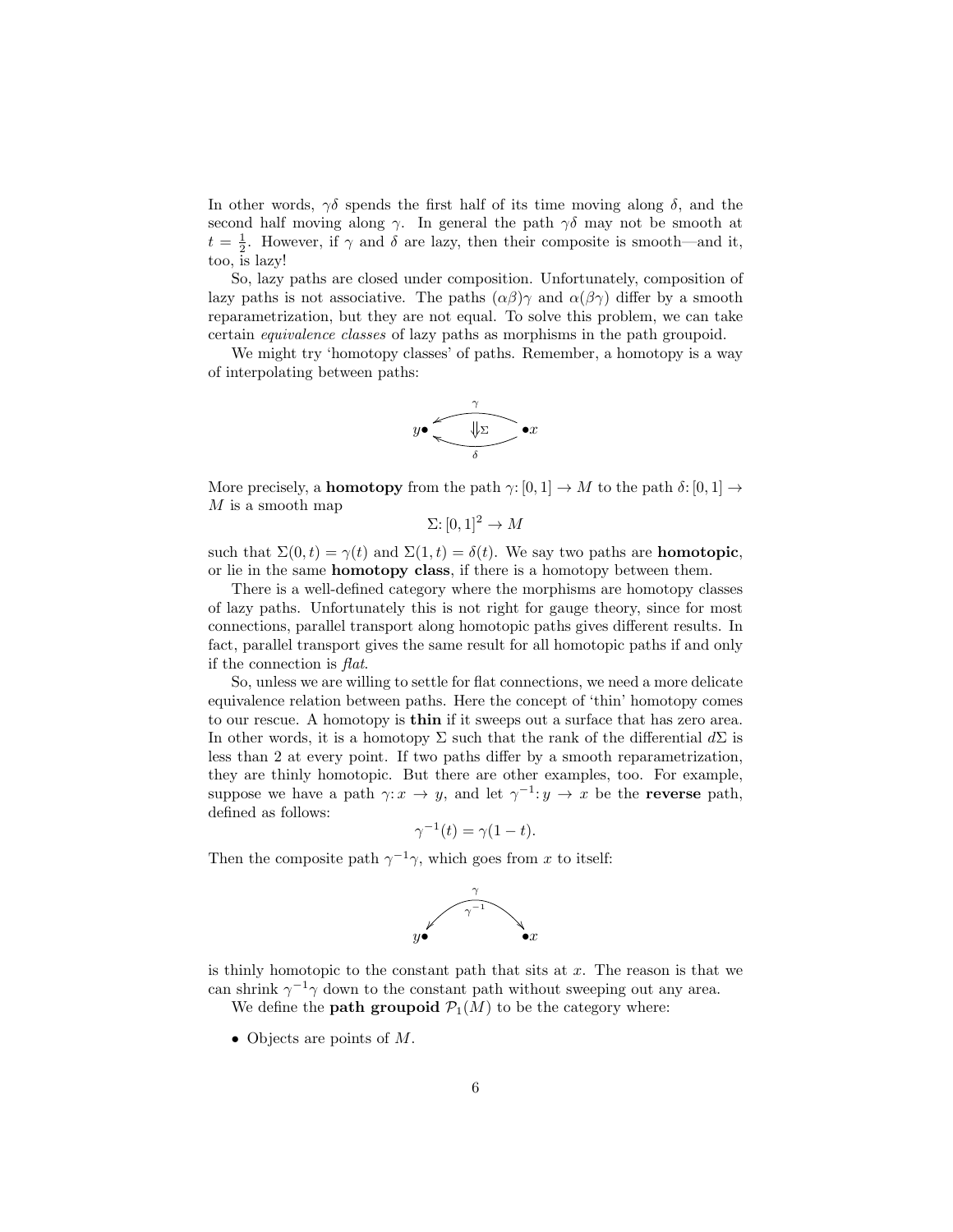In other words, $\gamma\delta$ spends the first half of its time moving along $\delta$, and the second half moving along $\gamma$. In general the path $\gamma\delta$ may not be smooth at $t = \frac{1}{2}$. However, if $\gamma$ and $\delta$ are lazy, then their composite is smooth—and it, too, is lazy!

So, lazy paths are closed under composition. Unfortunately, composition of lazy paths is not associative. The paths $(\alpha\beta)\gamma$ and $\alpha(\beta\gamma)$ differ by a smooth reparametrization, but they are not equal. To solve this problem, we can take certain *equivalence classes* of lazy paths as morphisms in the path groupoid.

We might try 'homotopy classes' of paths. Remember, a homotopy is a way of interpolating between paths:

$$y \bullet \underset{\delta}{\overset{\gamma}{\Downarrow \Sigma}} \bullet x$$

More precisely, a **homotopy** from the path $\gamma\colon [0,1] \to M$ to the path $\delta\colon [0,1] \to M$ is a smooth map

$$\Sigma\colon [0,1]^2 \to M$$

such that $\Sigma(0,t) = \gamma(t)$ and $\Sigma(1,t) = \delta(t)$. We say two paths are **homotopic**, or lie in the same **homotopy class**, if there is a homotopy between them.

There is a well-defined category where the morphisms are homotopy classes of lazy paths. Unfortunately this is not right for gauge theory, since for most connections, parallel transport along homotopic paths gives different results. In fact, parallel transport gives the same result for all homotopic paths if and only if the connection is *flat*.

So, unless we are willing to settle for flat connections, we need a more delicate equivalence relation between paths. Here the concept of 'thin' homotopy comes to our rescue. A homotopy is **thin** if it sweeps out a surface that has zero area. In other words, it is a homotopy $\Sigma$ such that the rank of the differential $d\Sigma$ is less than 2 at every point. If two paths differ by a smooth reparametrization, they are thinly homotopic. But there are other examples, too. For example, suppose we have a path $\gamma\colon x \to y$, and let $\gamma^{-1}\colon y \to x$ be the **reverse** path, defined as follows:

$$\gamma^{-1}(t) = \gamma(1-t).$$

Then the composite path $\gamma^{-1}\gamma$, which goes from $x$ to itself:

$$y \bullet \underset{\gamma^{-1}}{\overset{\gamma}{\rightleftarrows}} \bullet x$$

is thinly homotopic to the constant path that sits at $x$. The reason is that we can shrink $\gamma^{-1}\gamma$ down to the constant path without sweeping out any area.

We define the **path groupoid** $\mathcal{P}_1(M)$ to be the category where:

- Objects are points of $M$.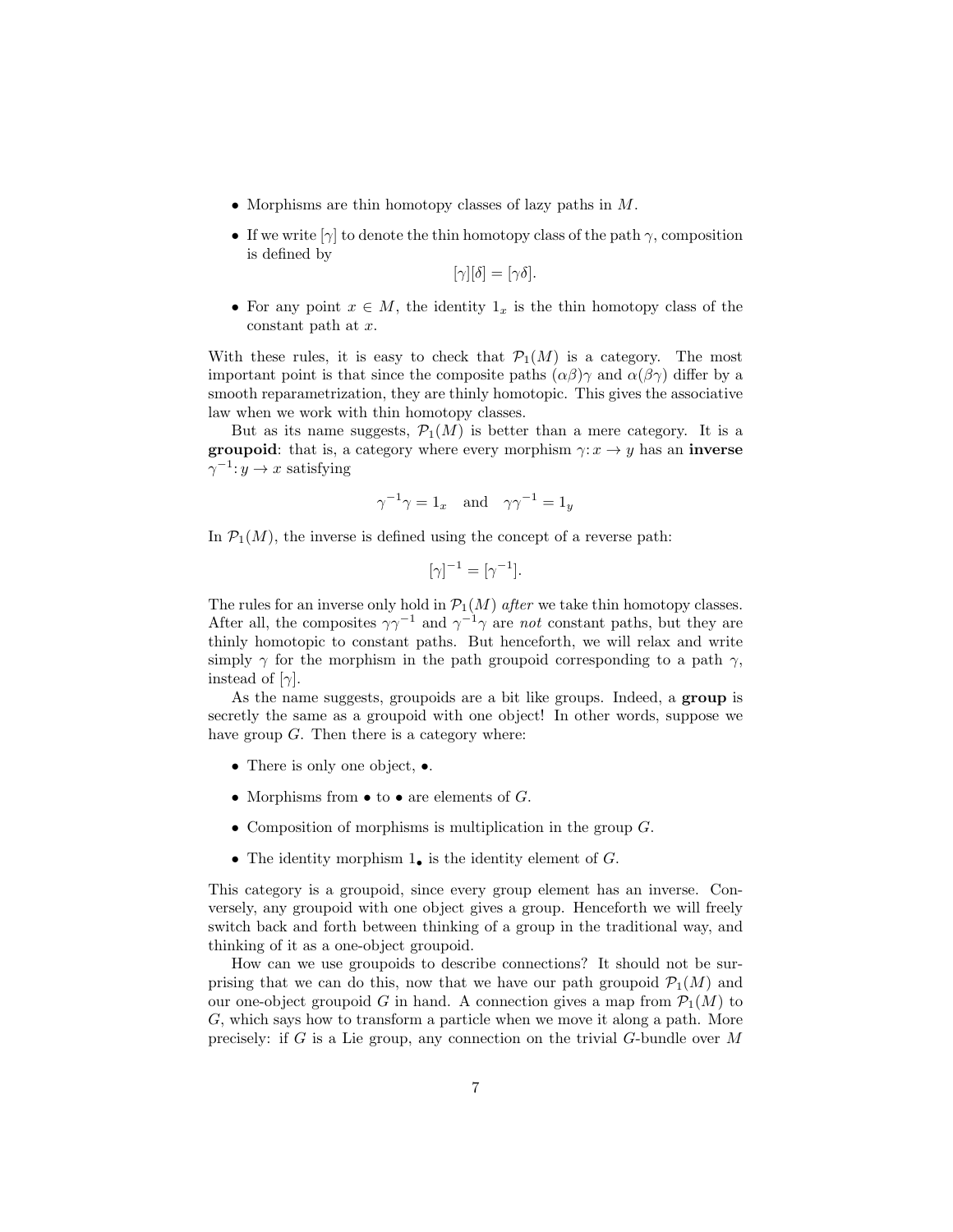- Morphisms are thin homotopy classes of lazy paths in $M$.
- If we write $[\gamma]$ to denote the thin homotopy class of the path $\gamma$, composition is defined by

$$[\gamma][\delta] = [\gamma\delta].$$

- For any point $x \in M$, the identity $1_x$ is the thin homotopy class of the constant path at $x$.

With these rules, it is easy to check that $\mathcal{P}_1(M)$ is a category. The most important point is that since the composite paths $(\alpha\beta)\gamma$ and $\alpha(\beta\gamma)$ differ by a smooth reparametrization, they are thinly homotopic. This gives the associative law when we work with thin homotopy classes.

But as its name suggests, $\mathcal{P}_1(M)$ is better than a mere category. It is a **groupoid**: that is, a category where every morphism $\gamma: x \to y$ has an **inverse** $\gamma^{-1}: y \to x$ satisfying

$$\gamma^{-1}\gamma = 1_x \quad \text{and} \quad \gamma\gamma^{-1} = 1_y$$

In $\mathcal{P}_1(M)$, the inverse is defined using the concept of a reverse path:

$$[\gamma]^{-1} = [\gamma^{-1}].$$

The rules for an inverse only hold in $\mathcal{P}_1(M)$ *after* we take thin homotopy classes. After all, the composites $\gamma\gamma^{-1}$ and $\gamma^{-1}\gamma$ are *not* constant paths, but they are thinly homotopic to constant paths. But henceforth, we will relax and write simply $\gamma$ for the morphism in the path groupoid corresponding to a path $\gamma$, instead of $[\gamma]$.

As the name suggests, groupoids are a bit like groups. Indeed, a **group** is secretly the same as a groupoid with one object! In other words, suppose we have group $G$. Then there is a category where:

- There is only one object, $\bullet$.
- Morphisms from $\bullet$ to $\bullet$ are elements of $G$.
- Composition of morphisms is multiplication in the group $G$.
- The identity morphism $1_\bullet$ is the identity element of $G$.

This category is a groupoid, since every group element has an inverse. Conversely, any groupoid with one object gives a group. Henceforth we will freely switch back and forth between thinking of a group in the traditional way, and thinking of it as a one-object groupoid.

How can we use groupoids to describe connections? It should not be surprising that we can do this, now that we have our path groupoid $\mathcal{P}_1(M)$ and our one-object groupoid $G$ in hand. A connection gives a map from $\mathcal{P}_1(M)$ to $G$, which says how to transform a particle when we move it along a path. More precisely: if $G$ is a Lie group, any connection on the trivial $G$-bundle over $M$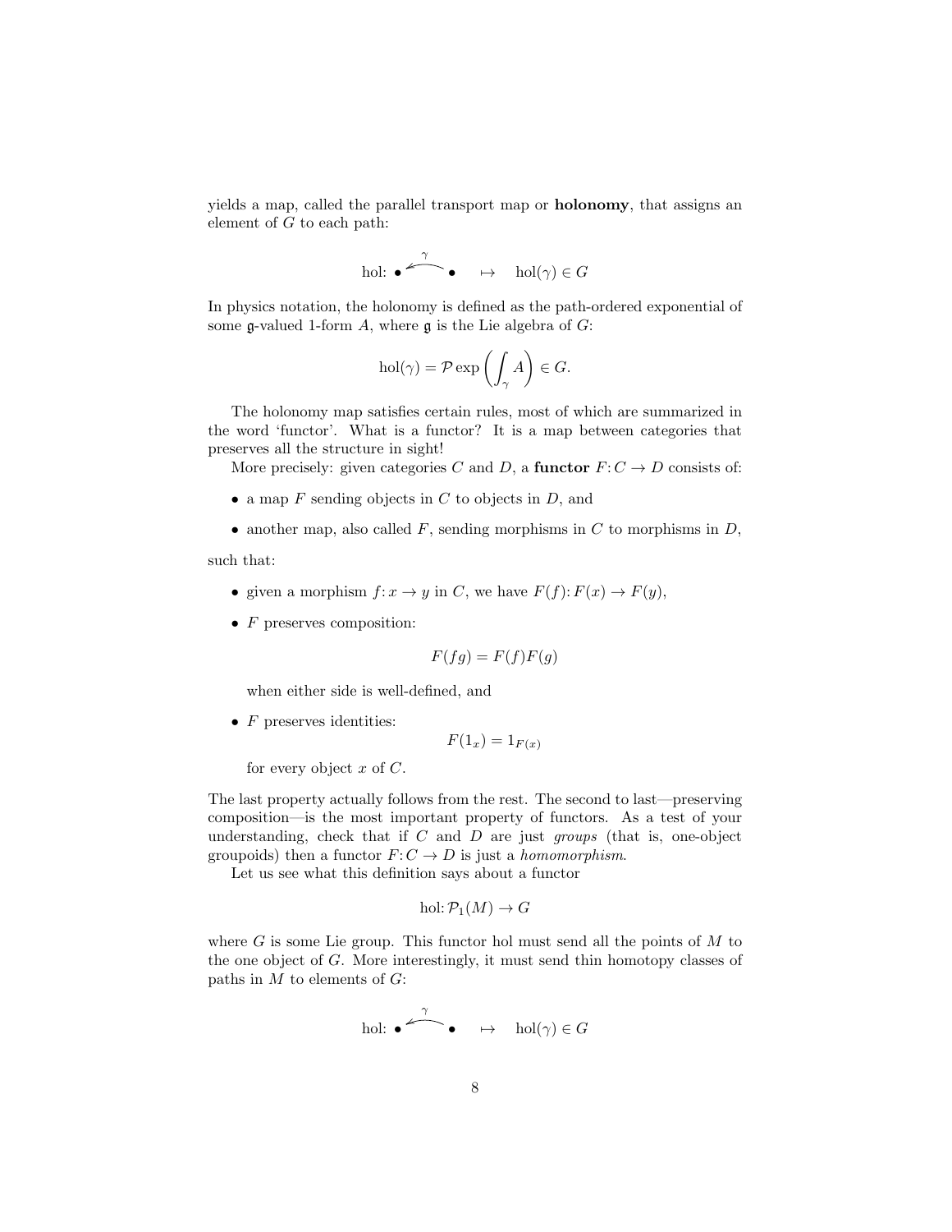yields a map, called the parallel transport map or **holonomy**, that assigns an element of $G$ to each path:

$$\text{hol:}\ \bullet \xleftarrow{\ \gamma\ } \bullet \quad \mapsto \quad \text{hol}(\gamma) \in G$$

In physics notation, the holonomy is defined as the path-ordered exponential of some $\mathfrak{g}$-valued 1-form $A$, where $\mathfrak{g}$ is the Lie algebra of $G$:

$$\text{hol}(\gamma) = \mathcal{P} \exp \left( \int_\gamma A \right) \in G.$$

The holonomy map satisfies certain rules, most of which are summarized in the word 'functor'. What is a functor? It is a map between categories that preserves all the structure in sight!

More precisely: given categories $C$ and $D$, a **functor** $F\colon C \to D$ consists of:

- a map $F$ sending objects in $C$ to objects in $D$, and
- another map, also called $F$, sending morphisms in $C$ to morphisms in $D$,

such that:

- given a morphism $f\colon x \to y$ in $C$, we have $F(f)\colon F(x) \to F(y)$,
- $F$ preserves composition:

  $$F(fg) = F(f)F(g)$$

  when either side is well-defined, and
- $F$ preserves identities:

  $$F(1_x) = 1_{F(x)}$$

  for every object $x$ of $C$.

The last property actually follows from the rest. The second to last—preserving composition—is the most important property of functors. As a test of your understanding, check that if $C$ and $D$ are just *groups* (that is, one-object groupoids) then a functor $F\colon C \to D$ is just a *homomorphism*.

Let us see what this definition says about a functor

$$\text{hol}\colon \mathcal{P}_1(M) \to G$$

where $G$ is some Lie group. This functor hol must send all the points of $M$ to the one object of $G$. More interestingly, it must send thin homotopy classes of paths in $M$ to elements of $G$:

$$\text{hol:}\ \bullet \xleftarrow{\ \gamma\ } \bullet \quad \mapsto \quad \text{hol}(\gamma) \in G$$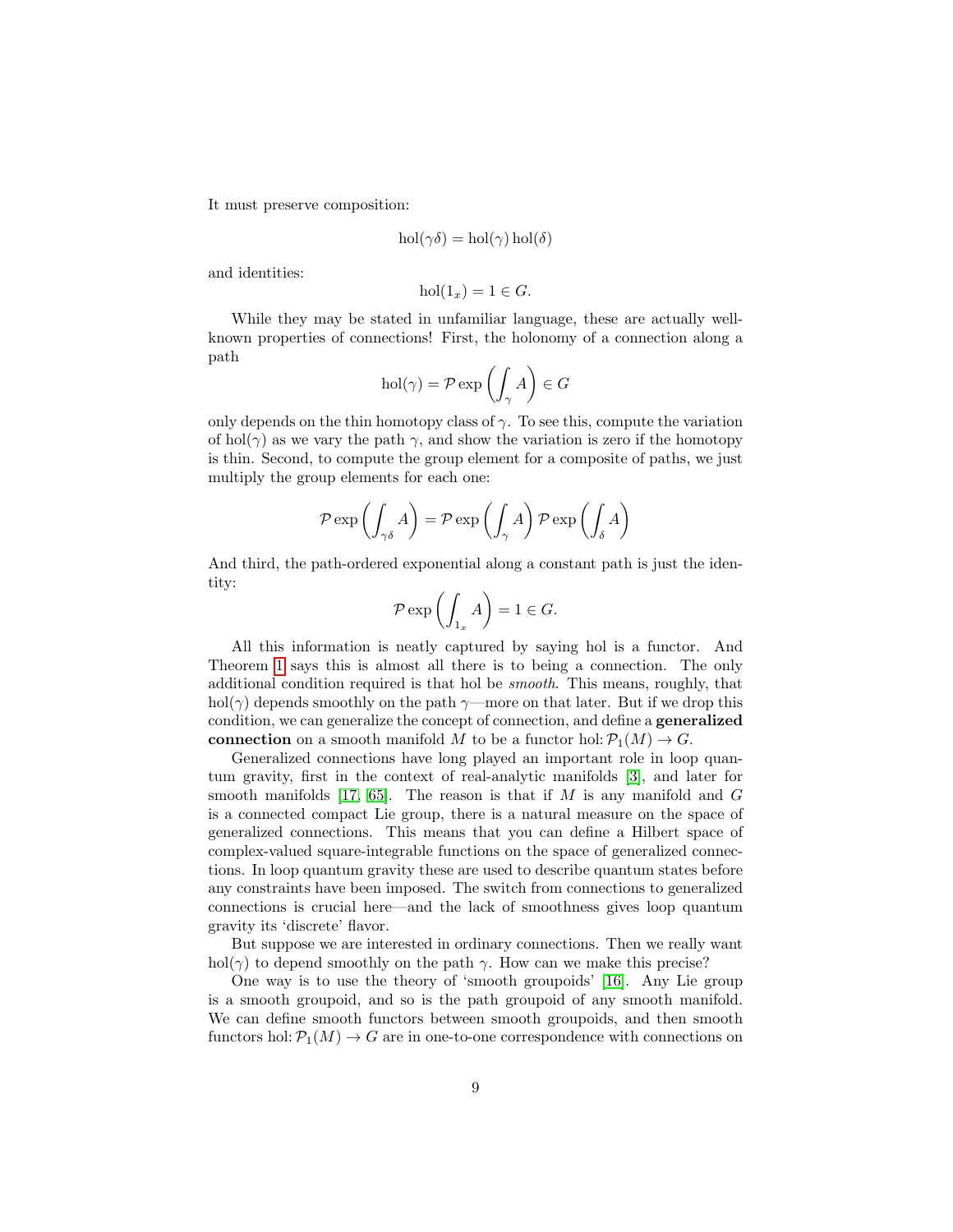It must preserve composition:

$$\mathrm{hol}(\gamma\delta) = \mathrm{hol}(\gamma)\,\mathrm{hol}(\delta)$$

and identities:

$$\mathrm{hol}(1_x) = 1 \in G.$$

While they may be stated in unfamiliar language, these are actually well-known properties of connections! First, the holonomy of a connection along a path

$$\mathrm{hol}(\gamma) = \mathcal{P}\exp\left(\int_\gamma A\right) \in G$$

only depends on the thin homotopy class of $\gamma$. To see this, compute the variation of $\mathrm{hol}(\gamma)$ as we vary the path $\gamma$, and show the variation is zero if the homotopy is thin. Second, to compute the group element for a composite of paths, we just multiply the group elements for each one:

$$\mathcal{P}\exp\left(\int_{\gamma\delta} A\right) = \mathcal{P}\exp\left(\int_\gamma A\right)\mathcal{P}\exp\left(\int_\delta A\right)$$

And third, the path-ordered exponential along a constant path is just the identity:

$$\mathcal{P}\exp\left(\int_{1_x} A\right) = 1 \in G.$$

All this information is neatly captured by saying hol is a functor. And Theorem 1 says this is almost all there is to being a connection. The only additional condition required is that hol be *smooth*. This means, roughly, that $\mathrm{hol}(\gamma)$ depends smoothly on the path $\gamma$—more on that later. But if we drop this condition, we can generalize the concept of connection, and define a **generalized connection** on a smooth manifold $M$ to be a functor $\mathrm{hol}\colon \mathcal{P}_1(M) \to G$.

Generalized connections have long played an important role in loop quantum gravity, first in the context of real-analytic manifolds [3], and later for smooth manifolds [17, 65]. The reason is that if $M$ is any manifold and $G$ is a connected compact Lie group, there is a natural measure on the space of generalized connections. This means that you can define a Hilbert space of complex-valued square-integrable functions on the space of generalized connections. In loop quantum gravity these are used to describe quantum states before any constraints have been imposed. The switch from connections to generalized connections is crucial here—and the lack of smoothness gives loop quantum gravity its 'discrete' flavor.

But suppose we are interested in ordinary connections. Then we really want $\mathrm{hol}(\gamma)$ to depend smoothly on the path $\gamma$. How can we make this precise?

One way is to use the theory of 'smooth groupoids' [16]. Any Lie group is a smooth groupoid, and so is the path groupoid of any smooth manifold. We can define smooth functors between smooth groupoids, and then smooth functors $\mathrm{hol}\colon \mathcal{P}_1(M) \to G$ are in one-to-one correspondence with connections on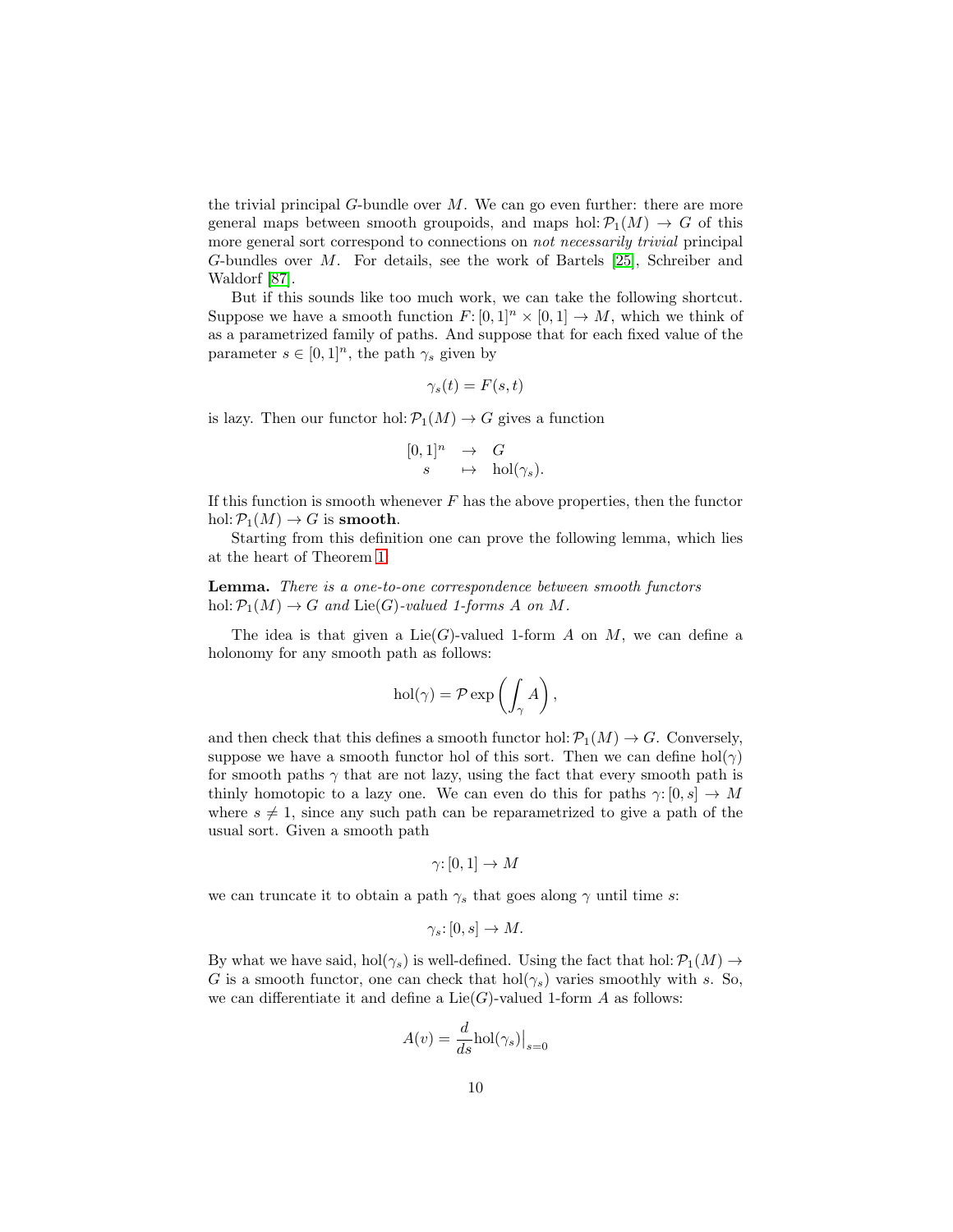the trivial principal $G$-bundle over $M$. We can go even further: there are more general maps between smooth groupoids, and maps $\mathrm{hol}\colon \mathcal{P}_1(M) \to G$ of this more general sort correspond to connections on *not necessarily trivial* principal $G$-bundles over $M$. For details, see the work of Bartels [25], Schreiber and Waldorf [87].

But if this sounds like too much work, we can take the following shortcut. Suppose we have a smooth function $F\colon [0,1]^n \times [0,1] \to M$, which we think of as a parametrized family of paths. And suppose that for each fixed value of the parameter $s \in [0,1]^n$, the path $\gamma_s$ given by

$$\gamma_s(t) = F(s,t)$$

is lazy. Then our functor $\mathrm{hol}\colon \mathcal{P}_1(M) \to G$ gives a function

$$\begin{array}{ccc} [0,1]^n & \to & G \\ s & \mapsto & \mathrm{hol}(\gamma_s). \end{array}$$

If this function is smooth whenever $F$ has the above properties, then the functor $\mathrm{hol}\colon \mathcal{P}_1(M) \to G$ is **smooth**.

Starting from this definition one can prove the following lemma, which lies at the heart of Theorem 1.

**Lemma.** *There is a one-to-one correspondence between smooth functors* $\mathrm{hol}\colon \mathcal{P}_1(M) \to G$ *and* $\mathrm{Lie}(G)$*-valued 1-forms* $A$ *on* $M$.

The idea is that given a $\mathrm{Lie}(G)$-valued 1-form $A$ on $M$, we can define a holonomy for any smooth path as follows:

$$\mathrm{hol}(\gamma) = \mathcal{P}\exp\left(\int_\gamma A\right),$$

and then check that this defines a smooth functor $\mathrm{hol}\colon \mathcal{P}_1(M) \to G$. Conversely, suppose we have a smooth functor hol of this sort. Then we can define $\mathrm{hol}(\gamma)$ for smooth paths $\gamma$ that are not lazy, using the fact that every smooth path is thinly homotopic to a lazy one. We can even do this for paths $\gamma\colon [0,s] \to M$ where $s \neq 1$, since any such path can be reparametrized to give a path of the usual sort. Given a smooth path

$$\gamma\colon [0,1] \to M$$

we can truncate it to obtain a path $\gamma_s$ that goes along $\gamma$ until time $s$:

$$\gamma_s\colon [0,s] \to M.$$

By what we have said, $\mathrm{hol}(\gamma_s)$ is well-defined. Using the fact that $\mathrm{hol}\colon \mathcal{P}_1(M) \to G$ is a smooth functor, one can check that $\mathrm{hol}(\gamma_s)$ varies smoothly with $s$. So, we can differentiate it and define a $\mathrm{Lie}(G)$-valued 1-form $A$ as follows:

$$A(v) = \frac{d}{ds}\mathrm{hol}(\gamma_s)\big|_{s=0}$$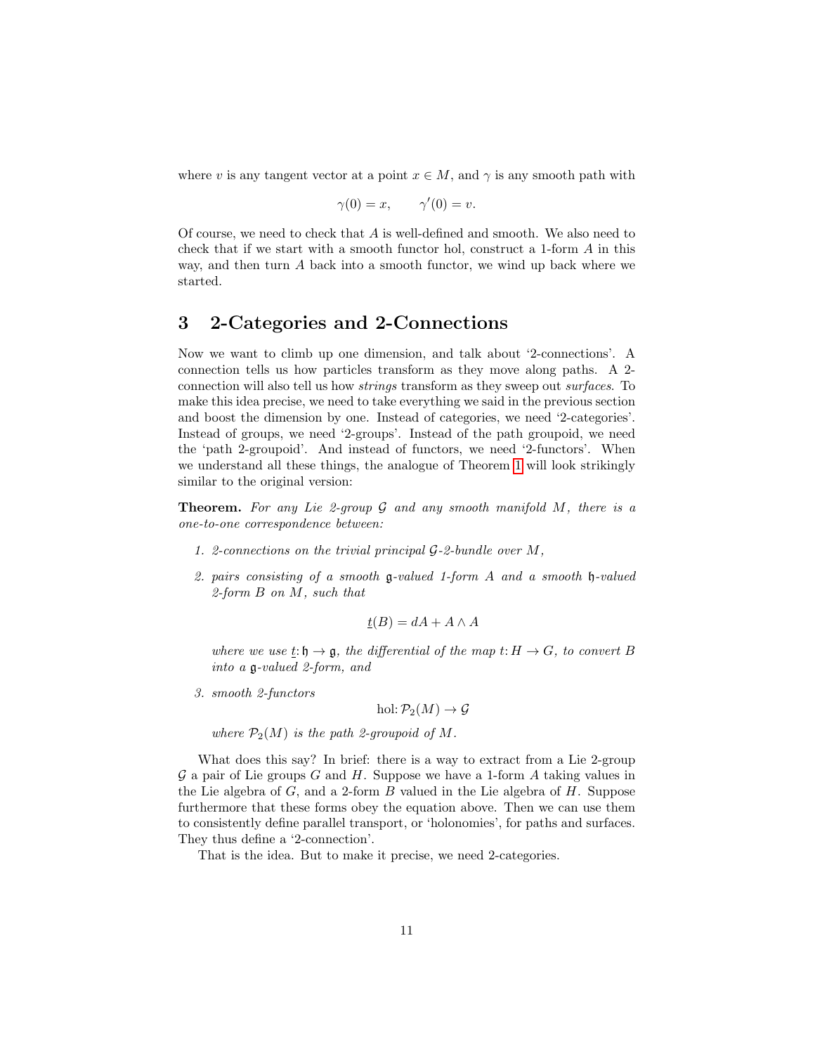where $v$ is any tangent vector at a point $x \in M$, and $\gamma$ is any smooth path with

$$\gamma(0) = x, \qquad \gamma'(0) = v.$$

Of course, we need to check that $A$ is well-defined and smooth. We also need to check that if we start with a smooth functor hol, construct a 1-form $A$ in this way, and then turn $A$ back into a smooth functor, we wind up back where we started.

## 3 2-Categories and 2-Connections

Now we want to climb up one dimension, and talk about '2-connections'. A connection tells us how particles transform as they move along paths. A 2-connection will also tell us how *strings* transform as they sweep out *surfaces*. To make this idea precise, we need to take everything we said in the previous section and boost the dimension by one. Instead of categories, we need '2-categories'. Instead of groups, we need '2-groups'. Instead of the path groupoid, we need the 'path 2-groupoid'. And instead of functors, we need '2-functors'. When we understand all these things, the analogue of Theorem 1 will look strikingly similar to the original version:

**Theorem.** *For any Lie 2-group $\mathcal{G}$ and any smooth manifold $M$, there is a one-to-one correspondence between:*

1. *2-connections on the trivial principal $\mathcal{G}$-2-bundle over $M$,*
2. *pairs consisting of a smooth $\mathfrak{g}$-valued 1-form $A$ and a smooth $\mathfrak{h}$-valued 2-form $B$ on $M$, such that*

$$\underline{t}(B) = dA + A \wedge A$$

   *where we use $\underline{t}\colon \mathfrak{h} \to \mathfrak{g}$, the differential of the map $t\colon H \to G$, to convert $B$ into a $\mathfrak{g}$-valued 2-form, and*

3. *smooth 2-functors*

$$\mathrm{hol}\colon \mathcal{P}_2(M) \to \mathcal{G}$$

   *where $\mathcal{P}_2(M)$ is the path 2-groupoid of $M$.*

What does this say? In brief: there is a way to extract from a Lie 2-group $\mathcal{G}$ a pair of Lie groups $G$ and $H$. Suppose we have a 1-form $A$ taking values in the Lie algebra of $G$, and a 2-form $B$ valued in the Lie algebra of $H$. Suppose furthermore that these forms obey the equation above. Then we can use them to consistently define parallel transport, or 'holonomies', for paths and surfaces. They thus define a '2-connection'.

That is the idea. But to make it precise, we need 2-categories.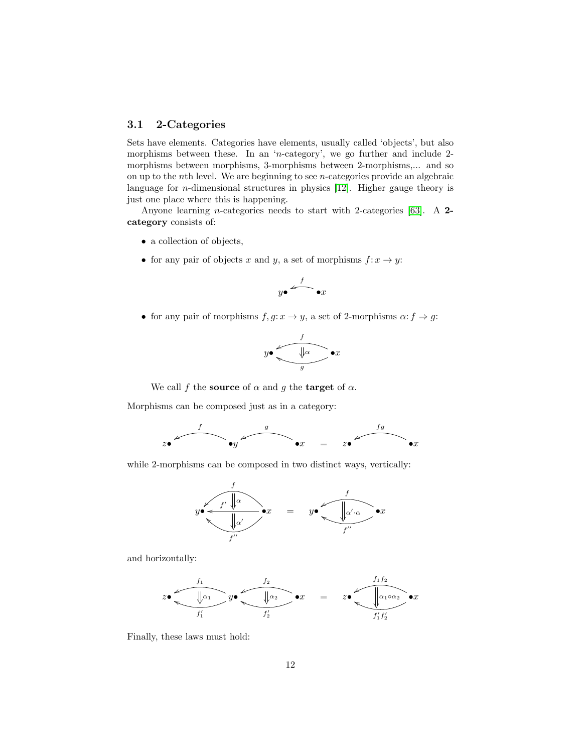## 3.1 2-Categories

Sets have elements. Categories have elements, usually called 'objects', but also morphisms between these. In an '$n$-category', we go further and include 2-morphisms between morphisms, 3-morphisms between 2-morphisms,... and so on up to the $n$th level. We are beginning to see $n$-categories provide an algebraic language for $n$-dimensional structures in physics [12]. Higher gauge theory is just one place where this is happening.

Anyone learning $n$-categories needs to start with 2-categories [63]. A **2-category** consists of:

- a collection of objects,
- for any pair of objects $x$ and $y$, a set of morphisms $f: x \to y$:

$$y \bullet \xleftarrow{f} \bullet x$$

- for any pair of morphisms $f, g: x \to y$, a set of 2-morphisms $\alpha: f \Rightarrow g$:

$$y \bullet \underset{g}{\overset{f}{\Longleftarrow}} \bullet x \quad (\Downarrow \alpha)$$

We call $f$ the **source** of $\alpha$ and $g$ the **target** of $\alpha$.

Morphisms can be composed just as in a category:

$$z \bullet \xleftarrow{f} \bullet y \xleftarrow{g} \bullet x \quad = \quad z \bullet \xleftarrow{fg} \bullet x$$

while 2-morphisms can be composed in two distinct ways, vertically:

$$y \bullet \xleftarrow{f} \bullet x,\ \Downarrow\alpha,\ \xleftarrow{f'},\ \Downarrow\alpha',\ \xleftarrow{f''} \quad = \quad y \bullet \underset{f''}{\overset{f}{\Longleftarrow}} \bullet x \quad (\Downarrow \alpha' \cdot \alpha)$$

and horizontally:

$$z \bullet \underset{f_1'}{\overset{f_1}{\Longleftarrow}} \bullet y \underset{f_2'}{\overset{f_2}{\Longleftarrow}} \bullet x \quad (\Downarrow\alpha_1,\ \Downarrow\alpha_2) \quad = \quad z \bullet \underset{f_1'f_2'}{\overset{f_1f_2}{\Longleftarrow}} \bullet x \quad (\Downarrow \alpha_1 \circ \alpha_2)$$

Finally, these laws must hold: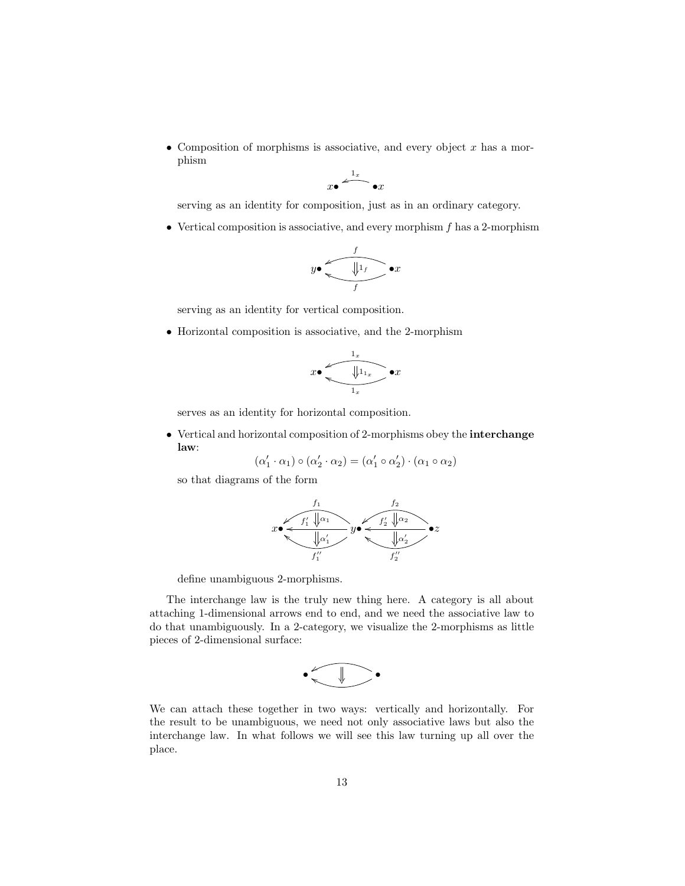- Composition of morphisms is associative, and every object $x$ has a morphism

$$x\bullet \xleftarrow{1_x} \bullet x$$

  serving as an identity for composition, just as in an ordinary category.

- Vertical composition is associative, and every morphism $f$ has a 2-morphism

$$y\bullet \underset{f}{\overset{f}{\Leftarrow\!\Downarrow 1_f}} \bullet x$$

  serving as an identity for vertical composition.

- Horizontal composition is associative, and the 2-morphism

$$x\bullet \underset{1_x}{\overset{1_x}{\Leftarrow\!\Downarrow 1_{1_x}}} \bullet x$$

  serves as an identity for horizontal composition.

- Vertical and horizontal composition of 2-morphisms obey the **interchange law**:

$$(\alpha_1' \cdot \alpha_1) \circ (\alpha_2' \cdot \alpha_2) = (\alpha_1' \circ \alpha_2') \cdot (\alpha_1 \circ \alpha_2)$$

  so that diagrams of the form

$$x\bullet \xleftarrow{f_1,\ f_1',\ f_1''} y\bullet \xleftarrow{f_2,\ f_2',\ f_2''} \bullet z \quad (\alpha_1 \colon f_1 \Rightarrow f_1',\ \alpha_1' \colon f_1' \Rightarrow f_1'',\ \alpha_2 \colon f_2 \Rightarrow f_2',\ \alpha_2' \colon f_2' \Rightarrow f_2'')$$

  define unambiguous 2-morphisms.

The interchange law is the truly new thing here. A category is all about attaching 1-dimensional arrows end to end, and we need the associative law to do that unambiguously. In a 2-category, we visualize the 2-morphisms as little pieces of 2-dimensional surface:

$$\bullet \Leftarrow\!\Downarrow \bullet$$

We can attach these together in two ways: vertically and horizontally. For the result to be unambiguous, we need not only associative laws but also the interchange law. In what follows we will see this law turning up all over the place.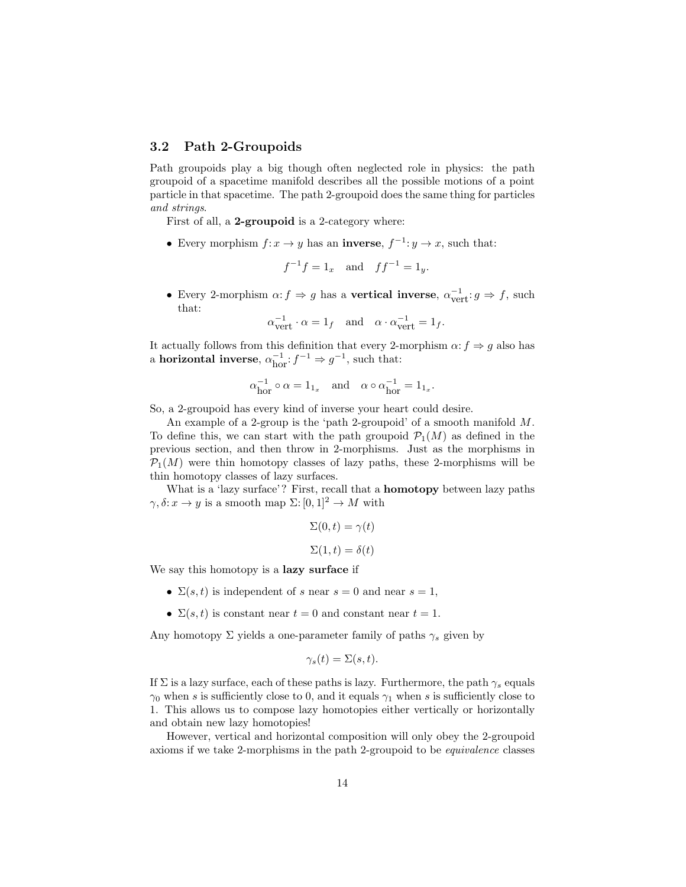### 3.2 Path 2-Groupoids

Path groupoids play a big though often neglected role in physics: the path groupoid of a spacetime manifold describes all the possible motions of a point particle in that spacetime. The path 2-groupoid does the same thing for particles *and strings*.

First of all, a **2-groupoid** is a 2-category where:

- Every morphism $f: x \to y$ has an **inverse**, $f^{-1}: y \to x$, such that:

$$f^{-1}f = 1_x \quad \text{and} \quad ff^{-1} = 1_y.$$

- Every 2-morphism $\alpha: f \Rightarrow g$ has a **vertical inverse**, $\alpha_{\text{vert}}^{-1}: g \Rightarrow f$, such that:

$$\alpha_{\text{vert}}^{-1} \cdot \alpha = 1_f \quad \text{and} \quad \alpha \cdot \alpha_{\text{vert}}^{-1} = 1_f.$$

It actually follows from this definition that every 2-morphism $\alpha: f \Rightarrow g$ also has a **horizontal inverse**, $\alpha_{\text{hor}}^{-1}: f^{-1} \Rightarrow g^{-1}$, such that:

$$\alpha_{\text{hor}}^{-1} \circ \alpha = 1_{1_x} \quad \text{and} \quad \alpha \circ \alpha_{\text{hor}}^{-1} = 1_{1_x}.$$

So, a 2-groupoid has every kind of inverse your heart could desire.

An example of a 2-group is the 'path 2-groupoid' of a smooth manifold $M$. To define this, we can start with the path groupoid $\mathcal{P}_1(M)$ as defined in the previous section, and then throw in 2-morphisms. Just as the morphisms in $\mathcal{P}_1(M)$ were thin homotopy classes of lazy paths, these 2-morphisms will be thin homotopy classes of lazy surfaces.

What is a 'lazy surface'? First, recall that a **homotopy** between lazy paths $\gamma, \delta: x \to y$ is a smooth map $\Sigma: [0, 1]^2 \to M$ with

$$\Sigma(0, t) = \gamma(t)$$

$$\Sigma(1, t) = \delta(t)$$

We say this homotopy is a **lazy surface** if

- $\Sigma(s, t)$ is independent of $s$ near $s = 0$ and near $s = 1$,
- $\Sigma(s, t)$ is constant near $t = 0$ and constant near $t = 1$.

Any homotopy $\Sigma$ yields a one-parameter family of paths $\gamma_s$ given by

$$\gamma_s(t) = \Sigma(s, t).$$

If $\Sigma$ is a lazy surface, each of these paths is lazy. Furthermore, the path $\gamma_s$ equals $\gamma_0$ when $s$ is sufficiently close to 0, and it equals $\gamma_1$ when $s$ is sufficiently close to 1. This allows us to compose lazy homotopies either vertically or horizontally and obtain new lazy homotopies!

However, vertical and horizontal composition will only obey the 2-groupoid axioms if we take 2-morphisms in the path 2-groupoid to be *equivalence* classes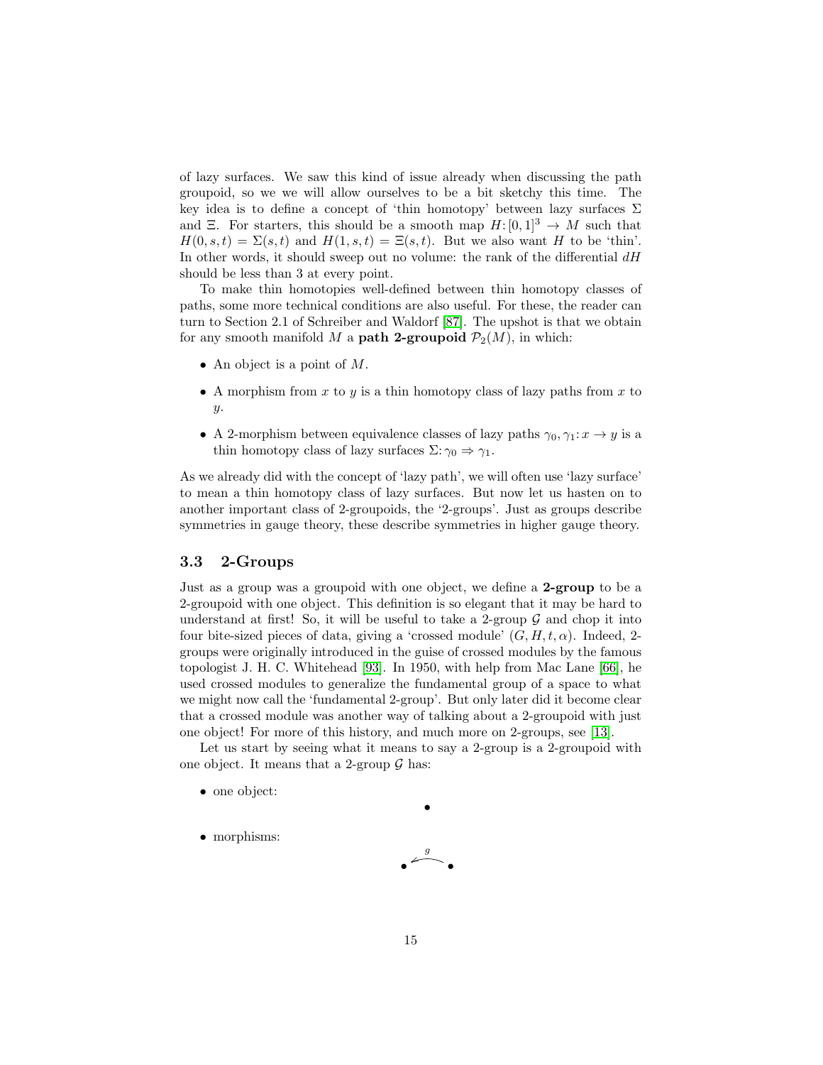of lazy surfaces. We saw this kind of issue already when discussing the path groupoid, so we we will allow ourselves to be a bit sketchy this time. The key idea is to define a concept of 'thin homotopy' between lazy surfaces $\Sigma$ and $\Xi$. For starters, this should be a smooth map $H\colon [0,1]^3 \to M$ such that $H(0,s,t) = \Sigma(s,t)$ and $H(1,s,t) = \Xi(s,t)$. But we also want $H$ to be 'thin'. In other words, it should sweep out no volume: the rank of the differential $dH$ should be less than 3 at every point.

To make thin homotopies well-defined between thin homotopy classes of paths, some more technical conditions are also useful. For these, the reader can turn to Section 2.1 of Schreiber and Waldorf [87]. The upshot is that we obtain for any smooth manifold $M$ a **path 2-groupoid** $\mathcal{P}_2(M)$, in which:

- An object is a point of $M$.
- A morphism from $x$ to $y$ is a thin homotopy class of lazy paths from $x$ to $y$.
- A 2-morphism between equivalence classes of lazy paths $\gamma_0, \gamma_1 \colon x \to y$ is a thin homotopy class of lazy surfaces $\Sigma\colon \gamma_0 \Rightarrow \gamma_1$.

As we already did with the concept of 'lazy path', we will often use 'lazy surface' to mean a thin homotopy class of lazy surfaces. But now let us hasten on to another important class of 2-groupoids, the '2-groups'. Just as groups describe symmetries in gauge theory, these describe symmetries in higher gauge theory.

## 3.3 2-Groups

Just as a group was a groupoid with one object, we define a **2-group** to be a 2-groupoid with one object. This definition is so elegant that it may be hard to understand at first! So, it will be useful to take a 2-group $\mathcal{G}$ and chop it into four bite-sized pieces of data, giving a 'crossed module' $(G, H, t, \alpha)$. Indeed, 2-groups were originally introduced in the guise of crossed modules by the famous topologist J. H. C. Whitehead [93]. In 1950, with help from Mac Lane [66], he used crossed modules to generalize the fundamental group of a space to what we might now call the 'fundamental 2-group'. But only later did it become clear that a crossed module was another way of talking about a 2-groupoid with just one object! For more of this history, and much more on 2-groups, see [13].

Let us start by seeing what it means to say a 2-group is a 2-groupoid with one object. It means that a 2-group $\mathcal{G}$ has:

- one object:

$$\bullet$$

- morphisms:

$$\bullet \xleftarrow{\;g\;} \bullet$$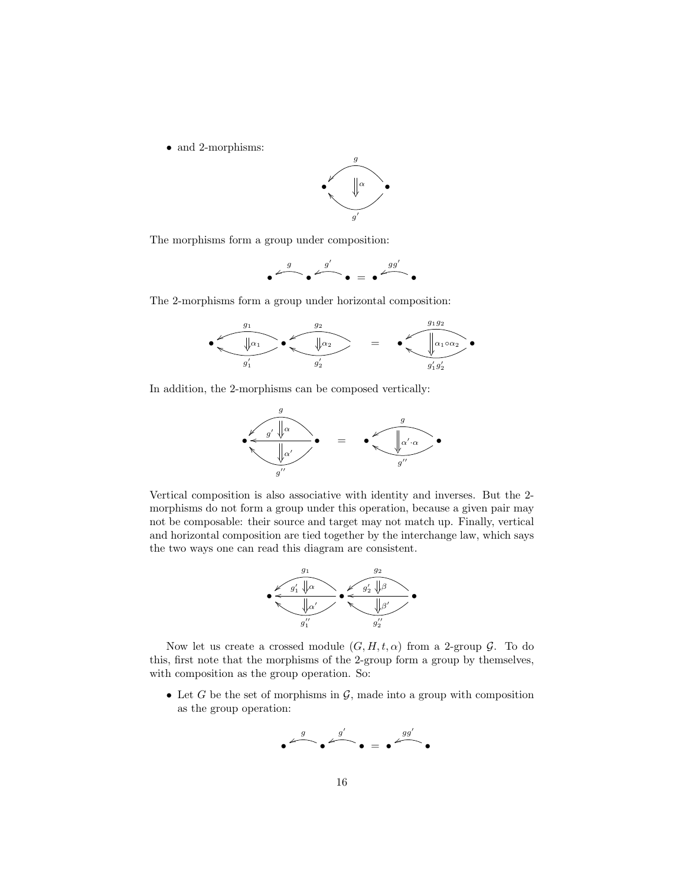- and 2-morphisms:

$$\bullet \underset{g'}{\overset{g}{\Longleftarrow}} \bullet \quad (\Downarrow \alpha)$$

The morphisms form a group under composition:

$$\bullet \xleftarrow{g} \bullet \xleftarrow{g'} \bullet = \bullet \xleftarrow{gg'} \bullet$$

The 2-morphisms form a group under horizontal composition:

$$\bullet \underset{g_1'}{\overset{g_1}{\Longleftarrow}} \bullet \underset{g_2'}{\overset{g_2}{\Longleftarrow}} \bullet \quad (\Downarrow \alpha_1, \Downarrow \alpha_2) \quad = \quad \bullet \underset{g_1' g_2'}{\overset{g_1 g_2}{\Longleftarrow}} \bullet \quad (\Downarrow \alpha_1 \circ \alpha_2)$$

In addition, the 2-morphisms can be composed vertically:

$$\alpha : g \Rightarrow g', \quad \alpha' : g' \Rightarrow g'' \quad = \quad \alpha' \cdot \alpha : g \Rightarrow g''$$

Vertical composition is also associative with identity and inverses. But the 2-morphisms do not form a group under this operation, because a given pair may not be composable: their source and target may not match up. Finally, vertical and horizontal composition are tied together by the interchange law, which says the two ways one can read this diagram are consistent.

$$\alpha : g_1 \Rightarrow g_1', \quad \alpha' : g_1' \Rightarrow g_1'', \quad \beta : g_2 \Rightarrow g_2', \quad \beta' : g_2' \Rightarrow g_2''$$

Now let us create a crossed module $(G, H, t, \alpha)$ from a 2-group $\mathcal{G}$. To do this, first note that the morphisms of the 2-group form a group by themselves, with composition as the group operation. So:

- Let $G$ be the set of morphisms in $\mathcal{G}$, made into a group with composition as the group operation:

$$\bullet \xleftarrow{g} \bullet \xleftarrow{g'} \bullet = \bullet \xleftarrow{gg'} \bullet$$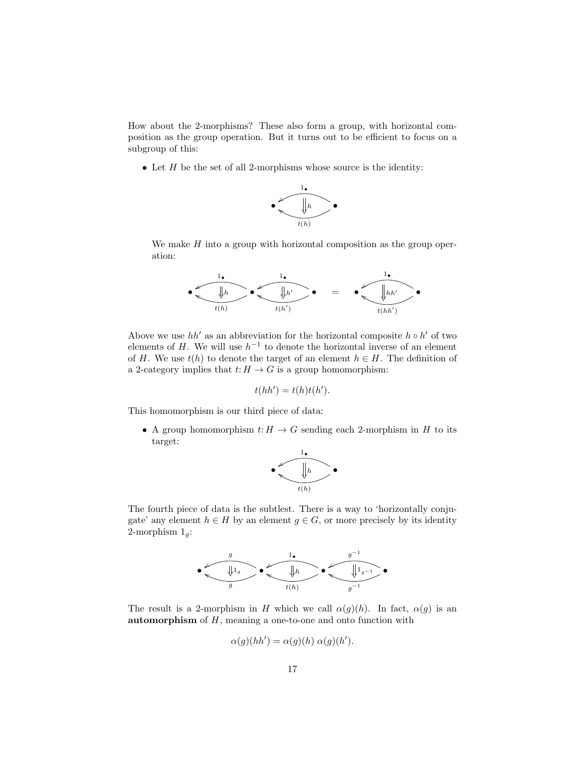How about the 2-morphisms? These also form a group, with horizontal composition as the group operation. But it turns out to be efficient to focus on a subgroup of this:

- Let $H$ be the set of all 2-morphisms whose source is the identity:

$$\bullet \underset{t(h)}{\overset{1_\bullet}{\Downarrow h}} \bullet$$

 We make $H$ into a group with horizontal composition as the group operation:

$$\bullet \underset{t(h)}{\overset{1_\bullet}{\Downarrow h}} \bullet \underset{t(h')}{\overset{1_\bullet}{\Downarrow h'}} \bullet \quad = \quad \bullet \underset{t(hh')}{\overset{1_\bullet}{\Downarrow hh'}} \bullet$$

Above we use $hh'$ as an abbreviation for the horizontal composite $h \circ h'$ of two elements of $H$. We will use $h^{-1}$ to denote the horizontal inverse of an element of $H$. We use $t(h)$ to denote the target of an element $h \in H$. The definition of a 2-category implies that $t: H \to G$ is a group homomorphism:

$$t(hh') = t(h)t(h').$$

This homomorphism is our third piece of data:

- A group homomorphism $t: H \to G$ sending each 2-morphism in $H$ to its target:

$$\bullet \underset{t(h)}{\overset{1_\bullet}{\Downarrow h}} \bullet$$

The fourth piece of data is the subtlest. There is a way to 'horizontally conjugate' any element $h \in H$ by an element $g \in G$, or more precisely by its identity 2-morphism $1_g$:

$$\bullet \underset{g}{\overset{g}{\Downarrow 1_g}} \bullet \underset{t(h)}{\overset{1_\bullet}{\Downarrow h}} \bullet \underset{g^{-1}}{\overset{g^{-1}}{\Downarrow 1_{g^{-1}}}} \bullet$$

The result is a 2-morphism in $H$ which we call $\alpha(g)(h)$. In fact, $\alpha(g)$ is an **automorphism** of $H$, meaning a one-to-one and onto function with

$$\alpha(g)(hh') = \alpha(g)(h)\ \alpha(g)(h').$$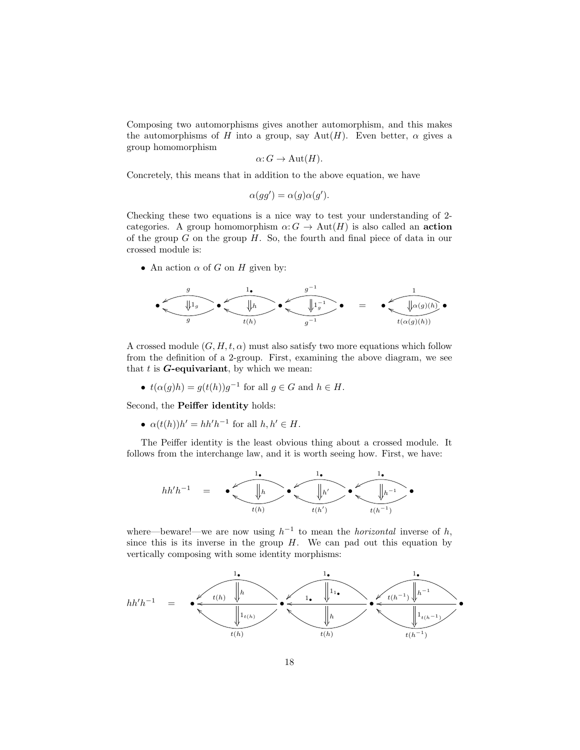Composing two automorphisms gives another automorphism, and this makes the automorphisms of $H$ into a group, say $\mathrm{Aut}(H)$. Even better, $\alpha$ gives a group homomorphism

$$\alpha\colon G \to \mathrm{Aut}(H).$$

Concretely, this means that in addition to the above equation, we have

$$\alpha(gg') = \alpha(g)\alpha(g').$$

Checking these two equations is a nice way to test your understanding of 2-categories. A group homomorphism $\alpha\colon G \to \mathrm{Aut}(H)$ is also called an **action** of the group $G$ on the group $H$. So, the fourth and final piece of data in our crossed module is:

- An action $\alpha$ of $G$ on $H$ given by:

$$\bullet \xleftarrow[g]{g} \Downarrow 1_g \; \bullet \xleftarrow[t(h)]{1_\bullet} \Downarrow h \; \bullet \xleftarrow[g^{-1}]{g^{-1}} \Downarrow 1_g^{-1} \; \bullet \quad = \quad \bullet \xleftarrow[t(\alpha(g)(h))]{1} \Downarrow \alpha(g)(h) \; \bullet$$

A crossed module $(G, H, t, \alpha)$ must also satisfy two more equations which follow from the definition of a 2-group. First, examining the above diagram, we see that $t$ is ***G*-equivariant**, by which we mean:

- $t(\alpha(g)h) = g(t(h))g^{-1}$ for all $g \in G$ and $h \in H$.

Second, the **Peiffer identity** holds:

- $\alpha(t(h))h' = hh'h^{-1}$ for all $h, h' \in H$.

The Peiffer identity is the least obvious thing about a crossed module. It follows from the interchange law, and it is worth seeing how. First, we have:

$$hh'h^{-1} \quad = \quad \bullet \xleftarrow[t(h)]{1_\bullet} \Downarrow h \; \bullet \xleftarrow[t(h')]{1_\bullet} \Downarrow h' \; \bullet \xleftarrow[t(h^{-1})]{1_\bullet} \Downarrow h^{-1} \; \bullet$$

where—beware!—we are now using $h^{-1}$ to mean the *horizontal* inverse of $h$, since this is its inverse in the group $H$. We can pad out this equation by vertically composing with some identity morphisms:

$$hh'h^{-1} \quad = \quad \bullet \xleftarrow{1_\bullet} \Downarrow h \xleftarrow{t(h)} \Downarrow 1_{t(h)} \xleftarrow{t(h)} \bullet \xleftarrow{1_\bullet} \Downarrow 1_{1_\bullet} \xleftarrow{1_\bullet} \Downarrow h \xleftarrow{t(h)} \bullet \xleftarrow{1_\bullet} \Downarrow h^{-1} \xleftarrow{t(h^{-1})} \Downarrow 1_{t(h^{-1})} \xleftarrow{t(h^{-1})} \bullet$$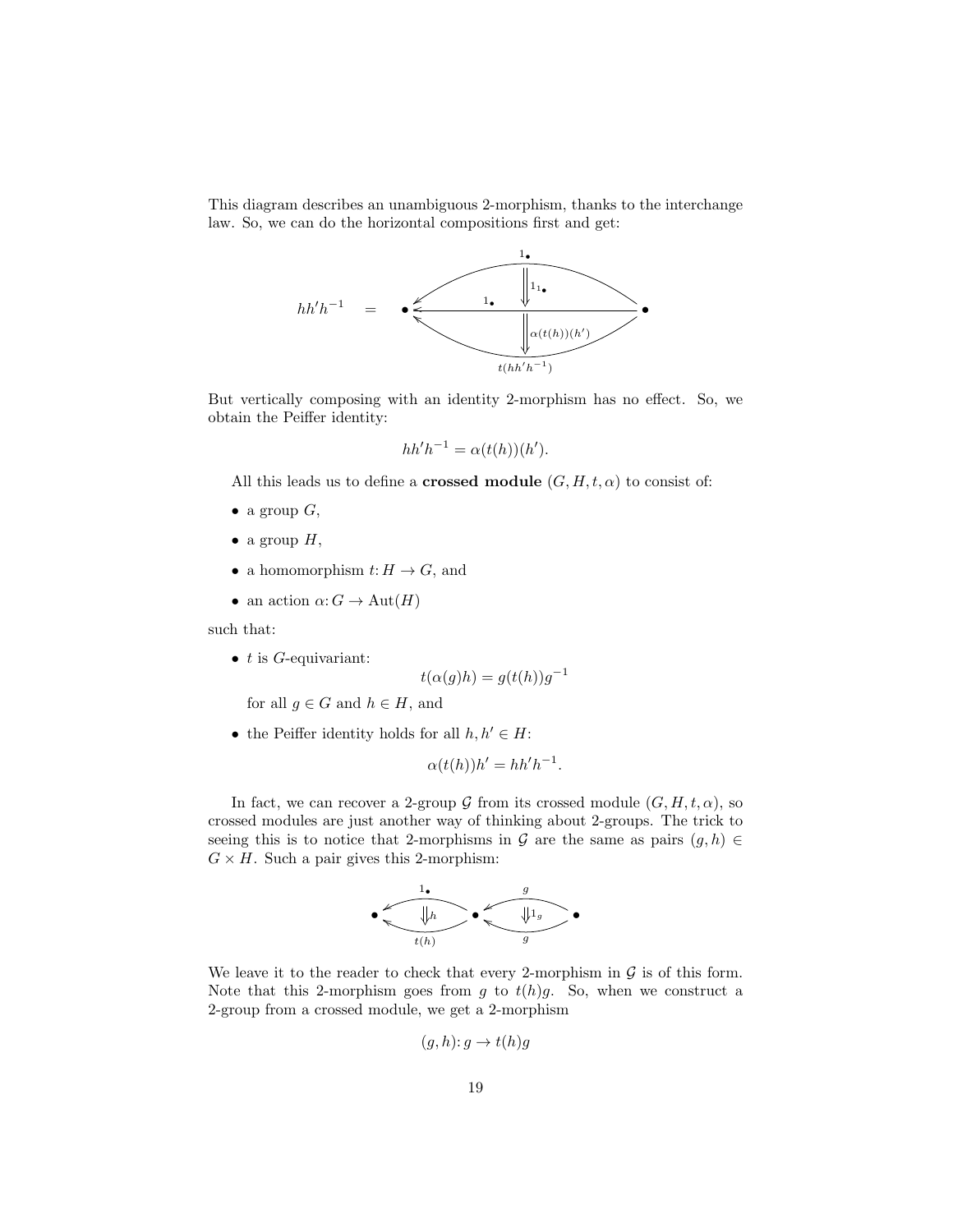This diagram describes an unambiguous 2-morphism, thanks to the interchange law. So, we can do the horizontal compositions first and get:

$$hh'h^{-1} \quad = \quad \bullet \xleftarrow[t(hh'h^{-1})]{1_\bullet} \bullet \quad \text{with 2-morphisms } 1_{1_\bullet} \text{ and } \alpha(t(h))(h')$$

But vertically composing with an identity 2-morphism has no effect. So, we obtain the Peiffer identity:

$$hh'h^{-1} = \alpha(t(h))(h').$$

All this leads us to define a **crossed module** $(G, H, t, \alpha)$ to consist of:

- a group $G$,
- a group $H$,
- a homomorphism $t\colon H \to G$, and
- an action $\alpha\colon G \to \mathrm{Aut}(H)$

such that:

- $t$ is $G$-equivariant:

  $$t(\alpha(g)h) = g(t(h))g^{-1}$$

  for all $g \in G$ and $h \in H$, and

- the Peiffer identity holds for all $h, h' \in H$:

  $$\alpha(t(h))h' = hh'h^{-1}.$$

In fact, we can recover a 2-group $\mathcal{G}$ from its crossed module $(G, H, t, \alpha)$, so crossed modules are just another way of thinking about 2-groups. The trick to seeing this is to notice that 2-morphisms in $\mathcal{G}$ are the same as pairs $(g, h) \in G \times H$. Such a pair gives this 2-morphism:

$$\bullet \underset{t(h)}{\overset{1_\bullet}{\Leftarrow}} \!\Downarrow h\; \bullet \underset{g}{\overset{g}{\Leftarrow}} \!\Downarrow 1_g\; \bullet$$

We leave it to the reader to check that every 2-morphism in $\mathcal{G}$ is of this form. Note that this 2-morphism goes from $g$ to $t(h)g$. So, when we construct a 2-group from a crossed module, we get a 2-morphism

$$(g, h)\colon g \to t(h)g$$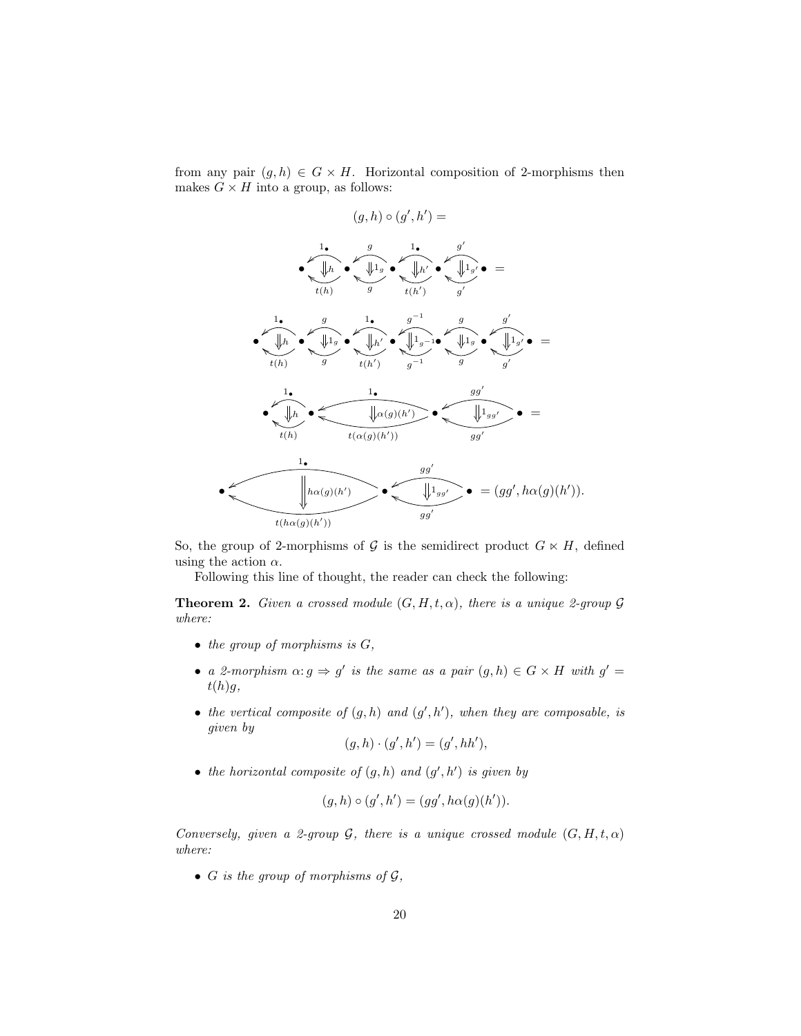from any pair $(g, h) \in G \times H$. Horizontal composition of 2-morphisms then makes $G \times H$ into a group, as follows:

$$(g, h) \circ (g', h') =$$

$$\bullet \overset{1_\bullet}{\underset{t(h)}{\Downarrow h}} \bullet \overset{g}{\underset{g}{\Downarrow 1_g}} \bullet \overset{1_\bullet}{\underset{t(h')}{\Downarrow h'}} \bullet \overset{g'}{\underset{g'}{\Downarrow 1_{g'}}} \bullet =$$

$$\bullet \overset{1_\bullet}{\underset{t(h)}{\Downarrow h}} \bullet \overset{g}{\underset{g}{\Downarrow 1_g}} \bullet \overset{1_\bullet}{\underset{t(h')}{\Downarrow h'}} \bullet \overset{g^{-1}}{\underset{g^{-1}}{\Downarrow 1_{g^{-1}}}} \bullet \overset{g}{\underset{g}{\Downarrow 1_g}} \bullet \overset{g'}{\underset{g'}{\Downarrow 1_{g'}}} \bullet =$$

$$\bullet \overset{1_\bullet}{\underset{t(h)}{\Downarrow h}} \bullet \overset{1_\bullet}{\underset{t(\alpha(g)(h'))}{\Downarrow \alpha(g)(h')}} \bullet \overset{gg'}{\underset{gg'}{\Downarrow 1_{gg'}}} \bullet =$$

$$\bullet \overset{1_\bullet}{\underset{t(h\alpha(g)(h'))}{\Downarrow h\alpha(g)(h')}} \bullet \overset{gg'}{\underset{gg'}{\Downarrow 1_{gg'}}} \bullet = (gg', h\alpha(g)(h')).$$

So, the group of 2-morphisms of $\mathcal{G}$ is the semidirect product $G \ltimes H$, defined using the action $\alpha$.

Following this line of thought, the reader can check the following:

**Theorem 2.** *Given a crossed module $(G, H, t, \alpha)$, there is a unique 2-group $\mathcal{G}$ where:*

- *the group of morphisms is $G$,*
- *a 2-morphism $\alpha \colon g \Rightarrow g'$ is the same as a pair $(g, h) \in G \times H$ with $g' = t(h)g$,*
- *the vertical composite of $(g, h)$ and $(g', h')$, when they are composable, is given by*

$$(g, h) \cdot (g', h') = (g', hh'),$$

- *the horizontal composite of $(g, h)$ and $(g', h')$ is given by*

$$(g, h) \circ (g', h') = (gg', h\alpha(g)(h')).$$

*Conversely, given a 2-group $\mathcal{G}$, there is a unique crossed module $(G, H, t, \alpha)$ where:*

- *$G$ is the group of morphisms of $\mathcal{G}$,*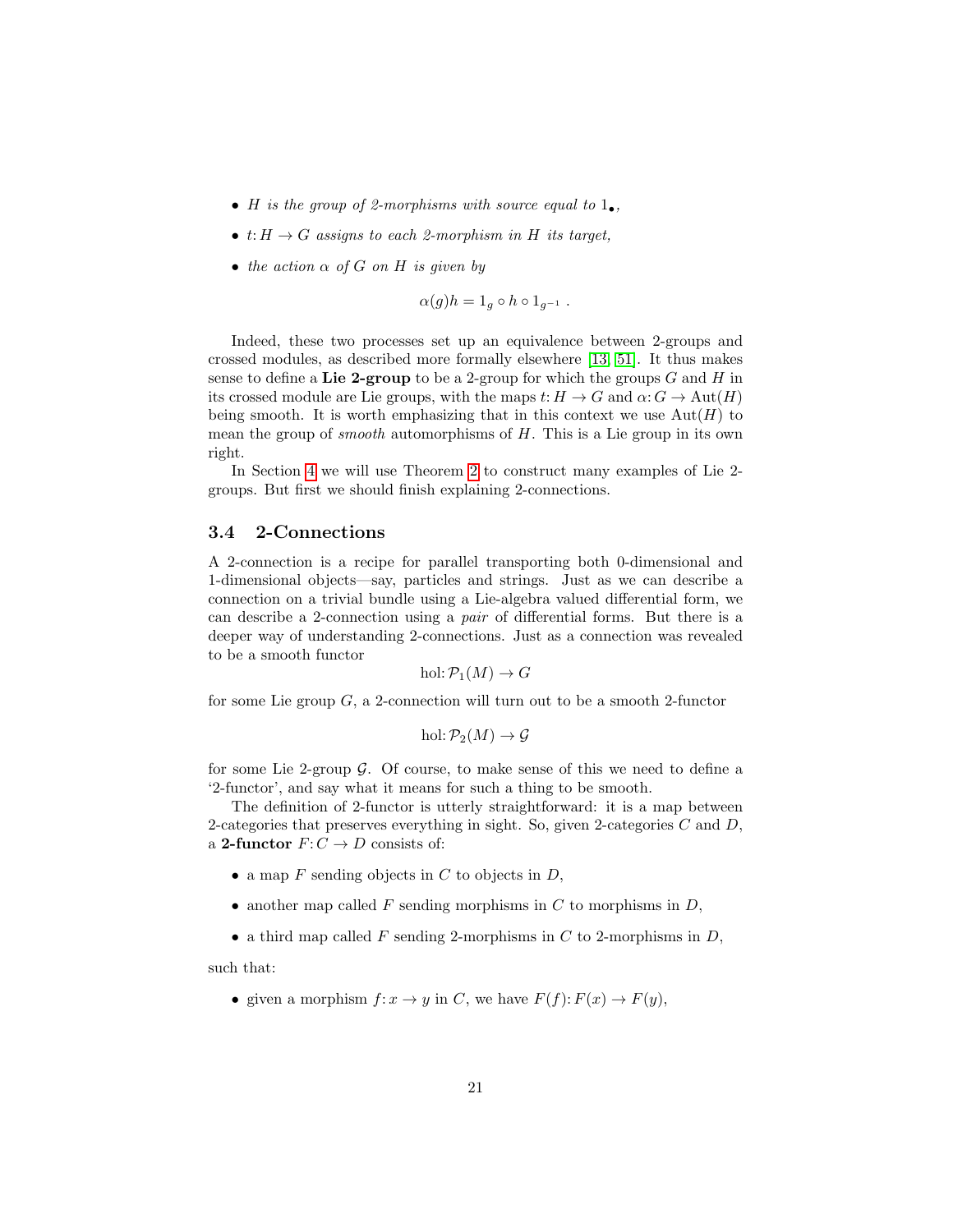- *$H$ is the group of 2-morphisms with source equal to $1_\bullet$,*
- *$t: H \to G$ assigns to each 2-morphism in $H$ its target,*
- *the action $\alpha$ of $G$ on $H$ is given by*

$$\alpha(g)h = 1_g \circ h \circ 1_{g^{-1}} \ .$$

Indeed, these two processes set up an equivalence between 2-groups and crossed modules, as described more formally elsewhere [13, 51]. It thus makes sense to define a **Lie 2-group** to be a 2-group for which the groups $G$ and $H$ in its crossed module are Lie groups, with the maps $t: H \to G$ and $\alpha: G \to \mathrm{Aut}(H)$ being smooth. It is worth emphasizing that in this context we use $\mathrm{Aut}(H)$ to mean the group of *smooth* automorphisms of $H$. This is a Lie group in its own right.

In Section 4 we will use Theorem 2 to construct many examples of Lie 2-groups. But first we should finish explaining 2-connections.

### 3.4 2-Connections

A 2-connection is a recipe for parallel transporting both 0-dimensional and 1-dimensional objects—say, particles and strings. Just as we can describe a connection on a trivial bundle using a Lie-algebra valued differential form, we can describe a 2-connection using a *pair* of differential forms. But there is a deeper way of understanding 2-connections. Just as a connection was revealed to be a smooth functor

$$\mathrm{hol}: \mathcal{P}_1(M) \to G$$

for some Lie group $G$, a 2-connection will turn out to be a smooth 2-functor

$$\mathrm{hol}: \mathcal{P}_2(M) \to \mathcal{G}$$

for some Lie 2-group $\mathcal{G}$. Of course, to make sense of this we need to define a '2-functor', and say what it means for such a thing to be smooth.

The definition of 2-functor is utterly straightforward: it is a map between 2-categories that preserves everything in sight. So, given 2-categories $C$ and $D$, a **2-functor** $F: C \to D$ consists of:

- a map $F$ sending objects in $C$ to objects in $D$,
- another map called $F$ sending morphisms in $C$ to morphisms in $D$,
- a third map called $F$ sending 2-morphisms in $C$ to 2-morphisms in $D$,

such that:

- given a morphism $f: x \to y$ in $C$, we have $F(f): F(x) \to F(y)$,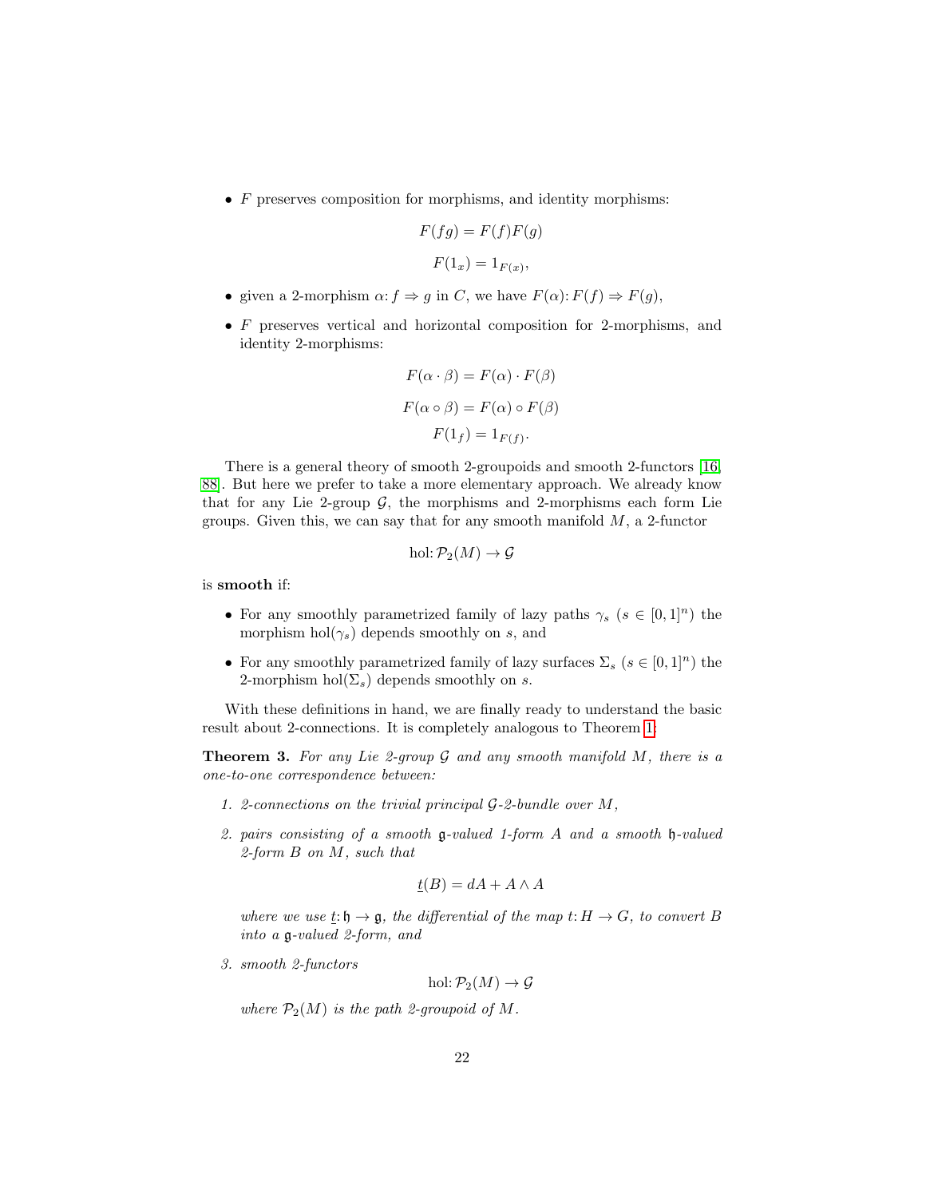- $F$ preserves composition for morphisms, and identity morphisms:

$$F(fg) = F(f)F(g)$$

$$F(1_x) = 1_{F(x)},$$

- given a 2-morphism $\alpha\colon f \Rightarrow g$ in $C$, we have $F(\alpha)\colon F(f) \Rightarrow F(g)$,

- $F$ preserves vertical and horizontal composition for 2-morphisms, and identity 2-morphisms:

$$F(\alpha \cdot \beta) = F(\alpha) \cdot F(\beta)$$

$$F(\alpha \circ \beta) = F(\alpha) \circ F(\beta)$$

$$F(1_f) = 1_{F(f)}.$$

There is a general theory of smooth 2-groupoids and smooth 2-functors [16, 88]. But here we prefer to take a more elementary approach. We already know that for any Lie 2-group $\mathcal{G}$, the morphisms and 2-morphisms each form Lie groups. Given this, we can say that for any smooth manifold $M$, a 2-functor

$$\mathrm{hol}\colon \mathcal{P}_2(M) \to \mathcal{G}$$

is **smooth** if:

- For any smoothly parametrized family of lazy paths $\gamma_s$ ($s \in [0,1]^n$) the morphism $\mathrm{hol}(\gamma_s)$ depends smoothly on $s$, and

- For any smoothly parametrized family of lazy surfaces $\Sigma_s$ ($s \in [0,1]^n$) the 2-morphism $\mathrm{hol}(\Sigma_s)$ depends smoothly on $s$.

With these definitions in hand, we are finally ready to understand the basic result about 2-connections. It is completely analogous to Theorem 1.

**Theorem 3.** *For any Lie 2-group $\mathcal{G}$ and any smooth manifold $M$, there is a one-to-one correspondence between:*

1. *2-connections on the trivial principal $\mathcal{G}$-2-bundle over $M$,*

2. *pairs consisting of a smooth $\mathfrak{g}$-valued 1-form $A$ and a smooth $\mathfrak{h}$-valued 2-form $B$ on $M$, such that*

$$\underline{t}(B) = dA + A \wedge A$$

*where we use $\underline{t}\colon \mathfrak{h} \to \mathfrak{g}$, the differential of the map $t\colon H \to G$, to convert $B$ into a $\mathfrak{g}$-valued 2-form, and*

3. *smooth 2-functors*

$$\mathrm{hol}\colon \mathcal{P}_2(M) \to \mathcal{G}$$

*where $\mathcal{P}_2(M)$ is the path 2-groupoid of $M$.*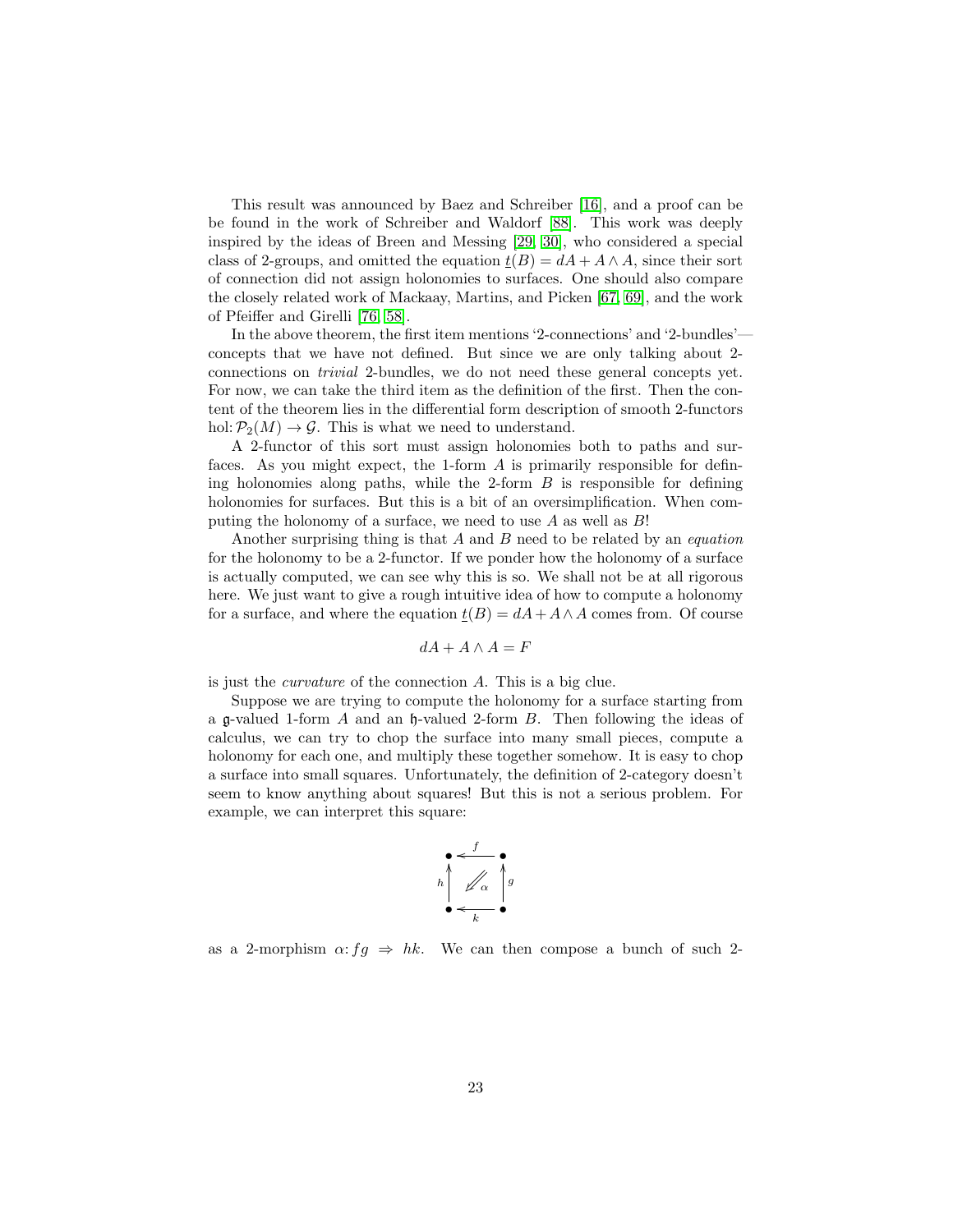This result was announced by Baez and Schreiber [16], and a proof can be be found in the work of Schreiber and Waldorf [88]. This work was deeply inspired by the ideas of Breen and Messing [29, 30], who considered a special class of 2-groups, and omitted the equation $\underline{t}(B) = dA + A \wedge A$, since their sort of connection did not assign holonomies to surfaces. One should also compare the closely related work of Mackaay, Martins, and Picken [67, 69], and the work of Pfeiffer and Girelli [76, 58].

In the above theorem, the first item mentions '2-connections' and '2-bundles'—concepts that we have not defined. But since we are only talking about 2-connections on *trivial* 2-bundles, we do not need these general concepts yet. For now, we can take the third item as the definition of the first. Then the content of the theorem lies in the differential form description of smooth 2-functors $\mathrm{hol}\colon \mathcal{P}_2(M) \to \mathcal{G}$. This is what we need to understand.

A 2-functor of this sort must assign holonomies both to paths and surfaces. As you might expect, the 1-form $A$ is primarily responsible for defining holonomies along paths, while the 2-form $B$ is responsible for defining holonomies for surfaces. But this is a bit of an oversimplification. When computing the holonomy of a surface, we need to use $A$ as well as $B$!

Another surprising thing is that $A$ and $B$ need to be related by an *equation* for the holonomy to be a 2-functor. If we ponder how the holonomy of a surface is actually computed, we can see why this is so. We shall not be at all rigorous here. We just want to give a rough intuitive idea of how to compute a holonomy for a surface, and where the equation $\underline{t}(B) = dA + A \wedge A$ comes from. Of course

$$dA + A \wedge A = F$$

is just the *curvature* of the connection $A$. This is a big clue.

Suppose we are trying to compute the holonomy for a surface starting from a $\mathfrak{g}$-valued 1-form $A$ and an $\mathfrak{h}$-valued 2-form $B$. Then following the ideas of calculus, we can try to chop the surface into many small pieces, compute a holonomy for each one, and multiply these together somehow. It is easy to chop a surface into small squares. Unfortunately, the definition of 2-category doesn't seem to know anything about squares! But this is not a serious problem. For example, we can interpret this square:

$$\begin{array}{ccc} \bullet & \xleftarrow{f} & \bullet \\ {\scriptstyle h}\uparrow & \Swarrow \alpha & \uparrow{\scriptstyle g} \\ \bullet & \xleftarrow[k]{} & \bullet \end{array}$$

as a 2-morphism $\alpha\colon fg \Rightarrow hk$. We can then compose a bunch of such 2-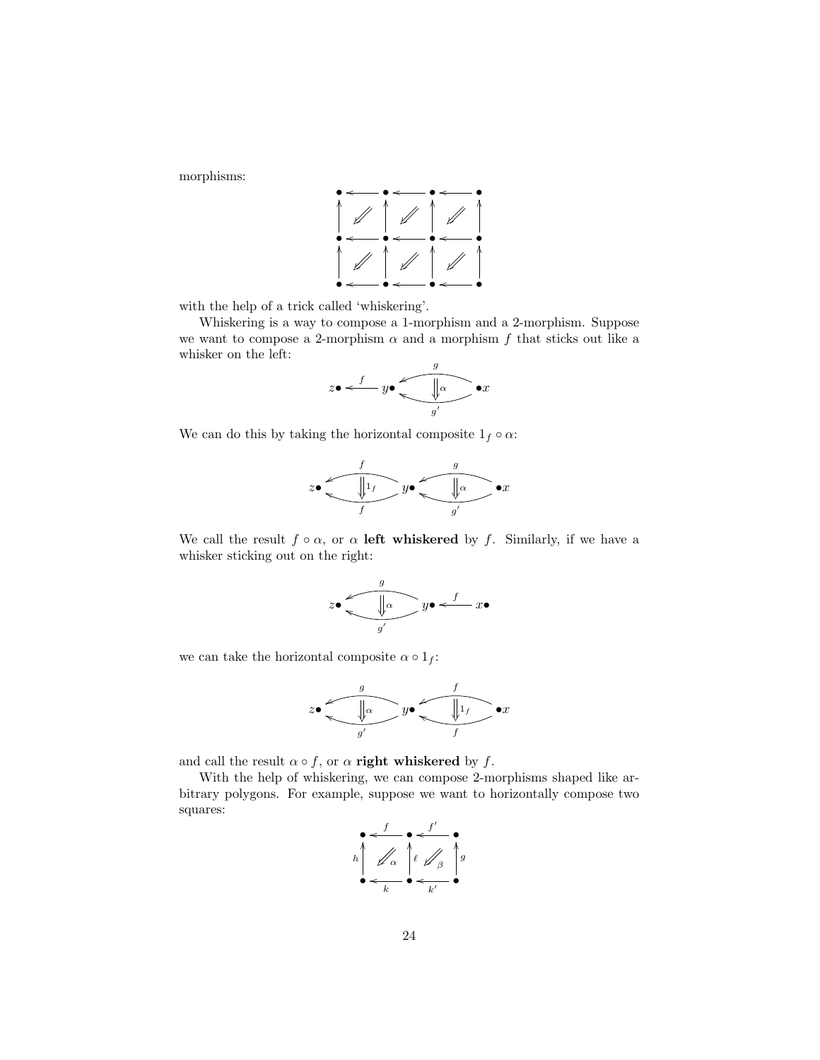morphisms:

$$
\begin{array}{ccccccc}
\bullet & \leftarrow & \bullet & \leftarrow & \bullet & \leftarrow & \bullet \\
\uparrow & \swarrow & \uparrow & \swarrow & \uparrow & \swarrow & \uparrow \\
\bullet & \leftarrow & \bullet & \leftarrow & \bullet & \leftarrow & \bullet \\
\uparrow & \swarrow & \uparrow & \swarrow & \uparrow & \swarrow & \uparrow \\
\bullet & \leftarrow & \bullet & \leftarrow & \bullet & \leftarrow & \bullet
\end{array}
$$

with the help of a trick called 'whiskering'.

Whiskering is a way to compose a 1-morphism and a 2-morphism. Suppose we want to compose a 2-morphism $\alpha$ and a morphism $f$ that sticks out like a whisker on the left:

$$z\bullet \xleftarrow{\ f\ } y\bullet \underset{g'}{\overset{g}{\Leftarrow}} \bullet x \quad (\alpha: g \Rightarrow g')$$

We can do this by taking the horizontal composite $1_f \circ \alpha$:

$$z\bullet \underset{f}{\overset{f}{\Leftarrow}} y\bullet \underset{g'}{\overset{g}{\Leftarrow}} \bullet x \quad (1_f: f \Rightarrow f,\ \alpha: g \Rightarrow g')$$

We call the result $f \circ \alpha$, or $\alpha$ **left whiskered** by $f$. Similarly, if we have a whisker sticking out on the right:

$$z\bullet \underset{g'}{\overset{g}{\Leftarrow}} y\bullet \xleftarrow{\ f\ } x\bullet \quad (\alpha: g \Rightarrow g')$$

we can take the horizontal composite $\alpha \circ 1_f$:

$$z\bullet \underset{g'}{\overset{g}{\Leftarrow}} y\bullet \underset{f}{\overset{f}{\Leftarrow}} \bullet x \quad (\alpha: g \Rightarrow g',\ 1_f: f \Rightarrow f)$$

and call the result $\alpha \circ f$, or $\alpha$ **right whiskered** by $f$.

With the help of whiskering, we can compose 2-morphisms shaped like arbitrary polygons. For example, suppose we want to horizontally compose two squares:

$$
\begin{array}{ccccc}
\bullet & \xleftarrow{f} & \bullet & \xleftarrow{f'} & \bullet \\
h\uparrow & \swarrow \alpha & \uparrow \ell & \swarrow \beta & \uparrow g \\
\bullet & \xleftarrow[k]{} & \bullet & \xleftarrow[k']{} & \bullet
\end{array}
$$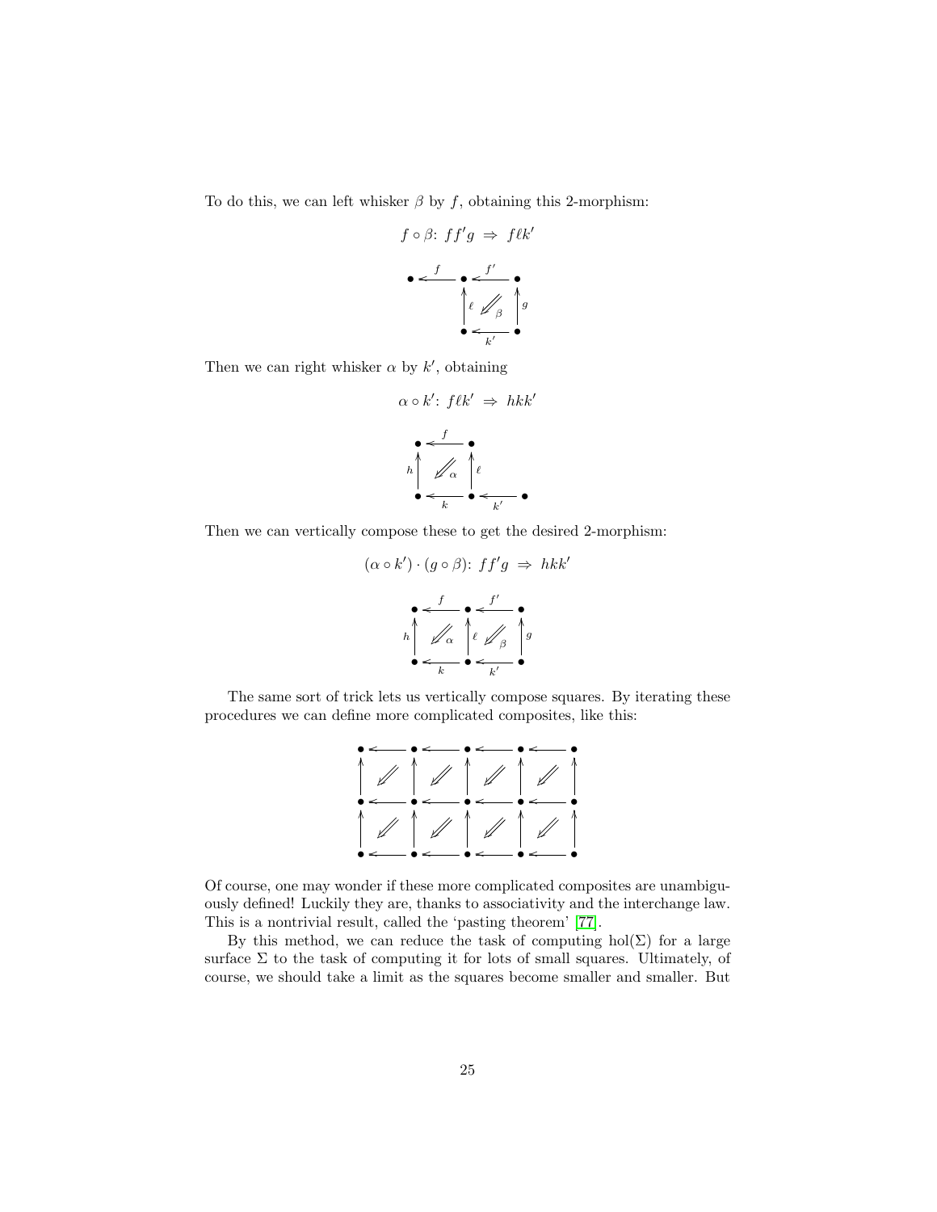To do this, we can left whisker $\beta$ by $f$, obtaining this 2-morphism:

$$f \circ \beta \colon ff'g \Rightarrow f\ell k'$$

$$\begin{array}{ccccc}
\bullet & \xleftarrow{f} & \bullet & \xleftarrow{f'} & \bullet \\
 & & \ell\uparrow & \Swarrow\beta & \uparrow g \\
 & & \bullet & \xleftarrow[k']{} & \bullet
\end{array}$$

Then we can right whisker $\alpha$ by $k'$, obtaining

$$\alpha \circ k' \colon f\ell k' \Rightarrow hkk'$$

$$\begin{array}{ccccc}
\bullet & \xleftarrow{f} & \bullet & & \\
h\uparrow & \Swarrow\alpha & \uparrow\ell & & \\
\bullet & \xleftarrow[k]{} & \bullet & \xleftarrow[k']{} & \bullet
\end{array}$$

Then we can vertically compose these to get the desired 2-morphism:

$$(\alpha \circ k') \cdot (g \circ \beta) \colon ff'g \Rightarrow hkk'$$

$$\begin{array}{ccccc}
\bullet & \xleftarrow{f} & \bullet & \xleftarrow{f'} & \bullet \\
h\uparrow & \Swarrow\alpha & \uparrow\ell & \Swarrow\beta & \uparrow g \\
\bullet & \xleftarrow[k]{} & \bullet & \xleftarrow[k']{} & \bullet
\end{array}$$

The same sort of trick lets us vertically compose squares. By iterating these procedures we can define more complicated composites, like this:

$$\begin{array}{ccccccccc}
\bullet & \leftarrow & \bullet & \leftarrow & \bullet & \leftarrow & \bullet & \leftarrow & \bullet \\
\uparrow & \Swarrow & \uparrow & \Swarrow & \uparrow & \Swarrow & \uparrow & \Swarrow & \uparrow \\
\bullet & \leftarrow & \bullet & \leftarrow & \bullet & \leftarrow & \bullet & \leftarrow & \bullet \\
\uparrow & \Swarrow & \uparrow & \Swarrow & \uparrow & \Swarrow & \uparrow & \Swarrow & \uparrow \\
\bullet & \leftarrow & \bullet & \leftarrow & \bullet & \leftarrow & \bullet & \leftarrow & \bullet
\end{array}$$

Of course, one may wonder if these more complicated composites are unambiguously defined! Luckily they are, thanks to associativity and the interchange law. This is a nontrivial result, called the 'pasting theorem' [77].

By this method, we can reduce the task of computing $\mathrm{hol}(\Sigma)$ for a large surface $\Sigma$ to the task of computing it for lots of small squares. Ultimately, of course, we should take a limit as the squares become smaller and smaller. But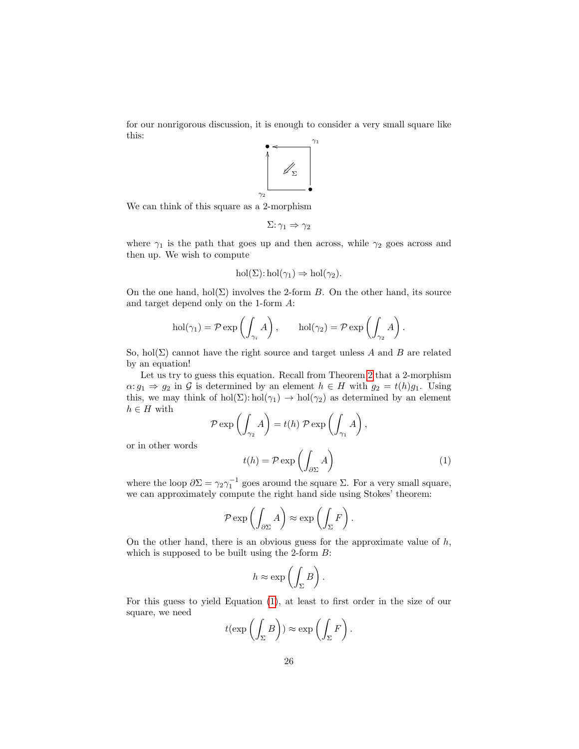for our nonrigorous discussion, it is enough to consider a very small square like this:

We can think of this square as a 2-morphism

$$\Sigma \colon \gamma_1 \Rightarrow \gamma_2$$

where $\gamma_1$ is the path that goes up and then across, while $\gamma_2$ goes across and then up. We wish to compute

$$\mathrm{hol}(\Sigma) \colon \mathrm{hol}(\gamma_1) \Rightarrow \mathrm{hol}(\gamma_2).$$

On the one hand, $\mathrm{hol}(\Sigma)$ involves the 2-form $B$. On the other hand, its source and target depend only on the 1-form $A$:

$$\mathrm{hol}(\gamma_1) = \mathcal{P}\exp\left(\int_{\gamma_i} A\right), \qquad \mathrm{hol}(\gamma_2) = \mathcal{P}\exp\left(\int_{\gamma_2} A\right).$$

So, $\mathrm{hol}(\Sigma)$ cannot have the right source and target unless $A$ and $B$ are related by an equation!

Let us try to guess this equation. Recall from Theorem 2 that a 2-morphism $\alpha \colon g_1 \Rightarrow g_2$ in $\mathcal{G}$ is determined by an element $h \in H$ with $g_2 = t(h)g_1$. Using this, we may think of $\mathrm{hol}(\Sigma) \colon \mathrm{hol}(\gamma_1) \to \mathrm{hol}(\gamma_2)$ as determined by an element $h \in H$ with

$$\mathcal{P}\exp\left(\int_{\gamma_2} A\right) = t(h)\, \mathcal{P}\exp\left(\int_{\gamma_1} A\right),$$

or in other words

$$t(h) = \mathcal{P}\exp\left(\int_{\partial\Sigma} A\right) \tag{1}$$

where the loop $\partial\Sigma = \gamma_2\gamma_1^{-1}$ goes around the square $\Sigma$. For a very small square, we can approximately compute the right hand side using Stokes' theorem:

$$\mathcal{P}\exp\left(\int_{\partial\Sigma} A\right) \approx \exp\left(\int_{\Sigma} F\right).$$

On the other hand, there is an obvious guess for the approximate value of $h$, which is supposed to be built using the 2-form $B$:

$$h \approx \exp\left(\int_{\Sigma} B\right).$$

For this guess to yield Equation (1), at least to first order in the size of our square, we need

$$t(\exp\left(\int_{\Sigma} B\right)) \approx \exp\left(\int_{\Sigma} F\right).$$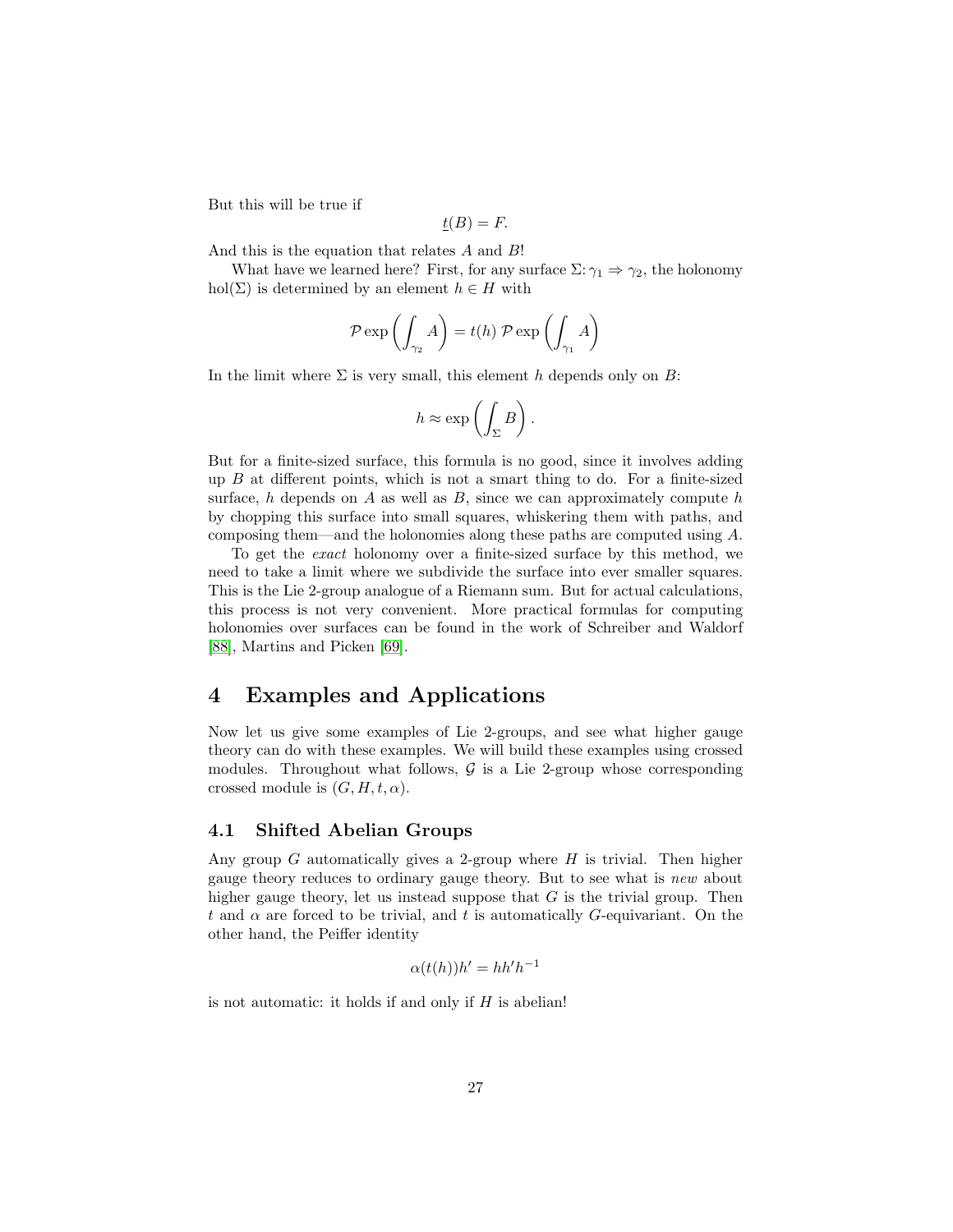But this will be true if

$$\underline{t}(B) = F.$$

And this is the equation that relates $A$ and $B$!

What have we learned here? First, for any surface $\Sigma\colon \gamma_1 \Rightarrow \gamma_2$, the holonomy $\mathrm{hol}(\Sigma)$ is determined by an element $h \in H$ with

$$\mathcal{P}\exp\left(\int_{\gamma_2} A\right) = t(h)\, \mathcal{P}\exp\left(\int_{\gamma_1} A\right)$$

In the limit where $\Sigma$ is very small, this element $h$ depends only on $B$:

$$h \approx \exp\left(\int_{\Sigma} B\right).$$

But for a finite-sized surface, this formula is no good, since it involves adding up $B$ at different points, which is not a smart thing to do. For a finite-sized surface, $h$ depends on $A$ as well as $B$, since we can approximately compute $h$ by chopping this surface into small squares, whiskering them with paths, and composing them—and the holonomies along these paths are computed using $A$.

To get the *exact* holonomy over a finite-sized surface by this method, we need to take a limit where we subdivide the surface into ever smaller squares. This is the Lie 2-group analogue of a Riemann sum. But for actual calculations, this process is not very convenient. More practical formulas for computing holonomies over surfaces can be found in the work of Schreiber and Waldorf [88], Martins and Picken [69].

# 4 Examples and Applications

Now let us give some examples of Lie 2-groups, and see what higher gauge theory can do with these examples. We will build these examples using crossed modules. Throughout what follows, $\mathcal{G}$ is a Lie 2-group whose corresponding crossed module is $(G, H, t, \alpha)$.

## 4.1 Shifted Abelian Groups

Any group $G$ automatically gives a 2-group where $H$ is trivial. Then higher gauge theory reduces to ordinary gauge theory. But to see what is *new* about higher gauge theory, let us instead suppose that $G$ is the trivial group. Then $t$ and $\alpha$ are forced to be trivial, and $t$ is automatically $G$-equivariant. On the other hand, the Peiffer identity

$$\alpha(t(h))h' = hh'h^{-1}$$

is not automatic: it holds if and only if $H$ is abelian!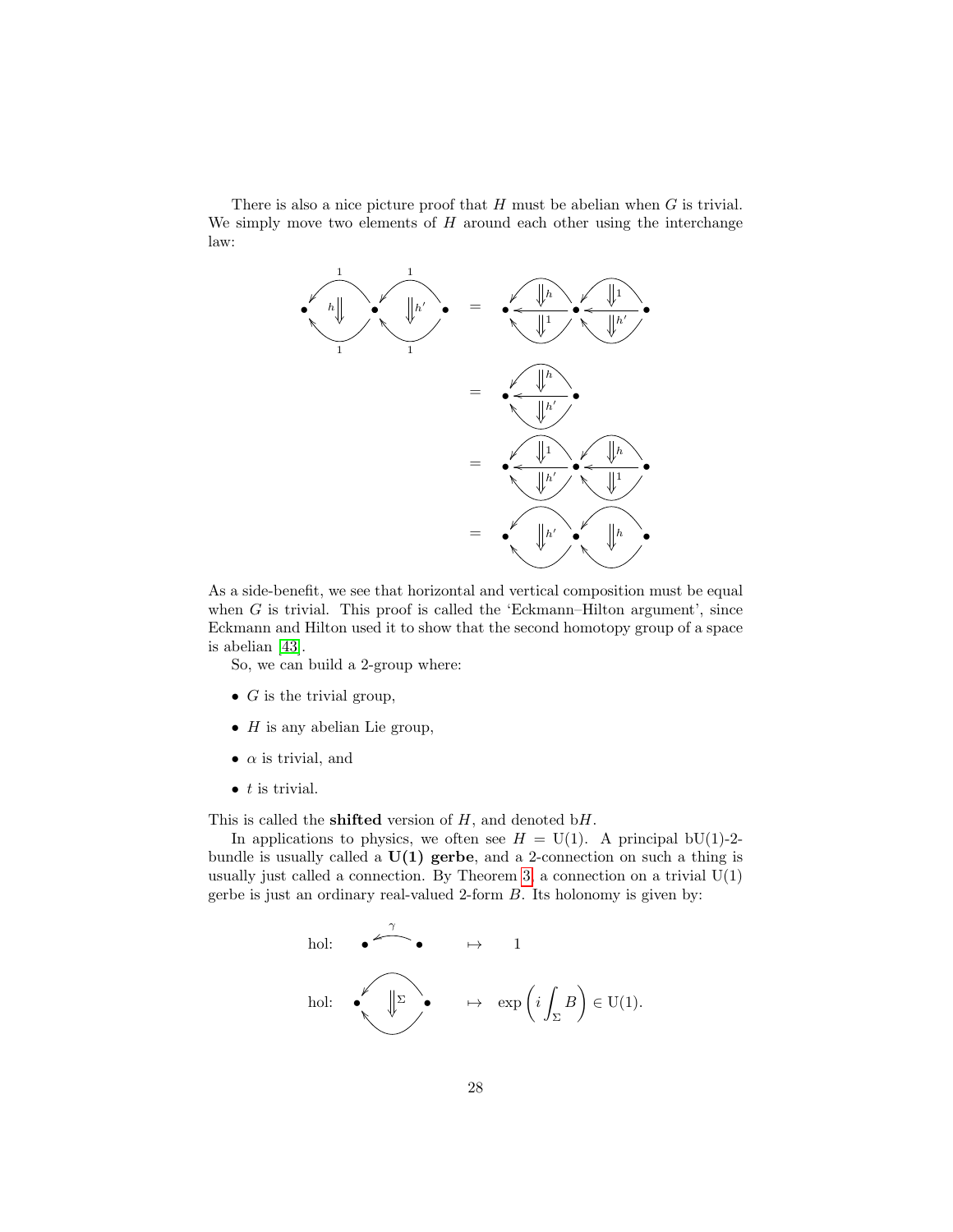There is also a nice picture proof that $H$ must be abelian when $G$ is trivial. We simply move two elements of $H$ around each other using the interchange law:

As a side-benefit, we see that horizontal and vertical composition must be equal when $G$ is trivial. This proof is called the 'Eckmann–Hilton argument', since Eckmann and Hilton used it to show that the second homotopy group of a space is abelian [43].

So, we can build a 2-group where:

- $G$ is the trivial group,
- $H$ is any abelian Lie group,
- $\alpha$ is trivial, and
- $t$ is trivial.

This is called the **shifted** version of $H$, and denoted b$H$.

In applications to physics, we often see $H = \mathrm{U}(1)$. A principal b$\mathrm{U}(1)$-2-bundle is usually called a **U(1) gerbe**, and a 2-connection on such a thing is usually just called a connection. By Theorem 3, a connection on a trivial $\mathrm{U}(1)$ gerbe is just an ordinary real-valued 2-form $B$. Its holonomy is given by:

$$\text{hol: } \gamma \mapsto 1$$

$$\text{hol: } \Sigma \mapsto \exp\left(i \int_\Sigma B\right) \in \mathrm{U}(1).$$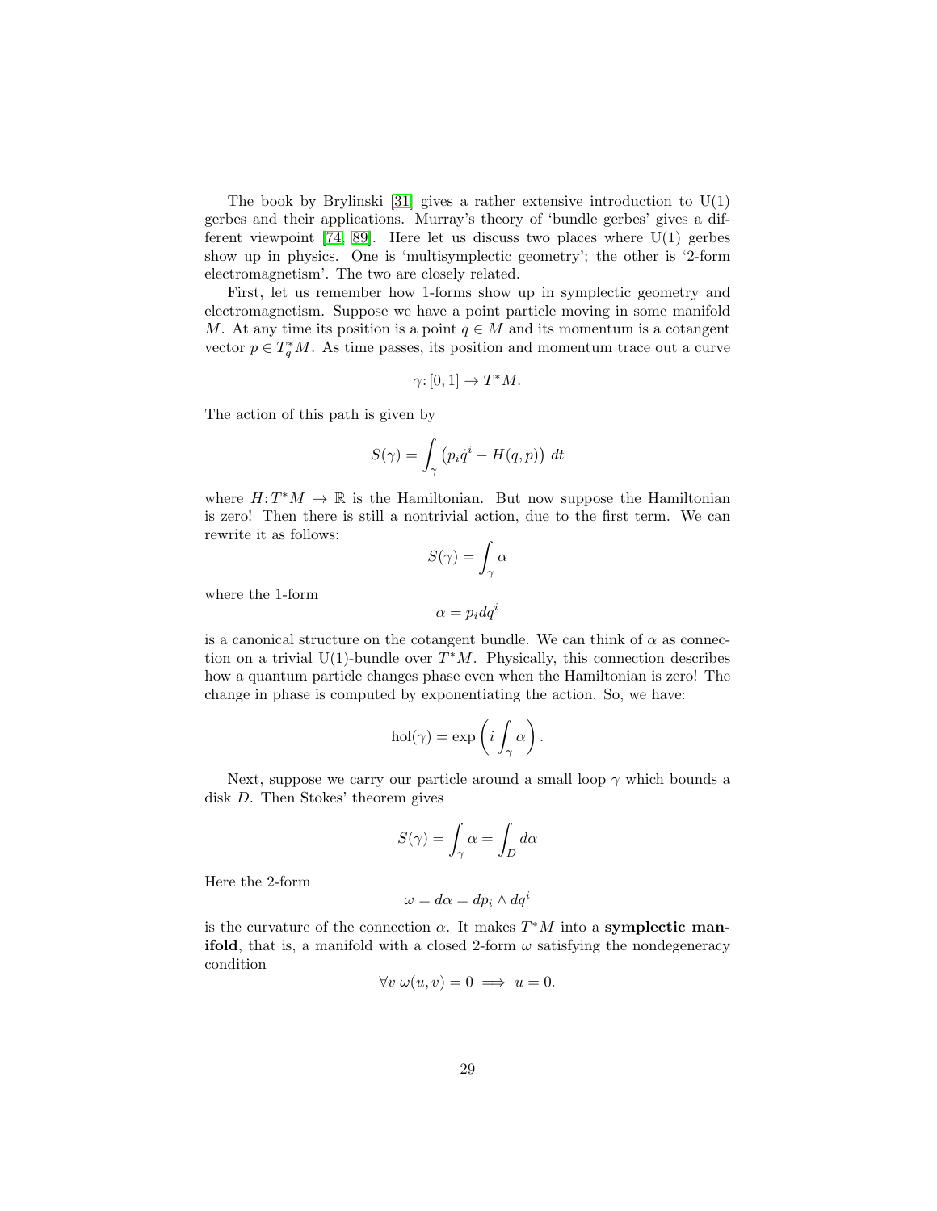The book by Brylinski [31] gives a rather extensive introduction to U(1) gerbes and their applications. Murray's theory of 'bundle gerbes' gives a different viewpoint [74, 89]. Here let us discuss two places where U(1) gerbes show up in physics. One is 'multisymplectic geometry'; the other is '2-form electromagnetism'. The two are closely related.

First, let us remember how 1-forms show up in symplectic geometry and electromagnetism. Suppose we have a point particle moving in some manifold $M$. At any time its position is a point $q \in M$ and its momentum is a cotangent vector $p \in T^*_q M$. As time passes, its position and momentum trace out a curve

$$\gamma \colon [0, 1] \to T^*M.$$

The action of this path is given by

$$S(\gamma) = \int_\gamma \left(p_i \dot{q}^i - H(q, p)\right) \, dt$$

where $H \colon T^*M \to \mathbb{R}$ is the Hamiltonian. But now suppose the Hamiltonian is zero! Then there is still a nontrivial action, due to the first term. We can rewrite it as follows:

$$S(\gamma) = \int_\gamma \alpha$$

where the 1-form

$$\alpha = p_i dq^i$$

is a canonical structure on the cotangent bundle. We can think of $\alpha$ as connection on a trivial U(1)-bundle over $T^*M$. Physically, this connection describes how a quantum particle changes phase even when the Hamiltonian is zero! The change in phase is computed by exponentiating the action. So, we have:

$$\mathrm{hol}(\gamma) = \exp\left(i \int_\gamma \alpha\right).$$

Next, suppose we carry our particle around a small loop $\gamma$ which bounds a disk $D$. Then Stokes' theorem gives

$$S(\gamma) = \int_\gamma \alpha = \int_D d\alpha$$

Here the 2-form

$$\omega = d\alpha = dp_i \wedge dq^i$$

is the curvature of the connection $\alpha$. It makes $T^*M$ into a **symplectic manifold**, that is, a manifold with a closed 2-form $\omega$ satisfying the nondegeneracy condition

$$\forall v \; \omega(u, v) = 0 \implies u = 0.$$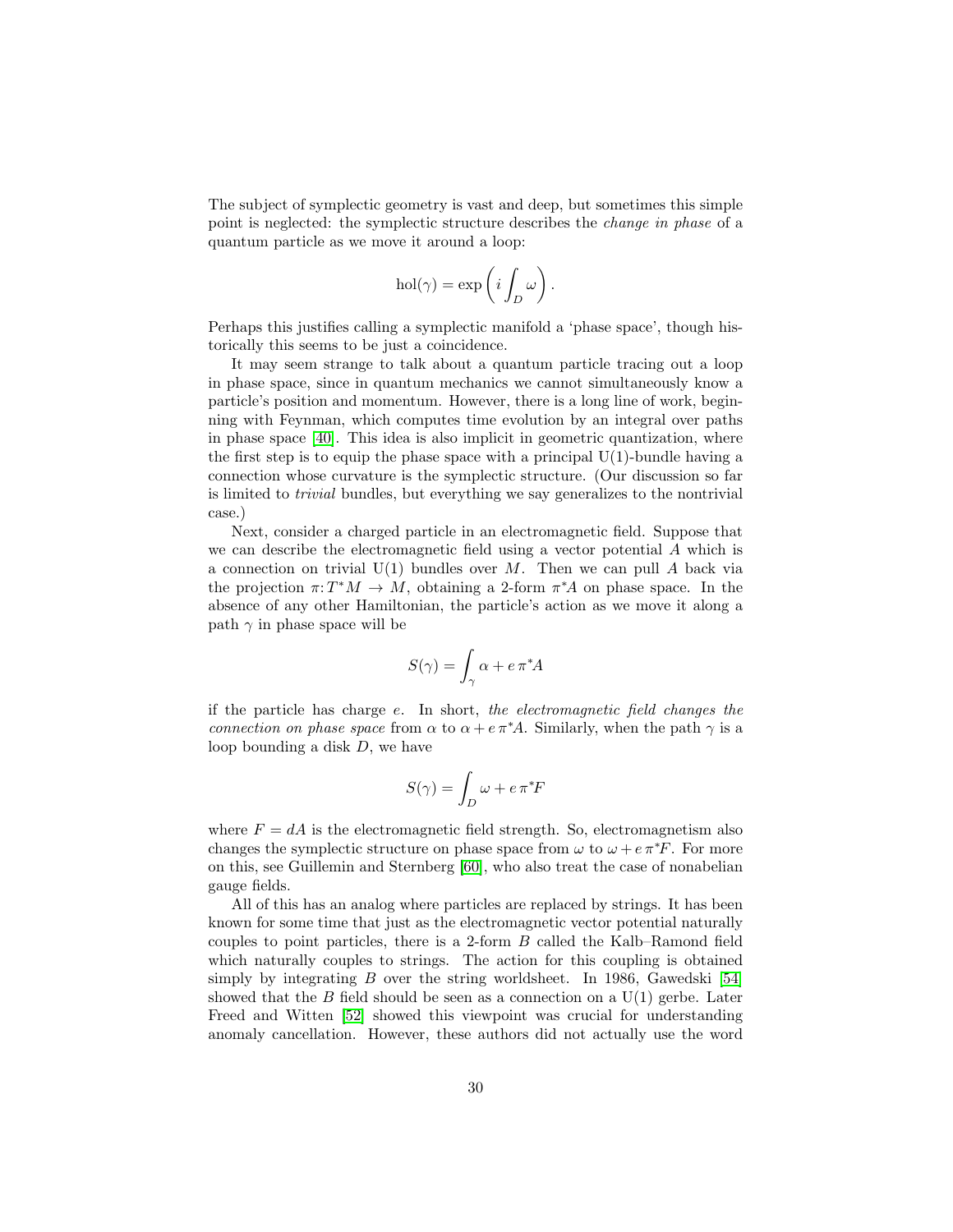The subject of symplectic geometry is vast and deep, but sometimes this simple point is neglected: the symplectic structure describes the *change in phase* of a quantum particle as we move it around a loop:

$$\mathrm{hol}(\gamma) = \exp\left( i \int_D \omega \right).$$

Perhaps this justifies calling a symplectic manifold a 'phase space', though historically this seems to be just a coincidence.

It may seem strange to talk about a quantum particle tracing out a loop in phase space, since in quantum mechanics we cannot simultaneously know a particle's position and momentum. However, there is a long line of work, beginning with Feynman, which computes time evolution by an integral over paths in phase space [40]. This idea is also implicit in geometric quantization, where the first step is to equip the phase space with a principal U(1)-bundle having a connection whose curvature is the symplectic structure. (Our discussion so far is limited to *trivial* bundles, but everything we say generalizes to the nontrivial case.)

Next, consider a charged particle in an electromagnetic field. Suppose that we can describe the electromagnetic field using a vector potential $A$ which is a connection on trivial U(1) bundles over $M$. Then we can pull $A$ back via the projection $\pi \colon T^*M \to M$, obtaining a 2-form $\pi^*A$ on phase space. In the absence of any other Hamiltonian, the particle's action as we move it along a path $\gamma$ in phase space will be

$$S(\gamma) = \int_\gamma \alpha + e\, \pi^* A$$

if the particle has charge $e$. In short, *the electromagnetic field changes the connection on phase space* from $\alpha$ to $\alpha + e\, \pi^* A$. Similarly, when the path $\gamma$ is a loop bounding a disk $D$, we have

$$S(\gamma) = \int_D \omega + e\, \pi^* F$$

where $F = dA$ is the electromagnetic field strength. So, electromagnetism also changes the symplectic structure on phase space from $\omega$ to $\omega + e\, \pi^* F$. For more on this, see Guillemin and Sternberg [60], who also treat the case of nonabelian gauge fields.

All of this has an analog where particles are replaced by strings. It has been known for some time that just as the electromagnetic vector potential naturally couples to point particles, there is a 2-form $B$ called the Kalb–Ramond field which naturally couples to strings. The action for this coupling is obtained simply by integrating $B$ over the string worldsheet. In 1986, Gawedski [54] showed that the $B$ field should be seen as a connection on a U(1) gerbe. Later Freed and Witten [52] showed this viewpoint was crucial for understanding anomaly cancellation. However, these authors did not actually use the word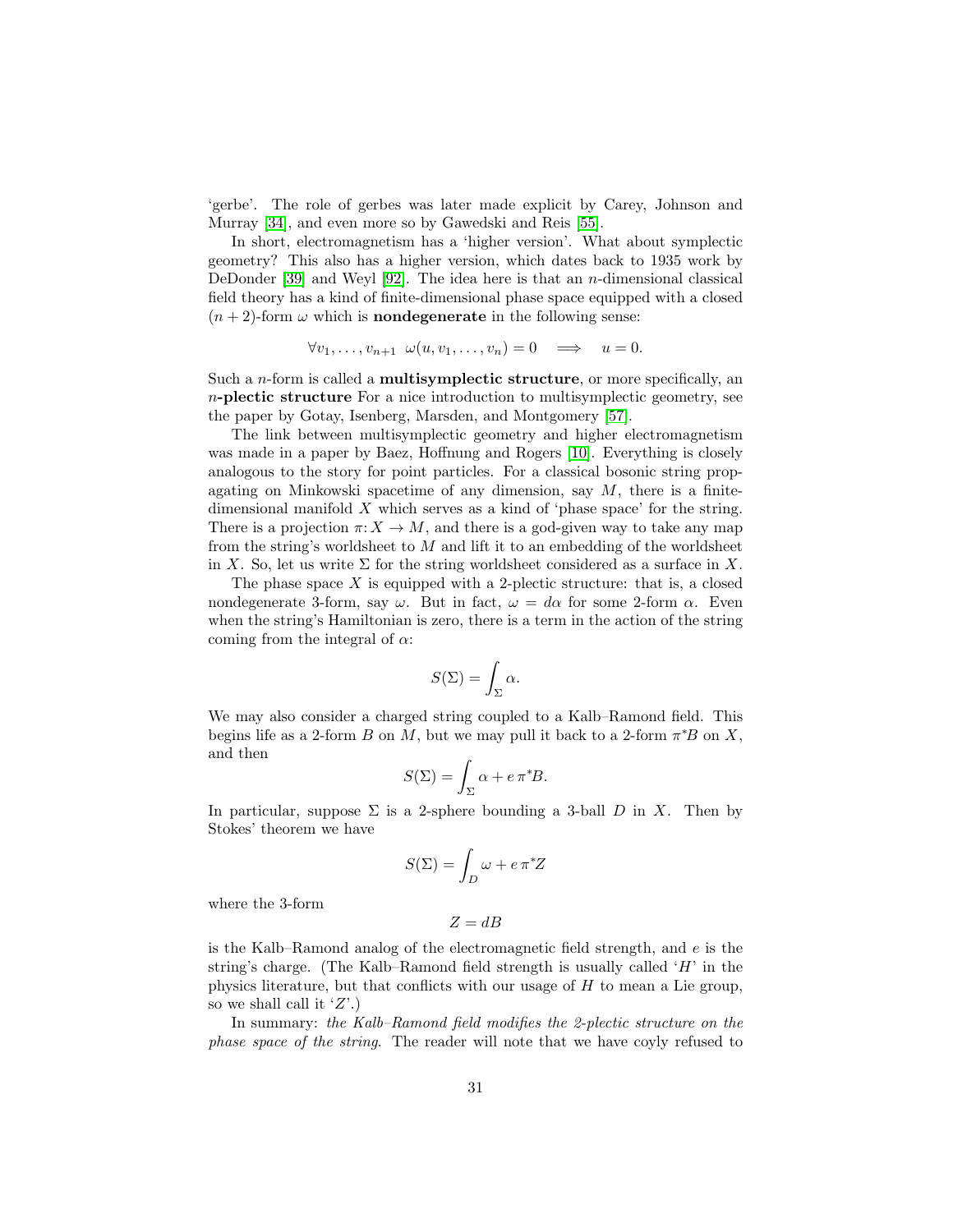'gerbe'. The role of gerbes was later made explicit by Carey, Johnson and Murray [34], and even more so by Gawedski and Reis [55].

In short, electromagnetism has a 'higher version'. What about symplectic geometry? This also has a higher version, which dates back to 1935 work by DeDonder [39] and Weyl [92]. The idea here is that an $n$-dimensional classical field theory has a kind of finite-dimensional phase space equipped with a closed $(n+2)$-form $\omega$ which is **nondegenerate** in the following sense:

$$\forall v_1, \ldots, v_{n+1} \;\; \omega(u, v_1, \ldots, v_n) = 0 \quad \Longrightarrow \quad u = 0.$$

Such a $n$-form is called a **multisymplectic structure**, or more specifically, an $n$**-plectic structure** For a nice introduction to multisymplectic geometry, see the paper by Gotay, Isenberg, Marsden, and Montgomery [57].

The link between multisymplectic geometry and higher electromagnetism was made in a paper by Baez, Hoffnung and Rogers [10]. Everything is closely analogous to the story for point particles. For a classical bosonic string propagating on Minkowski spacetime of any dimension, say $M$, there is a finite-dimensional manifold $X$ which serves as a kind of 'phase space' for the string. There is a projection $\pi\colon X \to M$, and there is a god-given way to take any map from the string's worldsheet to $M$ and lift it to an embedding of the worldsheet in $X$. So, let us write $\Sigma$ for the string worldsheet considered as a surface in $X$.

The phase space $X$ is equipped with a 2-plectic structure: that is, a closed nondegenerate 3-form, say $\omega$. But in fact, $\omega = d\alpha$ for some 2-form $\alpha$. Even when the string's Hamiltonian is zero, there is a term in the action of the string coming from the integral of $\alpha$:

$$S(\Sigma) = \int_\Sigma \alpha.$$

We may also consider a charged string coupled to a Kalb–Ramond field. This begins life as a 2-form $B$ on $M$, but we may pull it back to a 2-form $\pi^* B$ on $X$, and then

$$S(\Sigma) = \int_\Sigma \alpha + e\, \pi^* B.$$

In particular, suppose $\Sigma$ is a 2-sphere bounding a 3-ball $D$ in $X$. Then by Stokes' theorem we have

$$S(\Sigma) = \int_D \omega + e\, \pi^* Z$$

where the 3-form

$$Z = dB$$

is the Kalb–Ramond analog of the electromagnetic field strength, and $e$ is the string's charge. (The Kalb–Ramond field strength is usually called '$H$' in the physics literature, but that conflicts with our usage of $H$ to mean a Lie group, so we shall call it '$Z$'.)

In summary: *the Kalb–Ramond field modifies the 2-plectic structure on the phase space of the string*. The reader will note that we have coyly refused to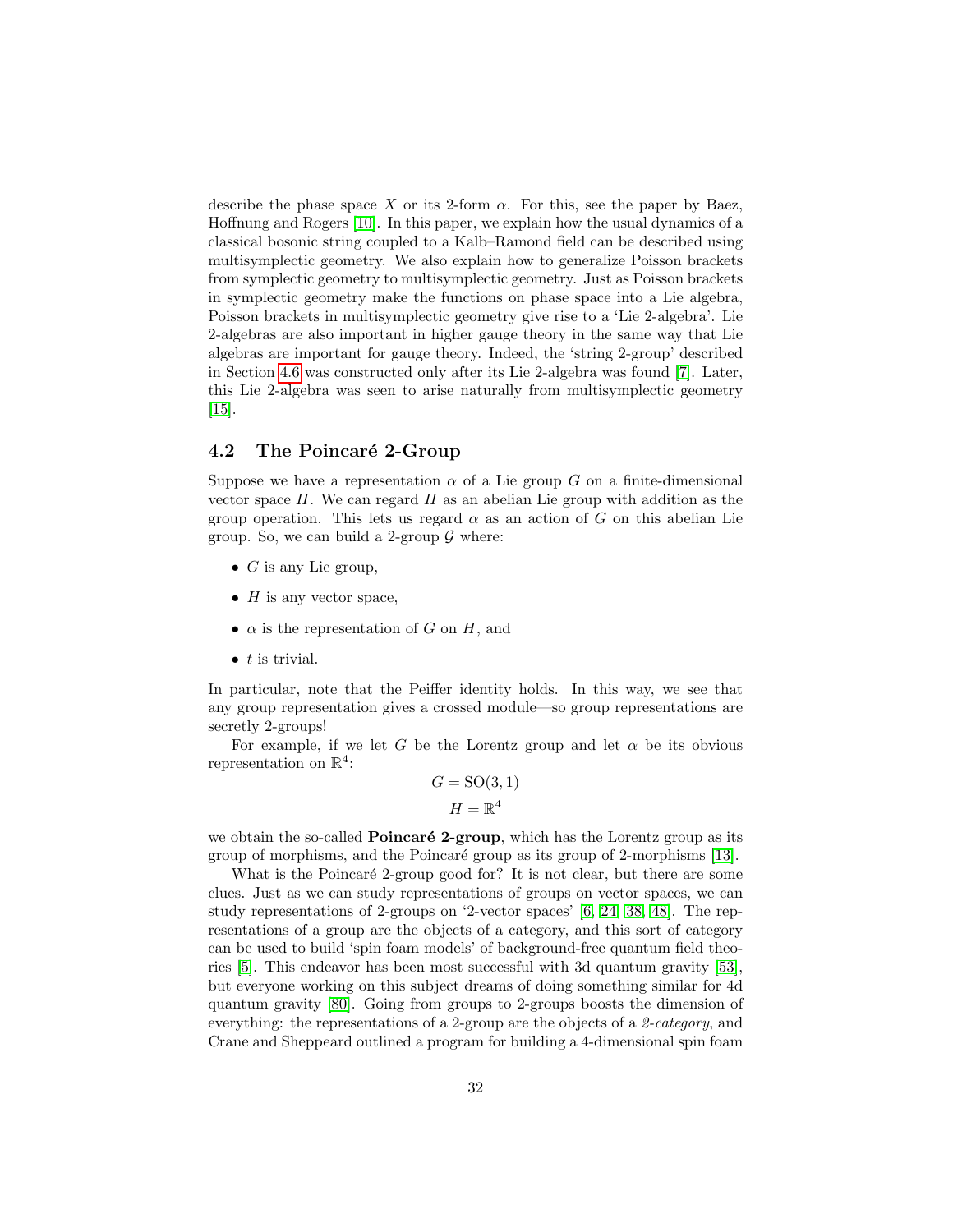describe the phase space $X$ or its 2-form $\alpha$. For this, see the paper by Baez, Hoffnung and Rogers [10]. In this paper, we explain how the usual dynamics of a classical bosonic string coupled to a Kalb–Ramond field can be described using multisymplectic geometry. We also explain how to generalize Poisson brackets from symplectic geometry to multisymplectic geometry. Just as Poisson brackets in symplectic geometry make the functions on phase space into a Lie algebra, Poisson brackets in multisymplectic geometry give rise to a 'Lie 2-algebra'. Lie 2-algebras are also important in higher gauge theory in the same way that Lie algebras are important for gauge theory. Indeed, the 'string 2-group' described in Section 4.6 was constructed only after its Lie 2-algebra was found [7]. Later, this Lie 2-algebra was seen to arise naturally from multisymplectic geometry [15].

### 4.2 The Poincaré 2-Group

Suppose we have a representation $\alpha$ of a Lie group $G$ on a finite-dimensional vector space $H$. We can regard $H$ as an abelian Lie group with addition as the group operation. This lets us regard $\alpha$ as an action of $G$ on this abelian Lie group. So, we can build a 2-group $\mathcal{G}$ where:

- $G$ is any Lie group,
- $H$ is any vector space,
- $\alpha$ is the representation of $G$ on $H$, and
- $t$ is trivial.

In particular, note that the Peiffer identity holds. In this way, we see that any group representation gives a crossed module—so group representations are secretly 2-groups!

For example, if we let $G$ be the Lorentz group and let $\alpha$ be its obvious representation on $\mathbb{R}^4$:

$$G = \mathrm{SO}(3,1)$$
$$H = \mathbb{R}^4$$

we obtain the so-called **Poincaré 2-group**, which has the Lorentz group as its group of morphisms, and the Poincaré group as its group of 2-morphisms [13].

What is the Poincaré 2-group good for? It is not clear, but there are some clues. Just as we can study representations of groups on vector spaces, we can study representations of 2-groups on '2-vector spaces' [6, 24, 38, 48]. The representations of a group are the objects of a category, and this sort of category can be used to build 'spin foam models' of background-free quantum field theories [5]. This endeavor has been most successful with 3d quantum gravity [53], but everyone working on this subject dreams of doing something similar for 4d quantum gravity [80]. Going from groups to 2-groups boosts the dimension of everything: the representations of a 2-group are the objects of a *2-category*, and Crane and Sheppeard outlined a program for building a 4-dimensional spin foam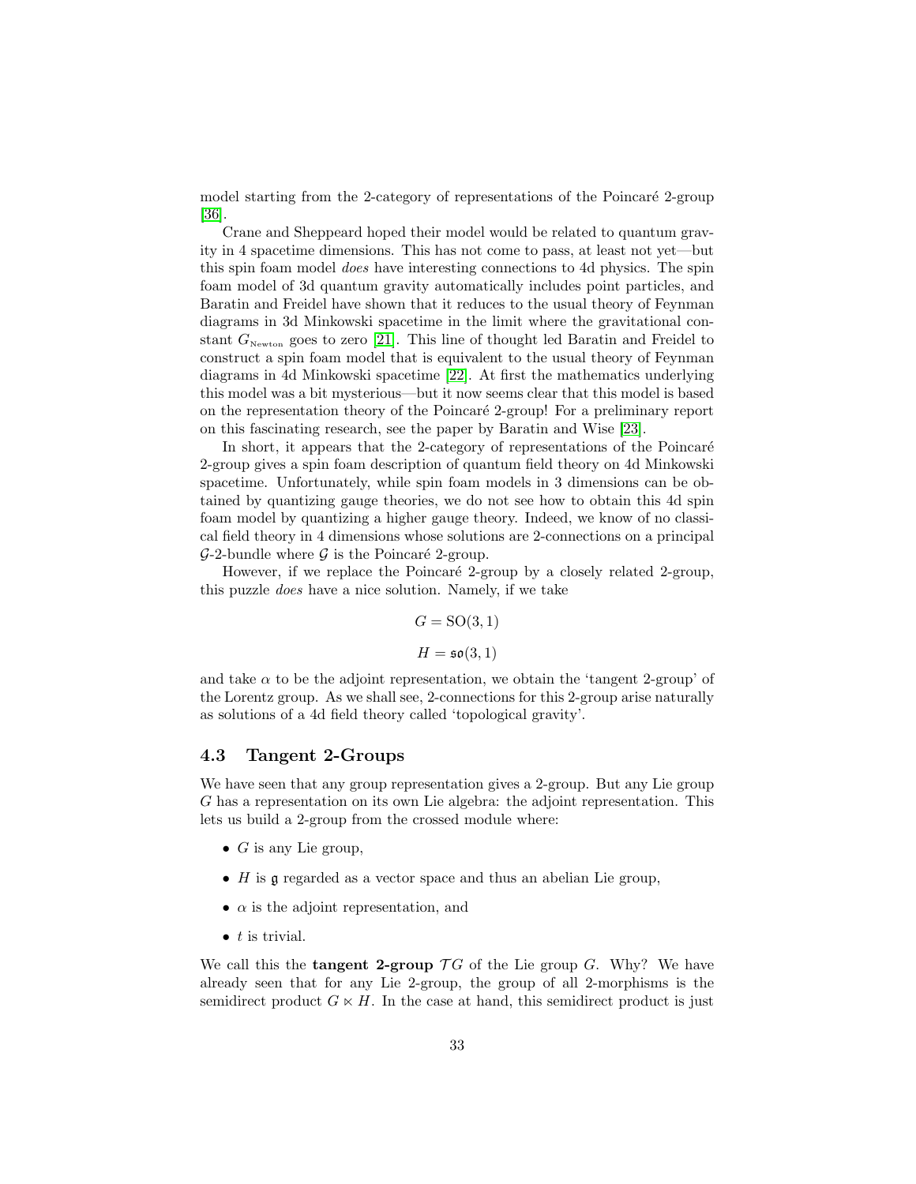model starting from the 2-category of representations of the Poincaré 2-group [36].

Crane and Sheppeard hoped their model would be related to quantum gravity in 4 spacetime dimensions. This has not come to pass, at least not yet—but this spin foam model *does* have interesting connections to 4d physics. The spin foam model of 3d quantum gravity automatically includes point particles, and Baratin and Freidel have shown that it reduces to the usual theory of Feynman diagrams in 3d Minkowski spacetime in the limit where the gravitational constant $G_{\text{Newton}}$ goes to zero [21]. This line of thought led Baratin and Freidel to construct a spin foam model that is equivalent to the usual theory of Feynman diagrams in 4d Minkowski spacetime [22]. At first the mathematics underlying this model was a bit mysterious—but it now seems clear that this model is based on the representation theory of the Poincaré 2-group! For a preliminary report on this fascinating research, see the paper by Baratin and Wise [23].

In short, it appears that the 2-category of representations of the Poincaré 2-group gives a spin foam description of quantum field theory on 4d Minkowski spacetime. Unfortunately, while spin foam models in 3 dimensions can be obtained by quantizing gauge theories, we do not see how to obtain this 4d spin foam model by quantizing a higher gauge theory. Indeed, we know of no classical field theory in 4 dimensions whose solutions are 2-connections on a principal $\mathcal{G}$-2-bundle where $\mathcal{G}$ is the Poincaré 2-group.

However, if we replace the Poincaré 2-group by a closely related 2-group, this puzzle *does* have a nice solution. Namely, if we take

$$G = \mathrm{SO}(3,1)$$

$$H = \mathfrak{so}(3,1)$$

and take $\alpha$ to be the adjoint representation, we obtain the 'tangent 2-group' of the Lorentz group. As we shall see, 2-connections for this 2-group arise naturally as solutions of a 4d field theory called 'topological gravity'.

### 4.3 Tangent 2-Groups

We have seen that any group representation gives a 2-group. But any Lie group $G$ has a representation on its own Lie algebra: the adjoint representation. This lets us build a 2-group from the crossed module where:

- $G$ is any Lie group,
- $H$ is $\mathfrak{g}$ regarded as a vector space and thus an abelian Lie group,
- $\alpha$ is the adjoint representation, and
- $t$ is trivial.

We call this the **tangent 2-group** $\mathcal{T}G$ of the Lie group $G$. Why? We have already seen that for any Lie 2-group, the group of all 2-morphisms is the semidirect product $G \ltimes H$. In the case at hand, this semidirect product is just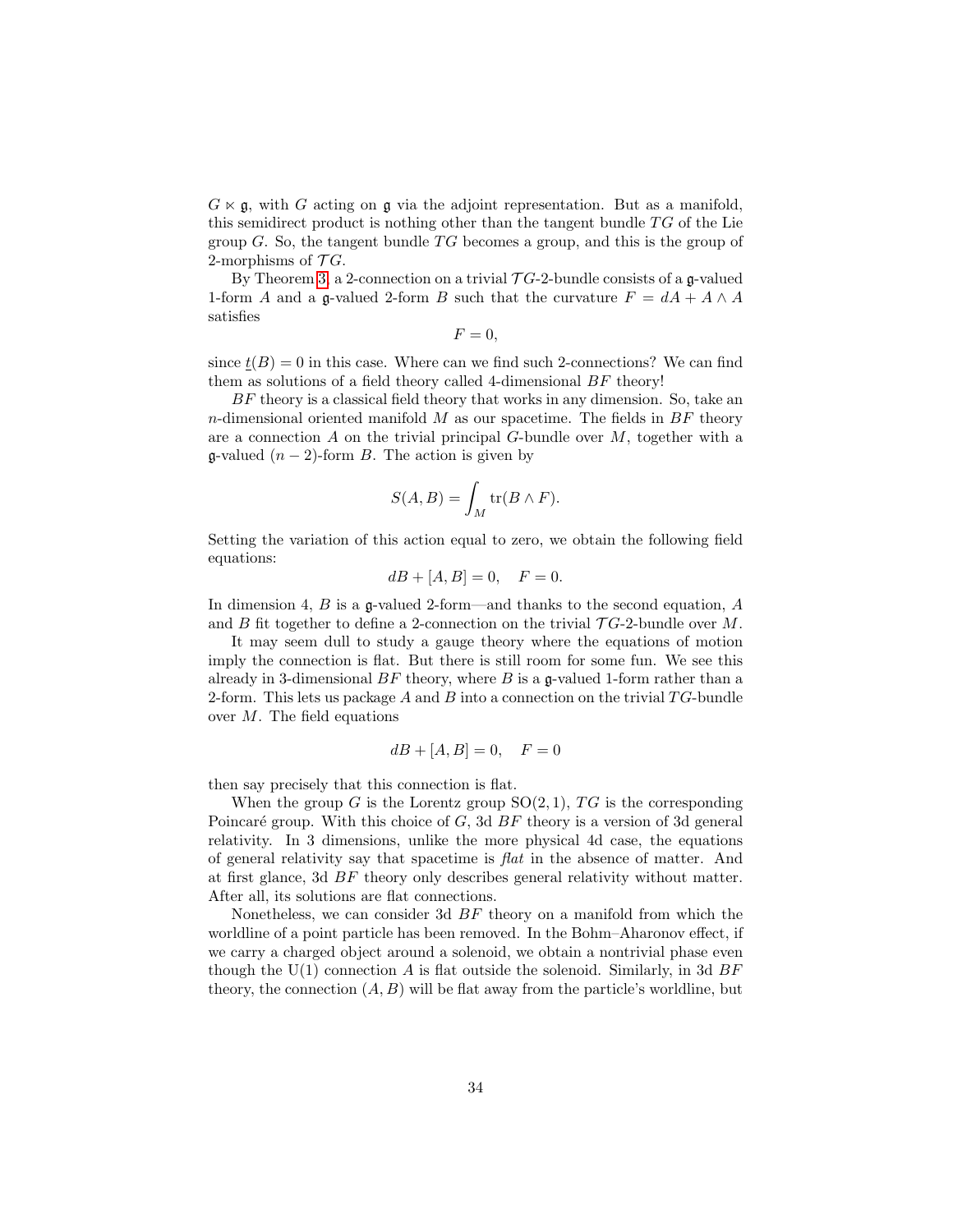$G \ltimes \mathfrak{g}$, with $G$ acting on $\mathfrak{g}$ via the adjoint representation. But as a manifold, this semidirect product is nothing other than the tangent bundle $TG$ of the Lie group $G$. So, the tangent bundle $TG$ becomes a group, and this is the group of 2-morphisms of $\mathcal{T}G$.

By Theorem 3, a 2-connection on a trivial $\mathcal{T}G$-2-bundle consists of a $\mathfrak{g}$-valued 1-form $A$ and a $\mathfrak{g}$-valued 2-form $B$ such that the curvature $F = dA + A \wedge A$ satisfies

$$F = 0,$$

since $\underline{t}(B) = 0$ in this case. Where can we find such 2-connections? We can find them as solutions of a field theory called 4-dimensional $BF$ theory!

$BF$ theory is a classical field theory that works in any dimension. So, take an $n$-dimensional oriented manifold $M$ as our spacetime. The fields in $BF$ theory are a connection $A$ on the trivial principal $G$-bundle over $M$, together with a $\mathfrak{g}$-valued $(n-2)$-form $B$. The action is given by

$$S(A, B) = \int_M \mathrm{tr}(B \wedge F).$$

Setting the variation of this action equal to zero, we obtain the following field equations:

$$dB + [A, B] = 0, \quad F = 0.$$

In dimension 4, $B$ is a $\mathfrak{g}$-valued 2-form—and thanks to the second equation, $A$ and $B$ fit together to define a 2-connection on the trivial $\mathcal{T}G$-2-bundle over $M$.

It may seem dull to study a gauge theory where the equations of motion imply the connection is flat. But there is still room for some fun. We see this already in 3-dimensional $BF$ theory, where $B$ is a $\mathfrak{g}$-valued 1-form rather than a 2-form. This lets us package $A$ and $B$ into a connection on the trivial $TG$-bundle over $M$. The field equations

$$dB + [A, B] = 0, \quad F = 0$$

then say precisely that this connection is flat.

When the group $G$ is the Lorentz group $\mathrm{SO}(2,1)$, $TG$ is the corresponding Poincaré group. With this choice of $G$, 3d $BF$ theory is a version of 3d general relativity. In 3 dimensions, unlike the more physical 4d case, the equations of general relativity say that spacetime is *flat* in the absence of matter. And at first glance, 3d $BF$ theory only describes general relativity without matter. After all, its solutions are flat connections.

Nonetheless, we can consider 3d $BF$ theory on a manifold from which the worldline of a point particle has been removed. In the Bohm–Aharonov effect, if we carry a charged object around a solenoid, we obtain a nontrivial phase even though the $\mathrm{U}(1)$ connection $A$ is flat outside the solenoid. Similarly, in 3d $BF$ theory, the connection $(A, B)$ will be flat away from the particle's worldline, but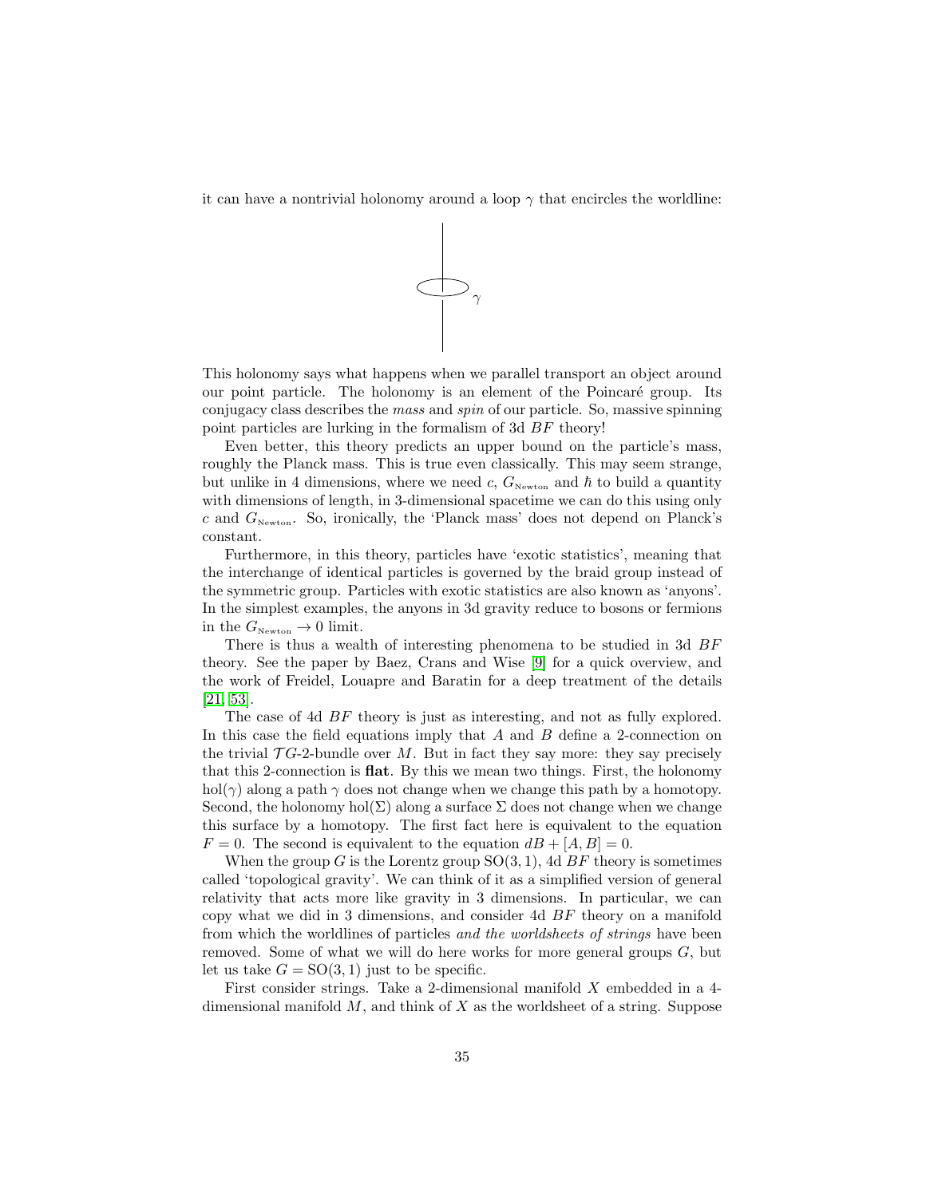it can have a nontrivial holonomy around a loop $\gamma$ that encircles the worldline:

This holonomy says what happens when we parallel transport an object around our point particle. The holonomy is an element of the Poincaré group. Its conjugacy class describes the *mass* and *spin* of our particle. So, massive spinning point particles are lurking in the formalism of 3d $BF$ theory!

Even better, this theory predicts an upper bound on the particle's mass, roughly the Planck mass. This is true even classically. This may seem strange, but unlike in 4 dimensions, where we need $c$, $G_{\text{Newton}}$ and $\hbar$ to build a quantity with dimensions of length, in 3-dimensional spacetime we can do this using only $c$ and $G_{\text{Newton}}$. So, ironically, the 'Planck mass' does not depend on Planck's constant.

Furthermore, in this theory, particles have 'exotic statistics', meaning that the interchange of identical particles is governed by the braid group instead of the symmetric group. Particles with exotic statistics are also known as 'anyons'. In the simplest examples, the anyons in 3d gravity reduce to bosons or fermions in the $G_{\text{Newton}} \to 0$ limit.

There is thus a wealth of interesting phenomena to be studied in 3d $BF$ theory. See the paper by Baez, Crans and Wise [9] for a quick overview, and the work of Freidel, Louapre and Baratin for a deep treatment of the details [21, 53].

The case of 4d $BF$ theory is just as interesting, and not as fully explored. In this case the field equations imply that $A$ and $B$ define a 2-connection on the trivial $\mathcal{T}G$-2-bundle over $M$. But in fact they say more: they say precisely that this 2-connection is **flat**. By this we mean two things. First, the holonomy $\mathrm{hol}(\gamma)$ along a path $\gamma$ does not change when we change this path by a homotopy. Second, the holonomy $\mathrm{hol}(\Sigma)$ along a surface $\Sigma$ does not change when we change this surface by a homotopy. The first fact here is equivalent to the equation $F = 0$. The second is equivalent to the equation $dB + [A, B] = 0$.

When the group $G$ is the Lorentz group $\mathrm{SO}(3,1)$, 4d $BF$ theory is sometimes called 'topological gravity'. We can think of it as a simplified version of general relativity that acts more like gravity in 3 dimensions. In particular, we can copy what we did in 3 dimensions, and consider 4d $BF$ theory on a manifold from which the worldlines of particles *and the worldsheets of strings* have been removed. Some of what we will do here works for more general groups $G$, but let us take $G = \mathrm{SO}(3,1)$ just to be specific.

First consider strings. Take a 2-dimensional manifold $X$ embedded in a 4-dimensional manifold $M$, and think of $X$ as the worldsheet of a string. Suppose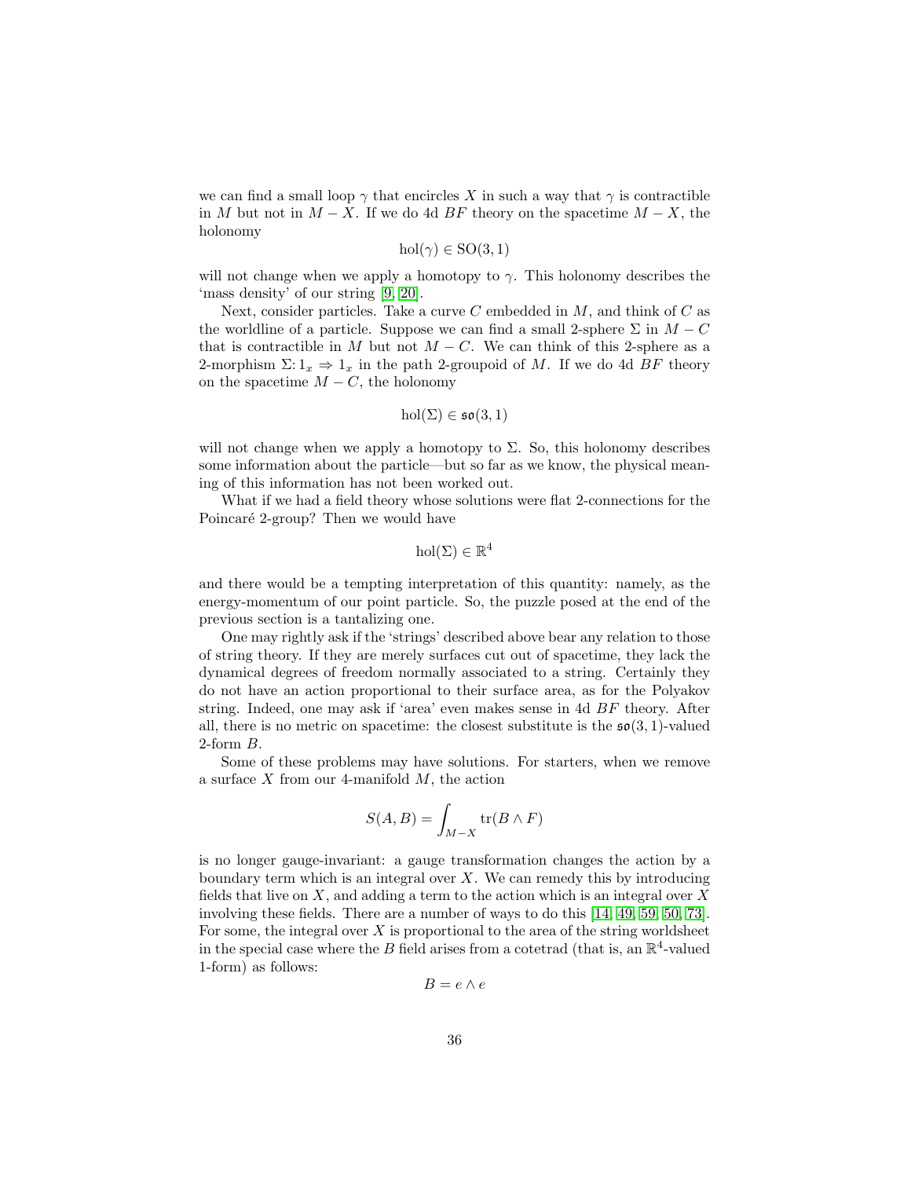we can find a small loop $\gamma$ that encircles $X$ in such a way that $\gamma$ is contractible in $M$ but not in $M - X$. If we do 4d $BF$ theory on the spacetime $M - X$, the holonomy

$$\mathrm{hol}(\gamma) \in \mathrm{SO}(3,1)$$

will not change when we apply a homotopy to $\gamma$. This holonomy describes the 'mass density' of our string [9, 20].

Next, consider particles. Take a curve $C$ embedded in $M$, and think of $C$ as the worldline of a particle. Suppose we can find a small 2-sphere $\Sigma$ in $M - C$ that is contractible in $M$ but not $M - C$. We can think of this 2-sphere as a 2-morphism $\Sigma \colon 1_x \Rightarrow 1_x$ in the path 2-groupoid of $M$. If we do 4d $BF$ theory on the spacetime $M - C$, the holonomy

$$\mathrm{hol}(\Sigma) \in \mathfrak{so}(3,1)$$

will not change when we apply a homotopy to $\Sigma$. So, this holonomy describes some information about the particle—but so far as we know, the physical meaning of this information has not been worked out.

What if we had a field theory whose solutions were flat 2-connections for the Poincaré 2-group? Then we would have

$$\mathrm{hol}(\Sigma) \in \mathbb{R}^4$$

and there would be a tempting interpretation of this quantity: namely, as the energy-momentum of our point particle. So, the puzzle posed at the end of the previous section is a tantalizing one.

One may rightly ask if the 'strings' described above bear any relation to those of string theory. If they are merely surfaces cut out of spacetime, they lack the dynamical degrees of freedom normally associated to a string. Certainly they do not have an action proportional to their surface area, as for the Polyakov string. Indeed, one may ask if 'area' even makes sense in 4d $BF$ theory. After all, there is no metric on spacetime: the closest substitute is the $\mathfrak{so}(3,1)$-valued 2-form $B$.

Some of these problems may have solutions. For starters, when we remove a surface $X$ from our 4-manifold $M$, the action

$$S(A,B) = \int_{M-X} \mathrm{tr}(B \wedge F)$$

is no longer gauge-invariant: a gauge transformation changes the action by a boundary term which is an integral over $X$. We can remedy this by introducing fields that live on $X$, and adding a term to the action which is an integral over $X$ involving these fields. There are a number of ways to do this [14, 49, 59, 50, 73]. For some, the integral over $X$ is proportional to the area of the string worldsheet in the special case where the $B$ field arises from a cotetrad (that is, an $\mathbb{R}^4$-valued 1-form) as follows:

$$B = e \wedge e$$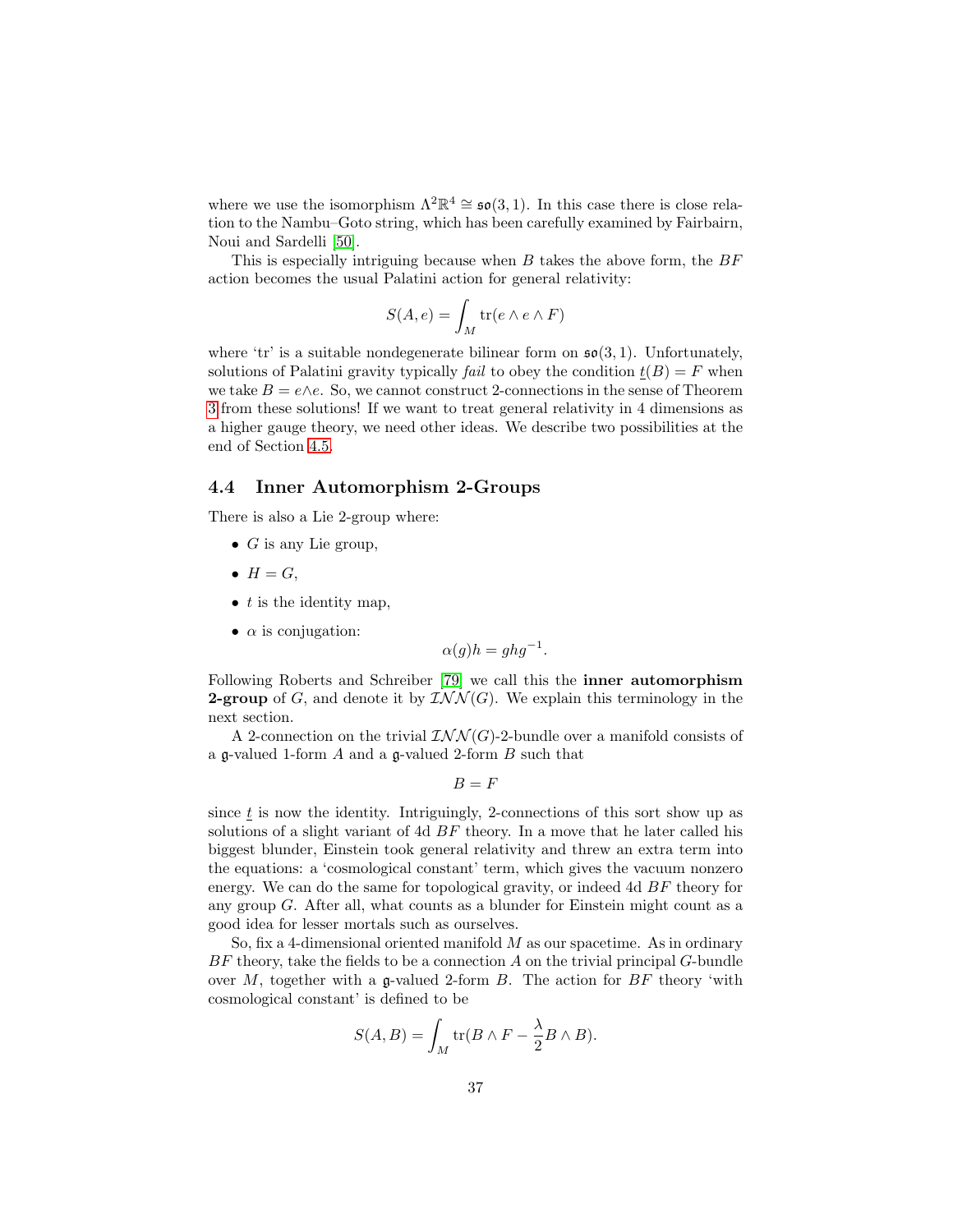where we use the isomorphism $\Lambda^2\mathbb{R}^4 \cong \mathfrak{so}(3,1)$. In this case there is close relation to the Nambu–Goto string, which has been carefully examined by Fairbairn, Noui and Sardelli [50].

This is especially intriguing because when $B$ takes the above form, the $BF$ action becomes the usual Palatini action for general relativity:

$$S(A,e) = \int_M \mathrm{tr}(e \wedge e \wedge F)$$

where 'tr' is a suitable nondegenerate bilinear form on $\mathfrak{so}(3,1)$. Unfortunately, solutions of Palatini gravity typically *fail* to obey the condition $\underline{t}(B) = F$ when we take $B = e \wedge e$. So, we cannot construct 2-connections in the sense of Theorem 3 from these solutions! If we want to treat general relativity in 4 dimensions as a higher gauge theory, we need other ideas. We describe two possibilities at the end of Section 4.5.

## 4.4 Inner Automorphism 2-Groups

There is also a Lie 2-group where:

- $G$ is any Lie group,
- $H = G$,
- $t$ is the identity map,
- $\alpha$ is conjugation:

$$\alpha(g)h = ghg^{-1}.$$

Following Roberts and Schreiber [79] we call this the **inner automorphism 2-group** of $G$, and denote it by $\mathcal{INN}(G)$. We explain this terminology in the next section.

A 2-connection on the trivial $\mathcal{INN}(G)$-2-bundle over a manifold consists of a $\mathfrak{g}$-valued 1-form $A$ and a $\mathfrak{g}$-valued 2-form $B$ such that

$$B = F$$

since $\underline{t}$ is now the identity. Intriguingly, 2-connections of this sort show up as solutions of a slight variant of 4d $BF$ theory. In a move that he later called his biggest blunder, Einstein took general relativity and threw an extra term into the equations: a 'cosmological constant' term, which gives the vacuum nonzero energy. We can do the same for topological gravity, or indeed 4d $BF$ theory for any group $G$. After all, what counts as a blunder for Einstein might count as a good idea for lesser mortals such as ourselves.

So, fix a 4-dimensional oriented manifold $M$ as our spacetime. As in ordinary $BF$ theory, take the fields to be a connection $A$ on the trivial principal $G$-bundle over $M$, together with a $\mathfrak{g}$-valued 2-form $B$. The action for $BF$ theory 'with cosmological constant' is defined to be

$$S(A,B) = \int_M \mathrm{tr}(B \wedge F - \frac{\lambda}{2} B \wedge B).$$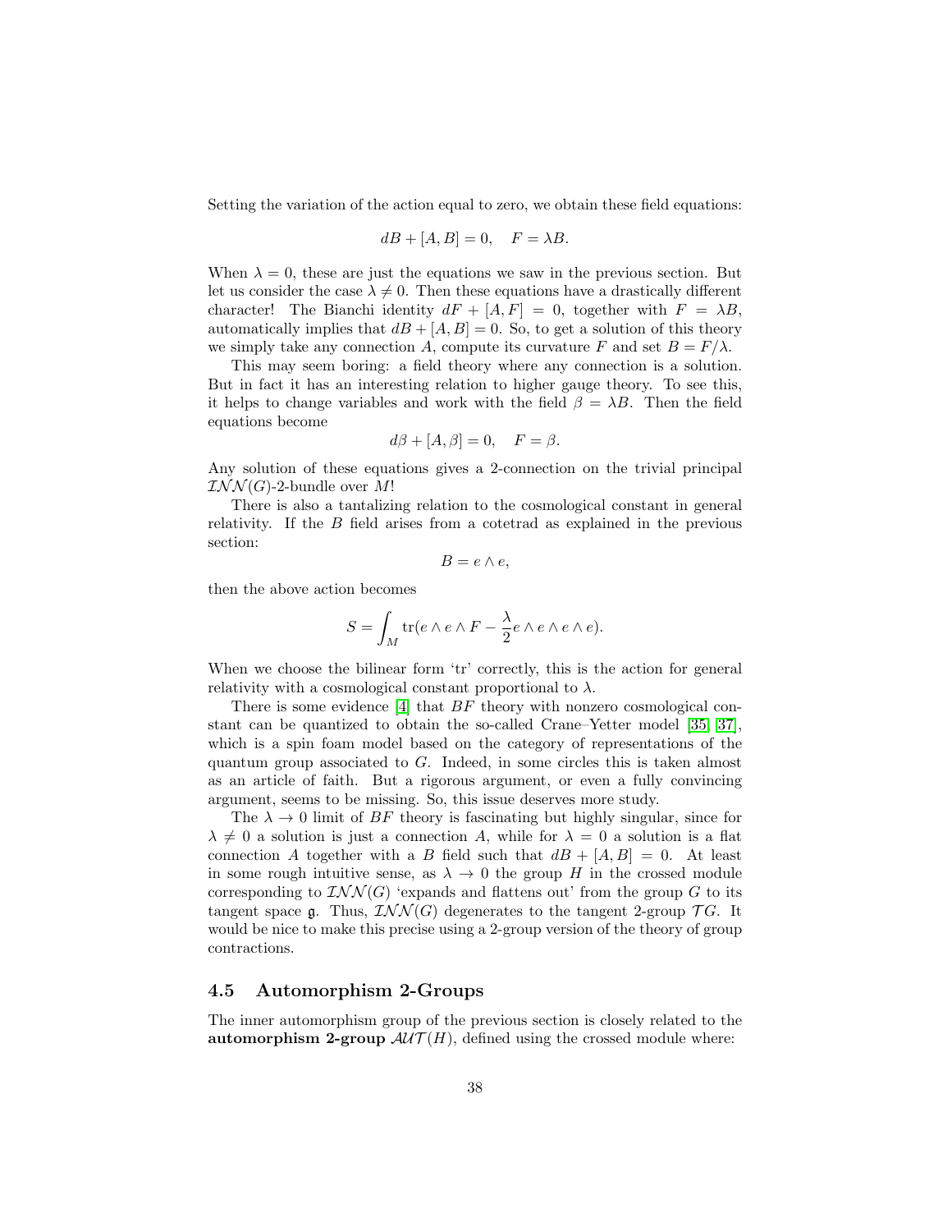Setting the variation of the action equal to zero, we obtain these field equations:

$$dB + [A, B] = 0, \quad F = \lambda B.$$

When $\lambda = 0$, these are just the equations we saw in the previous section. But let us consider the case $\lambda \neq 0$. Then these equations have a drastically different character! The Bianchi identity $dF + [A, F] = 0$, together with $F = \lambda B$, automatically implies that $dB + [A, B] = 0$. So, to get a solution of this theory we simply take any connection $A$, compute its curvature $F$ and set $B = F/\lambda$.

This may seem boring: a field theory where any connection is a solution. But in fact it has an interesting relation to higher gauge theory. To see this, it helps to change variables and work with the field $\beta = \lambda B$. Then the field equations become

$$d\beta + [A, \beta] = 0, \quad F = \beta.$$

Any solution of these equations gives a 2-connection on the trivial principal $\mathcal{INN}(G)$-2-bundle over $M$!

There is also a tantalizing relation to the cosmological constant in general relativity. If the $B$ field arises from a cotetrad as explained in the previous section:

$$B = e \wedge e,$$

then the above action becomes

$$S = \int_M \mathrm{tr}(e \wedge e \wedge F - \frac{\lambda}{2} e \wedge e \wedge e \wedge e).$$

When we choose the bilinear form 'tr' correctly, this is the action for general relativity with a cosmological constant proportional to $\lambda$.

There is some evidence [4] that $BF$ theory with nonzero cosmological constant can be quantized to obtain the so-called Crane–Yetter model [35, 37], which is a spin foam model based on the category of representations of the quantum group associated to $G$. Indeed, in some circles this is taken almost as an article of faith. But a rigorous argument, or even a fully convincing argument, seems to be missing. So, this issue deserves more study.

The $\lambda \to 0$ limit of $BF$ theory is fascinating but highly singular, since for $\lambda \neq 0$ a solution is just a connection $A$, while for $\lambda = 0$ a solution is a flat connection $A$ together with a $B$ field such that $dB + [A, B] = 0$. At least in some rough intuitive sense, as $\lambda \to 0$ the group $H$ in the crossed module corresponding to $\mathcal{INN}(G)$ 'expands and flattens out' from the group $G$ to its tangent space $\mathfrak{g}$. Thus, $\mathcal{INN}(G)$ degenerates to the tangent 2-group $\mathcal{T}G$. It would be nice to make this precise using a 2-group version of the theory of group contractions.

### 4.5 Automorphism 2-Groups

The inner automorphism group of the previous section is closely related to the **automorphism 2-group** $\mathcal{AUT}(H)$, defined using the crossed module where: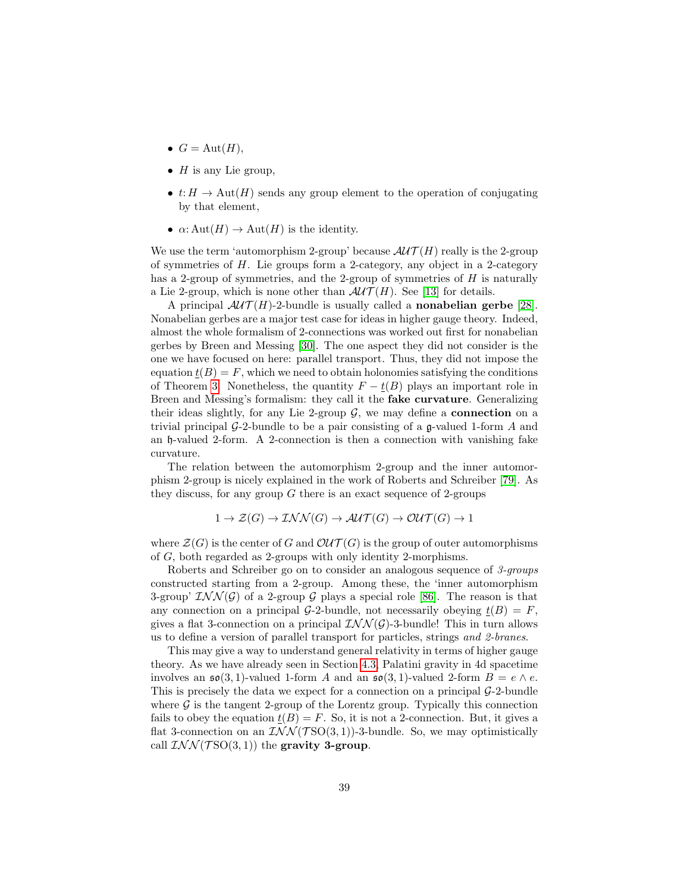- $G = \mathrm{Aut}(H)$,
- $H$ is any Lie group,
- $t\colon H \to \mathrm{Aut}(H)$ sends any group element to the operation of conjugating by that element,
- $\alpha\colon \mathrm{Aut}(H) \to \mathrm{Aut}(H)$ is the identity.

We use the term 'automorphism 2-group' because $\mathcal{AUT}(H)$ really is the 2-group of symmetries of $H$. Lie groups form a 2-category, any object in a 2-category has a 2-group of symmetries, and the 2-group of symmetries of $H$ is naturally a Lie 2-group, which is none other than $\mathcal{AUT}(H)$. See [13] for details.

A principal $\mathcal{AUT}(H)$-2-bundle is usually called a **nonabelian gerbe** [28]. Nonabelian gerbes are a major test case for ideas in higher gauge theory. Indeed, almost the whole formalism of 2-connections was worked out first for nonabelian gerbes by Breen and Messing [30]. The one aspect they did not consider is the one we have focused on here: parallel transport. Thus, they did not impose the equation $\underline{t}(B) = F$, which we need to obtain holonomies satisfying the conditions of Theorem 3. Nonetheless, the quantity $F - \underline{t}(B)$ plays an important role in Breen and Messing's formalism: they call it the **fake curvature**. Generalizing their ideas slightly, for any Lie 2-group $\mathcal{G}$, we may define a **connection** on a trivial principal $\mathcal{G}$-2-bundle to be a pair consisting of a $\mathfrak{g}$-valued 1-form $A$ and an $\mathfrak{h}$-valued 2-form. A 2-connection is then a connection with vanishing fake curvature.

The relation between the automorphism 2-group and the inner automorphism 2-group is nicely explained in the work of Roberts and Schreiber [79]. As they discuss, for any group $G$ there is an exact sequence of 2-groups

$$1 \to \mathcal{Z}(G) \to \mathcal{INN}(G) \to \mathcal{AUT}(G) \to \mathcal{OUT}(G) \to 1$$

where $\mathcal{Z}(G)$ is the center of $G$ and $\mathcal{OUT}(G)$ is the group of outer automorphisms of $G$, both regarded as 2-groups with only identity 2-morphisms.

Roberts and Schreiber go on to consider an analogous sequence of *3-groups* constructed starting from a 2-group. Among these, the 'inner automorphism 3-group' $\mathcal{INN}(\mathcal{G})$ of a 2-group $\mathcal{G}$ plays a special role [86]. The reason is that any connection on a principal $\mathcal{G}$-2-bundle, not necessarily obeying $\underline{t}(B) = F$, gives a flat 3-connection on a principal $\mathcal{INN}(\mathcal{G})$-3-bundle! This in turn allows us to define a version of parallel transport for particles, strings *and 2-branes*.

This may give a way to understand general relativity in terms of higher gauge theory. As we have already seen in Section 4.3, Palatini gravity in 4d spacetime involves an $\mathfrak{so}(3,1)$-valued 1-form $A$ and an $\mathfrak{so}(3,1)$-valued 2-form $B = e \wedge e$. This is precisely the data we expect for a connection on a principal $\mathcal{G}$-2-bundle where $\mathcal{G}$ is the tangent 2-group of the Lorentz group. Typically this connection fails to obey the equation $\underline{t}(B) = F$. So, it is not a 2-connection. But, it gives a flat 3-connection on an $\mathcal{INN}(\mathcal{T}\mathrm{SO}(3,1))$-3-bundle. So, we may optimistically call $\mathcal{INN}(\mathcal{T}\mathrm{SO}(3,1))$ the **gravity 3-group**.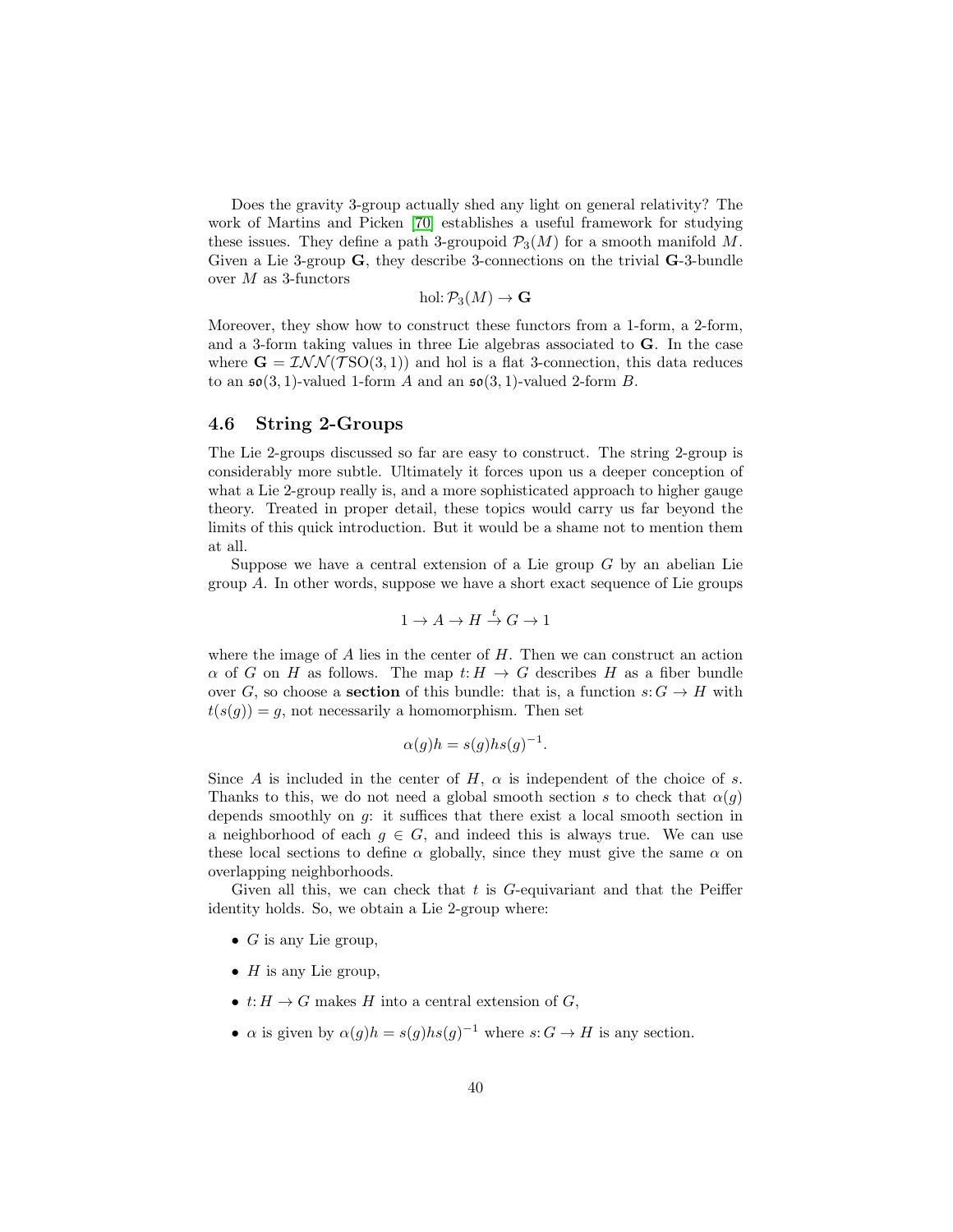Does the gravity 3-group actually shed any light on general relativity? The work of Martins and Picken [70] establishes a useful framework for studying these issues. They define a path 3-groupoid $\mathcal{P}_3(M)$ for a smooth manifold $M$. Given a Lie 3-group $\mathbf{G}$, they describe 3-connections on the trivial $\mathbf{G}$-3-bundle over $M$ as 3-functors

$$\mathrm{hol}\colon \mathcal{P}_3(M) \to \mathbf{G}$$

Moreover, they show how to construct these functors from a 1-form, a 2-form, and a 3-form taking values in three Lie algebras associated to $\mathbf{G}$. In the case where $\mathbf{G} = \mathcal{INN}(\mathcal{T}\mathrm{SO}(3,1))$ and hol is a flat 3-connection, this data reduces to an $\mathfrak{so}(3,1)$-valued 1-form $A$ and an $\mathfrak{so}(3,1)$-valued 2-form $B$.

## 4.6 String 2-Groups

The Lie 2-groups discussed so far are easy to construct. The string 2-group is considerably more subtle. Ultimately it forces upon us a deeper conception of what a Lie 2-group really is, and a more sophisticated approach to higher gauge theory. Treated in proper detail, these topics would carry us far beyond the limits of this quick introduction. But it would be a shame not to mention them at all.

Suppose we have a central extension of a Lie group $G$ by an abelian Lie group $A$. In other words, suppose we have a short exact sequence of Lie groups

$$1 \to A \to H \xrightarrow{t} G \to 1$$

where the image of $A$ lies in the center of $H$. Then we can construct an action $\alpha$ of $G$ on $H$ as follows. The map $t\colon H \to G$ describes $H$ as a fiber bundle over $G$, so choose a **section** of this bundle: that is, a function $s\colon G \to H$ with $t(s(g)) = g$, not necessarily a homomorphism. Then set

$$\alpha(g)h = s(g)hs(g)^{-1}.$$

Since $A$ is included in the center of $H$, $\alpha$ is independent of the choice of $s$. Thanks to this, we do not need a global smooth section $s$ to check that $\alpha(g)$ depends smoothly on $g$: it suffices that there exist a local smooth section in a neighborhood of each $g \in G$, and indeed this is always true. We can use these local sections to define $\alpha$ globally, since they must give the same $\alpha$ on overlapping neighborhoods.

Given all this, we can check that $t$ is $G$-equivariant and that the Peiffer identity holds. So, we obtain a Lie 2-group where:

- $G$ is any Lie group,
- $H$ is any Lie group,
- $t\colon H \to G$ makes $H$ into a central extension of $G$,
- $\alpha$ is given by $\alpha(g)h = s(g)hs(g)^{-1}$ where $s\colon G \to H$ is any section.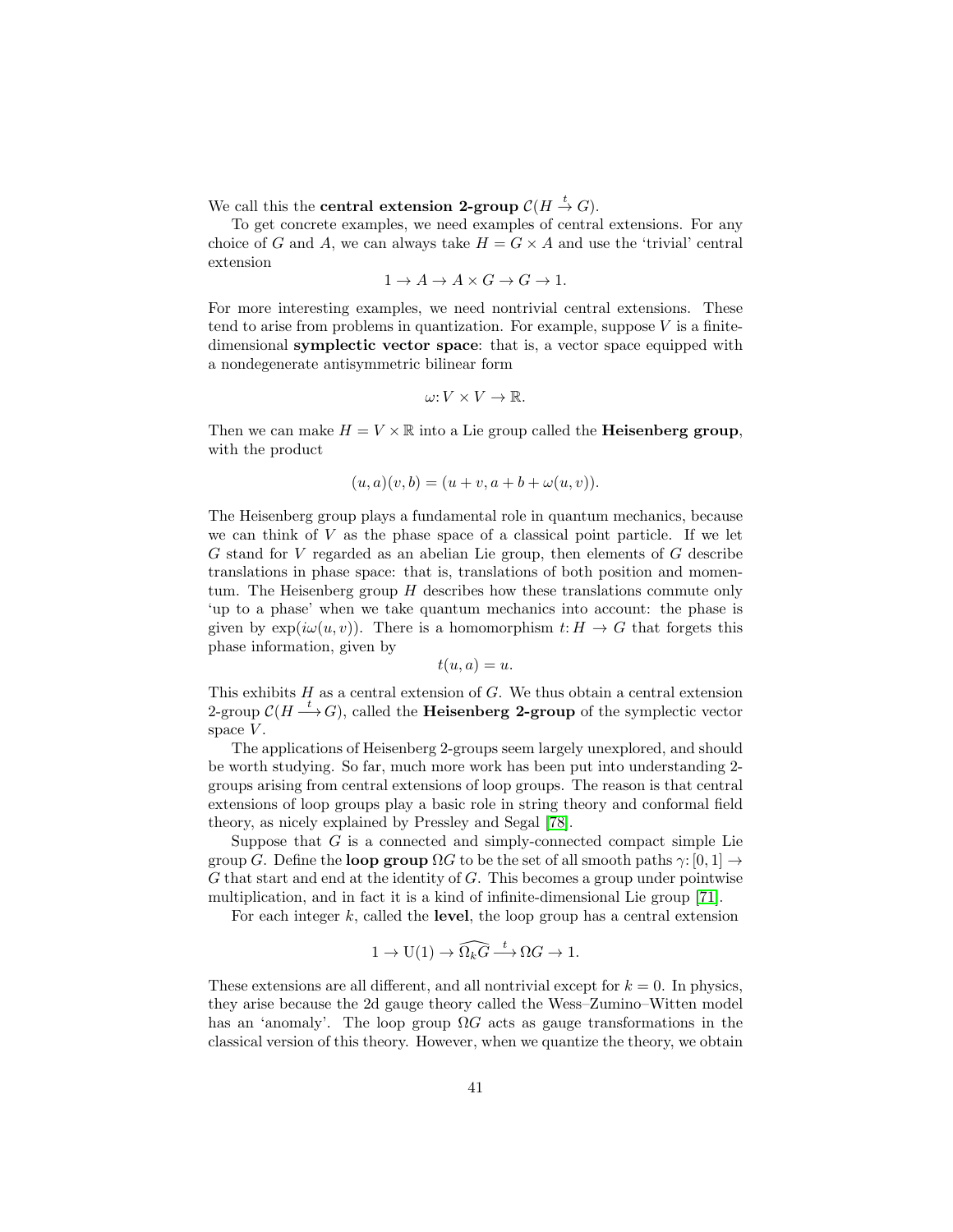We call this the **central extension 2-group** $\mathcal{C}(H \xrightarrow{t} G)$.

To get concrete examples, we need examples of central extensions. For any choice of $G$ and $A$, we can always take $H = G \times A$ and use the 'trivial' central extension

$$1 \to A \to A \times G \to G \to 1.$$

For more interesting examples, we need nontrivial central extensions. These tend to arise from problems in quantization. For example, suppose $V$ is a finite-dimensional **symplectic vector space**: that is, a vector space equipped with a nondegenerate antisymmetric bilinear form

$$\omega \colon V \times V \to \mathbb{R}.$$

Then we can make $H = V \times \mathbb{R}$ into a Lie group called the **Heisenberg group**, with the product

$$(u, a)(v, b) = (u + v, a + b + \omega(u, v)).$$

The Heisenberg group plays a fundamental role in quantum mechanics, because we can think of $V$ as the phase space of a classical point particle. If we let $G$ stand for $V$ regarded as an abelian Lie group, then elements of $G$ describe translations in phase space: that is, translations of both position and momentum. The Heisenberg group $H$ describes how these translations commute only 'up to a phase' when we take quantum mechanics into account: the phase is given by $\exp(i\omega(u, v))$. There is a homomorphism $t \colon H \to G$ that forgets this phase information, given by

$$t(u, a) = u.$$

This exhibits $H$ as a central extension of $G$. We thus obtain a central extension 2-group $\mathcal{C}(H \xrightarrow{t} G)$, called the **Heisenberg 2-group** of the symplectic vector space $V$.

The applications of Heisenberg 2-groups seem largely unexplored, and should be worth studying. So far, much more work has been put into understanding 2-groups arising from central extensions of loop groups. The reason is that central extensions of loop groups play a basic role in string theory and conformal field theory, as nicely explained by Pressley and Segal [78].

Suppose that $G$ is a connected and simply-connected compact simple Lie group $G$. Define the **loop group** $\Omega G$ to be the set of all smooth paths $\gamma \colon [0, 1] \to G$ that start and end at the identity of $G$. This becomes a group under pointwise multiplication, and in fact it is a kind of infinite-dimensional Lie group [71].

For each integer $k$, called the **level**, the loop group has a central extension

$$1 \to \mathrm{U}(1) \to \widehat{\Omega_k G} \xrightarrow{t} \Omega G \to 1.$$

These extensions are all different, and all nontrivial except for $k = 0$. In physics, they arise because the 2d gauge theory called the Wess–Zumino–Witten model has an 'anomaly'. The loop group $\Omega G$ acts as gauge transformations in the classical version of this theory. However, when we quantize the theory, we obtain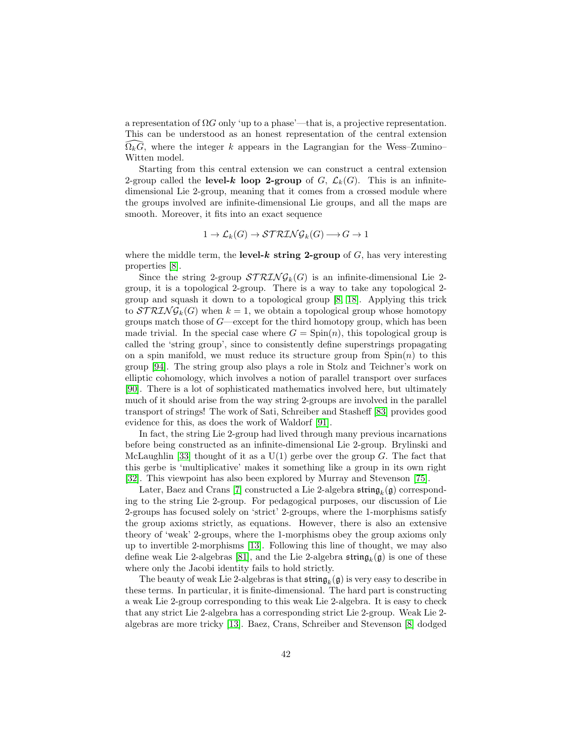a representation of $\Omega G$ only 'up to a phase'—that is, a projective representation. This can be understood as an honest representation of the central extension $\widehat{\Omega_k G}$, where the integer $k$ appears in the Lagrangian for the Wess–Zumino–Witten model.

Starting from this central extension we can construct a central extension 2-group called the **level-$k$ loop 2-group** of $G$, $\mathcal{L}_k(G)$. This is an infinite-dimensional Lie 2-group, meaning that it comes from a crossed module where the groups involved are infinite-dimensional Lie groups, and all the maps are smooth. Moreover, it fits into an exact sequence

$$1 \to \mathcal{L}_k(G) \to \mathcal{STRINGG}_k(G) \longrightarrow G \to 1$$

where the middle term, the **level-$k$ string 2-group** of $G$, has very interesting properties [8].

Since the string 2-group $\mathcal{STRINGG}_k(G)$ is an infinite-dimensional Lie 2-group, it is a topological 2-group. There is a way to take any topological 2-group and squash it down to a topological group [8, 18]. Applying this trick to $\mathcal{STRINGG}_k(G)$ when $k = 1$, we obtain a topological group whose homotopy groups match those of $G$—except for the third homotopy group, which has been made trivial. In the special case where $G = \mathrm{Spin}(n)$, this topological group is called the 'string group', since to consistently define superstrings propagating on a spin manifold, we must reduce its structure group from $\mathrm{Spin}(n)$ to this group [94]. The string group also plays a role in Stolz and Teichner's work on elliptic cohomology, which involves a notion of parallel transport over surfaces [90]. There is a lot of sophisticated mathematics involved here, but ultimately much of it should arise from the way string 2-groups are involved in the parallel transport of strings! The work of Sati, Schreiber and Stasheff [83] provides good evidence for this, as does the work of Waldorf [91].

In fact, the string Lie 2-group had lived through many previous incarnations before being constructed as an infinite-dimensional Lie 2-group. Brylinski and McLaughlin [33] thought of it as a $\mathrm{U}(1)$ gerbe over the group $G$. The fact that this gerbe is 'multiplicative' makes it something like a group in its own right [32]. This viewpoint has also been explored by Murray and Stevenson [75].

Later, Baez and Crans [7] constructed a Lie 2-algebra $\mathfrak{string}_k(\mathfrak{g})$ corresponding to the string Lie 2-group. For pedagogical purposes, our discussion of Lie 2-groups has focused solely on 'strict' 2-groups, where the 1-morphisms satisfy the group axioms strictly, as equations. However, there is also an extensive theory of 'weak' 2-groups, where the 1-morphisms obey the group axioms only up to invertible 2-morphisms [13]. Following this line of thought, we may also define weak Lie 2-algebras [81], and the Lie 2-algebra $\mathfrak{string}_k(\mathfrak{g})$ is one of these where only the Jacobi identity fails to hold strictly.

The beauty of weak Lie 2-algebras is that $\mathfrak{string}_k(\mathfrak{g})$ is very easy to describe in these terms. In particular, it is finite-dimensional. The hard part is constructing a weak Lie 2-group corresponding to this weak Lie 2-algebra. It is easy to check that any strict Lie 2-algebra has a corresponding strict Lie 2-group. Weak Lie 2-algebras are more tricky [13]. Baez, Crans, Schreiber and Stevenson [8] dodged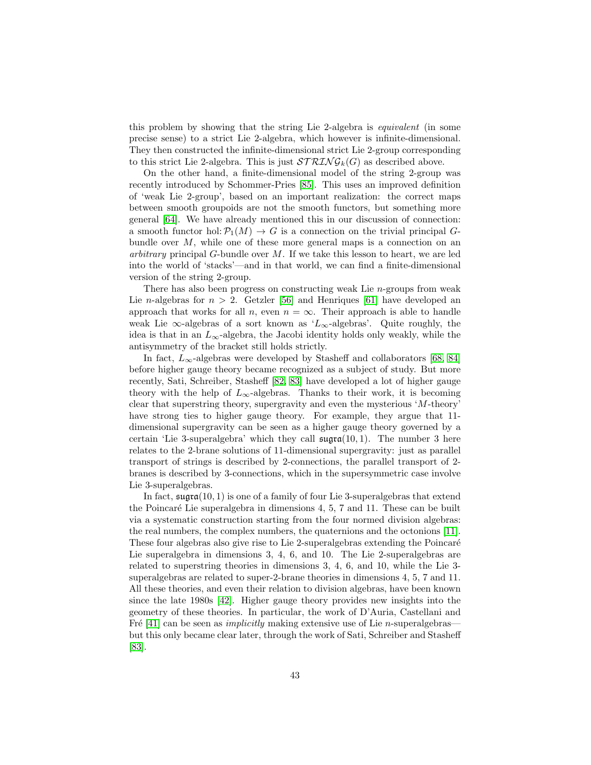this problem by showing that the string Lie 2-algebra is *equivalent* (in some precise sense) to a strict Lie 2-algebra, which however is infinite-dimensional. They then constructed the infinite-dimensional strict Lie 2-group corresponding to this strict Lie 2-algebra. This is just $\mathcal{STRING}_k(G)$ as described above.

On the other hand, a finite-dimensional model of the string 2-group was recently introduced by Schommer-Pries [85]. This uses an improved definition of 'weak Lie 2-group', based on an important realization: the correct maps between smooth groupoids are not the smooth functors, but something more general [64]. We have already mentioned this in our discussion of connection: a smooth functor hol: $\mathcal{P}_1(M) \to G$ is a connection on the trivial principal $G$-bundle over $M$, while one of these more general maps is a connection on an *arbitrary* principal $G$-bundle over $M$. If we take this lesson to heart, we are led into the world of 'stacks'—and in that world, we can find a finite-dimensional version of the string 2-group.

There has also been progress on constructing weak Lie $n$-groups from weak Lie $n$-algebras for $n > 2$. Getzler [56] and Henriques [61] have developed an approach that works for all $n$, even $n = \infty$. Their approach is able to handle weak Lie $\infty$-algebras of a sort known as '$L_\infty$-algebras'. Quite roughly, the idea is that in an $L_\infty$-algebra, the Jacobi identity holds only weakly, while the antisymmetry of the bracket still holds strictly.

In fact, $L_\infty$-algebras were developed by Stasheff and collaborators [68, 84] before higher gauge theory became recognized as a subject of study. But more recently, Sati, Schreiber, Stasheff [82, 83] have developed a lot of higher gauge theory with the help of $L_\infty$-algebras. Thanks to their work, it is becoming clear that superstring theory, supergravity and even the mysterious '$M$-theory' have strong ties to higher gauge theory. For example, they argue that 11-dimensional supergravity can be seen as a higher gauge theory governed by a certain 'Lie 3-superalgebra' which they call $\mathfrak{sugra}(10, 1)$. The number 3 here relates to the 2-brane solutions of 11-dimensional supergravity: just as parallel transport of strings is described by 2-connections, the parallel transport of 2-branes is described by 3-connections, which in the supersymmetric case involve Lie 3-superalgebras.

In fact, $\mathfrak{sugra}(10, 1)$ is one of a family of four Lie 3-superalgebras that extend the Poincaré Lie superalgebra in dimensions 4, 5, 7 and 11. These can be built via a systematic construction starting from the four normed division algebras: the real numbers, the complex numbers, the quaternions and the octonions [11]. These four algebras also give rise to Lie 2-superalgebras extending the Poincaré Lie superalgebra in dimensions 3, 4, 6, and 10. The Lie 2-superalgebras are related to superstring theories in dimensions 3, 4, 6, and 10, while the Lie 3-superalgebras are related to super-2-brane theories in dimensions 4, 5, 7 and 11. All these theories, and even their relation to division algebras, have been known since the late 1980s [42]. Higher gauge theory provides new insights into the geometry of these theories. In particular, the work of D'Auria, Castellani and Fré [41] can be seen as *implicitly* making extensive use of Lie $n$-superalgebras—but this only became clear later, through the work of Sati, Schreiber and Stasheff [83].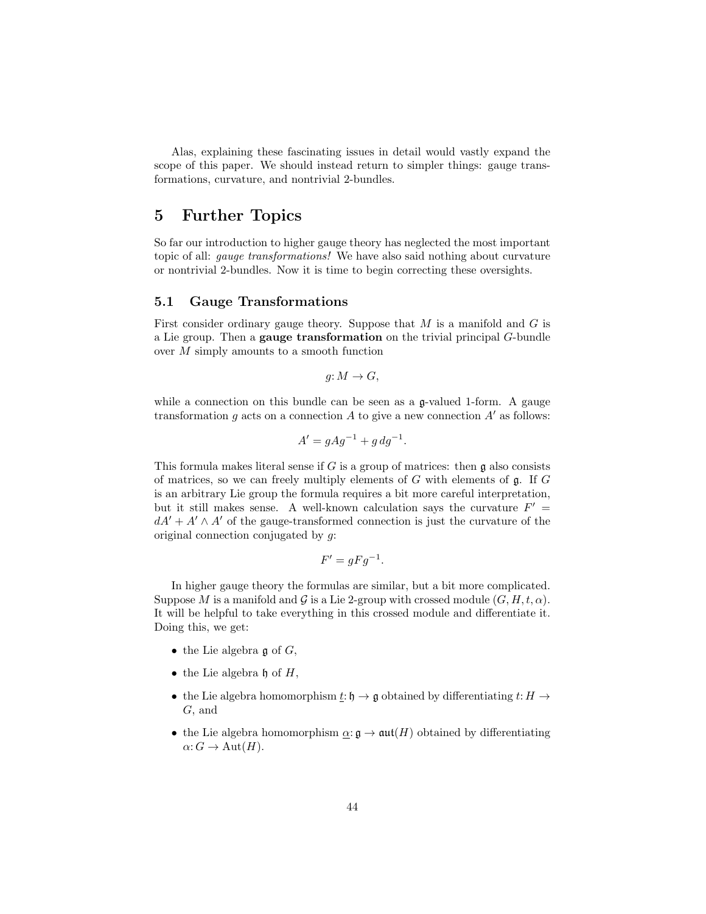Alas, explaining these fascinating issues in detail would vastly expand the scope of this paper. We should instead return to simpler things: gauge transformations, curvature, and nontrivial 2-bundles.

# 5 Further Topics

So far our introduction to higher gauge theory has neglected the most important topic of all: *gauge transformations!* We have also said nothing about curvature or nontrivial 2-bundles. Now it is time to begin correcting these oversights.

## 5.1 Gauge Transformations

First consider ordinary gauge theory. Suppose that $M$ is a manifold and $G$ is a Lie group. Then a **gauge transformation** on the trivial principal $G$-bundle over $M$ simply amounts to a smooth function

$$g\colon M \to G,$$

while a connection on this bundle can be seen as a $\mathfrak{g}$-valued 1-form. A gauge transformation $g$ acts on a connection $A$ to give a new connection $A'$ as follows:

$$A' = gAg^{-1} + g\,dg^{-1}.$$

This formula makes literal sense if $G$ is a group of matrices: then $\mathfrak{g}$ also consists of matrices, so we can freely multiply elements of $G$ with elements of $\mathfrak{g}$. If $G$ is an arbitrary Lie group the formula requires a bit more careful interpretation, but it still makes sense. A well-known calculation says the curvature $F' = dA' + A' \wedge A'$ of the gauge-transformed connection is just the curvature of the original connection conjugated by $g$:

$$F' = gFg^{-1}.$$

In higher gauge theory the formulas are similar, but a bit more complicated. Suppose $M$ is a manifold and $\mathcal{G}$ is a Lie 2-group with crossed module $(G, H, t, \alpha)$. It will be helpful to take everything in this crossed module and differentiate it. Doing this, we get:

- the Lie algebra $\mathfrak{g}$ of $G$,
- the Lie algebra $\mathfrak{h}$ of $H$,
- the Lie algebra homomorphism $\underline{t}\colon \mathfrak{h} \to \mathfrak{g}$ obtained by differentiating $t\colon H \to G$, and
- the Lie algebra homomorphism $\underline{\alpha}\colon \mathfrak{g} \to \mathfrak{aut}(H)$ obtained by differentiating $\alpha\colon G \to \mathrm{Aut}(H)$.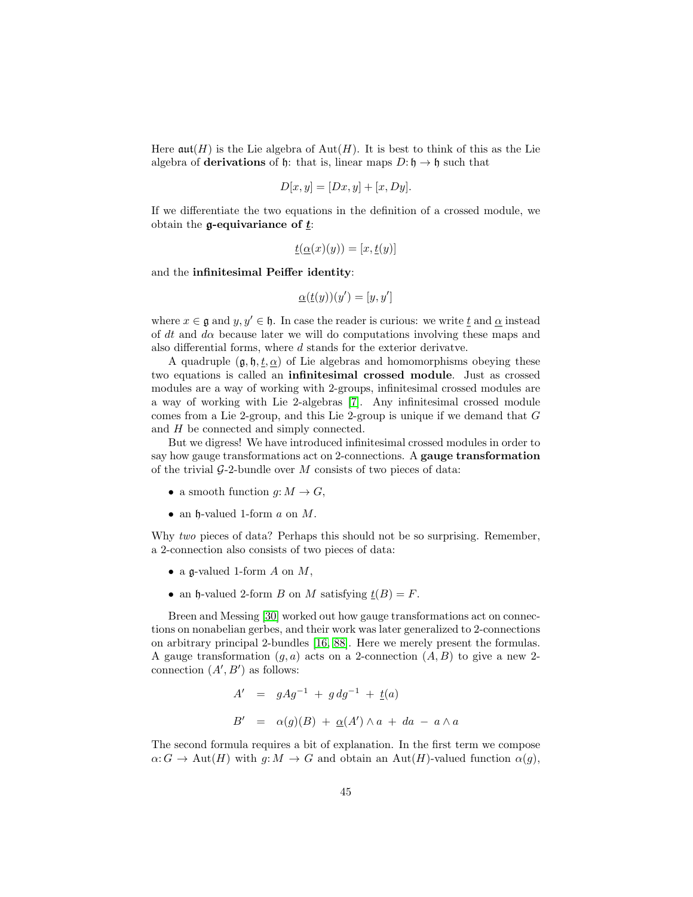Here $\mathfrak{aut}(H)$ is the Lie algebra of $\mathrm{Aut}(H)$. It is best to think of this as the Lie algebra of **derivations** of $\mathfrak{h}$: that is, linear maps $D\colon \mathfrak{h} \to \mathfrak{h}$ such that

$$D[x, y] = [Dx, y] + [x, Dy].$$

If we differentiate the two equations in the definition of a crossed module, we obtain the **$\mathfrak{g}$-equivariance of $\underline{t}$**:

$$\underline{t}(\underline{\alpha}(x)(y)) = [x, \underline{t}(y)]$$

and the **infinitesimal Peiffer identity**:

$$\underline{\alpha}(\underline{t}(y))(y') = [y, y']$$

where $x \in \mathfrak{g}$ and $y, y' \in \mathfrak{h}$. In case the reader is curious: we write $\underline{t}$ and $\underline{\alpha}$ instead of $dt$ and $d\alpha$ because later we will do computations involving these maps and also differential forms, where $d$ stands for the exterior derivatve.

A quadruple $(\mathfrak{g}, \mathfrak{h}, \underline{t}, \underline{\alpha})$ of Lie algebras and homomorphisms obeying these two equations is called an **infinitesimal crossed module**. Just as crossed modules are a way of working with 2-groups, infinitesimal crossed modules are a way of working with Lie 2-algebras [7]. Any infinitesimal crossed module comes from a Lie 2-group, and this Lie 2-group is unique if we demand that $G$ and $H$ be connected and simply connected.

But we digress! We have introduced infinitesimal crossed modules in order to say how gauge transformations act on 2-connections. A **gauge transformation** of the trivial $\mathcal{G}$-2-bundle over $M$ consists of two pieces of data:

- a smooth function $g\colon M \to G$,
- an $\mathfrak{h}$-valued 1-form $a$ on $M$.

Why *two* pieces of data? Perhaps this should not be so surprising. Remember, a 2-connection also consists of two pieces of data:

- a $\mathfrak{g}$-valued 1-form $A$ on $M$,
- an $\mathfrak{h}$-valued 2-form $B$ on $M$ satisfying $\underline{t}(B) = F$.

Breen and Messing [30] worked out how gauge transformations act on connections on nonabelian gerbes, and their work was later generalized to 2-connections on arbitrary principal 2-bundles [16, 88]. Here we merely present the formulas. A gauge transformation $(g, a)$ acts on a 2-connection $(A, B)$ to give a new 2-connection $(A', B')$ as follows:

$$\begin{aligned} A' &= gAg^{-1} \;+\; g\,dg^{-1} \;+\; \underline{t}(a) \\ B' &= \alpha(g)(B) \;+\; \underline{\alpha}(A') \wedge a \;+\; da \;-\; a \wedge a \end{aligned}$$

The second formula requires a bit of explanation. In the first term we compose $\alpha\colon G \to \mathrm{Aut}(H)$ with $g\colon M \to G$ and obtain an $\mathrm{Aut}(H)$-valued function $\alpha(g)$,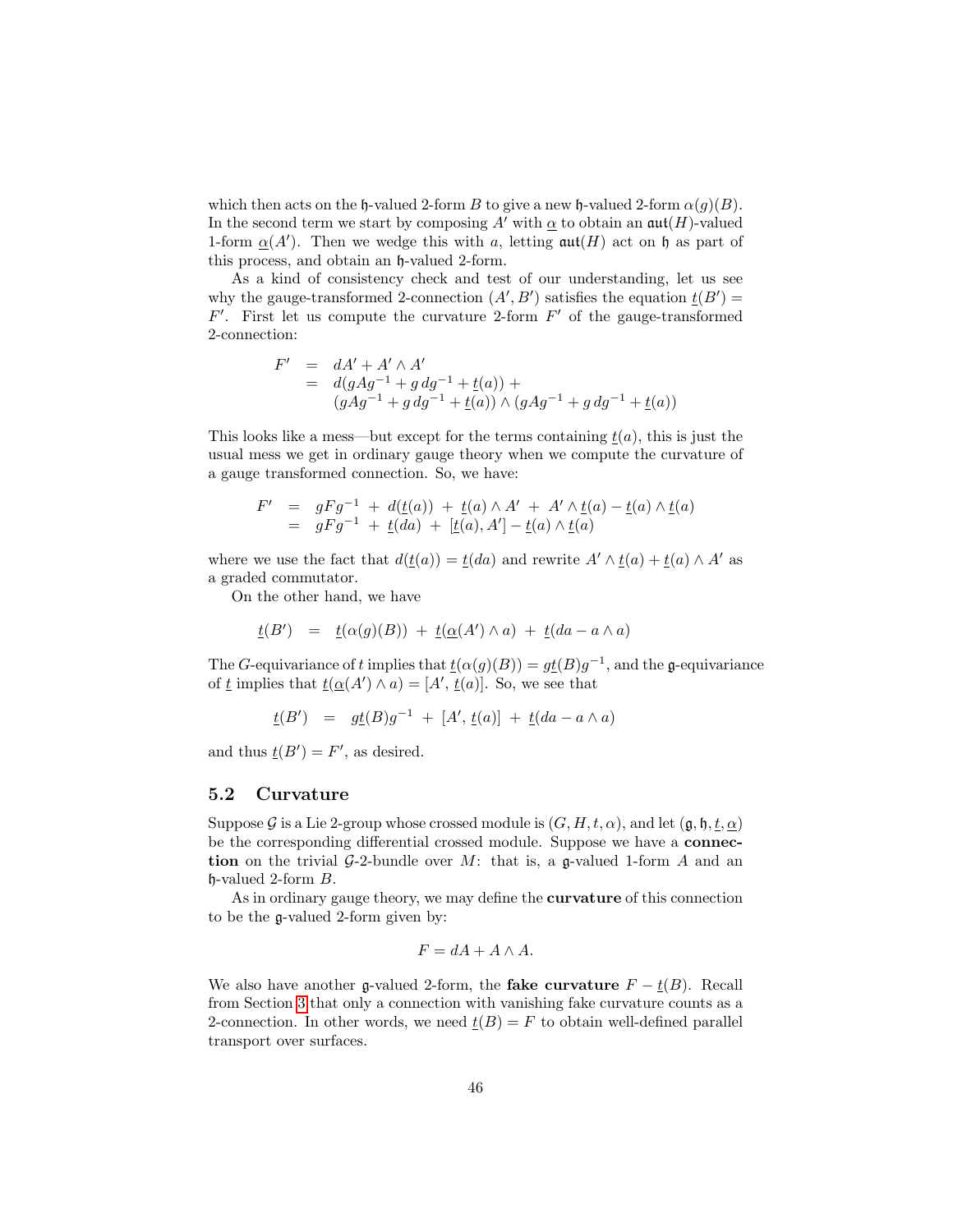which then acts on the $\mathfrak{h}$-valued 2-form $B$ to give a new $\mathfrak{h}$-valued 2-form $\alpha(g)(B)$. In the second term we start by composing $A'$ with $\underline{\alpha}$ to obtain an $\mathfrak{aut}(H)$-valued 1-form $\underline{\alpha}(A')$. Then we wedge this with $a$, letting $\mathfrak{aut}(H)$ act on $\mathfrak{h}$ as part of this process, and obtain an $\mathfrak{h}$-valued 2-form.

As a kind of consistency check and test of our understanding, let us see why the gauge-transformed 2-connection $(A', B')$ satisfies the equation $\underline{t}(B') = F'$. First let us compute the curvature 2-form $F'$ of the gauge-transformed 2-connection:

$$\begin{aligned} F' &= dA' + A' \wedge A' \\ &= d(gAg^{-1} + g\,dg^{-1} + \underline{t}(a)) + \\ &\quad (gAg^{-1} + g\,dg^{-1} + \underline{t}(a)) \wedge (gAg^{-1} + g\,dg^{-1} + \underline{t}(a)) \end{aligned}$$

This looks like a mess—but except for the terms containing $\underline{t}(a)$, this is just the usual mess we get in ordinary gauge theory when we compute the curvature of a gauge transformed connection. So, we have:

$$\begin{aligned} F' &= gFg^{-1} \;+\; d(\underline{t}(a)) \;+\; \underline{t}(a) \wedge A' \;+\; A' \wedge \underline{t}(a) - \underline{t}(a) \wedge \underline{t}(a) \\ &= gFg^{-1} \;+\; \underline{t}(da) \;+\; [\underline{t}(a), A'] - \underline{t}(a) \wedge \underline{t}(a) \end{aligned}$$

where we use the fact that $d(\underline{t}(a)) = \underline{t}(da)$ and rewrite $A' \wedge \underline{t}(a) + \underline{t}(a) \wedge A'$ as a graded commutator.

On the other hand, we have

$$\underline{t}(B') \;\;=\;\; \underline{t}(\alpha(g)(B)) \;+\; \underline{t}(\underline{\alpha}(A') \wedge a) \;+\; \underline{t}(da - a \wedge a)$$

The $G$-equivariance of $t$ implies that $\underline{t}(\alpha(g)(B)) = g\underline{t}(B)g^{-1}$, and the $\mathfrak{g}$-equivariance of $\underline{t}$ implies that $\underline{t}(\underline{\alpha}(A') \wedge a) = [A', \underline{t}(a)]$. So, we see that

$$\underline{t}(B') \;\;=\;\; g\underline{t}(B)g^{-1} \;+\; [A', \underline{t}(a)] \;+\; \underline{t}(da - a \wedge a)$$

and thus $\underline{t}(B') = F'$, as desired.

### 5.2 Curvature

Suppose $\mathcal{G}$ is a Lie 2-group whose crossed module is $(G, H, t, \alpha)$, and let $(\mathfrak{g}, \mathfrak{h}, \underline{t}, \underline{\alpha})$ be the corresponding differential crossed module. Suppose we have a **connection** on the trivial $\mathcal{G}$-2-bundle over $M$: that is, a $\mathfrak{g}$-valued 1-form $A$ and an $\mathfrak{h}$-valued 2-form $B$.

As in ordinary gauge theory, we may define the **curvature** of this connection to be the $\mathfrak{g}$-valued 2-form given by:

$$F = dA + A \wedge A.$$

We also have another $\mathfrak{g}$-valued 2-form, the **fake curvature** $F - \underline{t}(B)$. Recall from Section 3 that only a connection with vanishing fake curvature counts as a 2-connection. In other words, we need $\underline{t}(B) = F$ to obtain well-defined parallel transport over surfaces.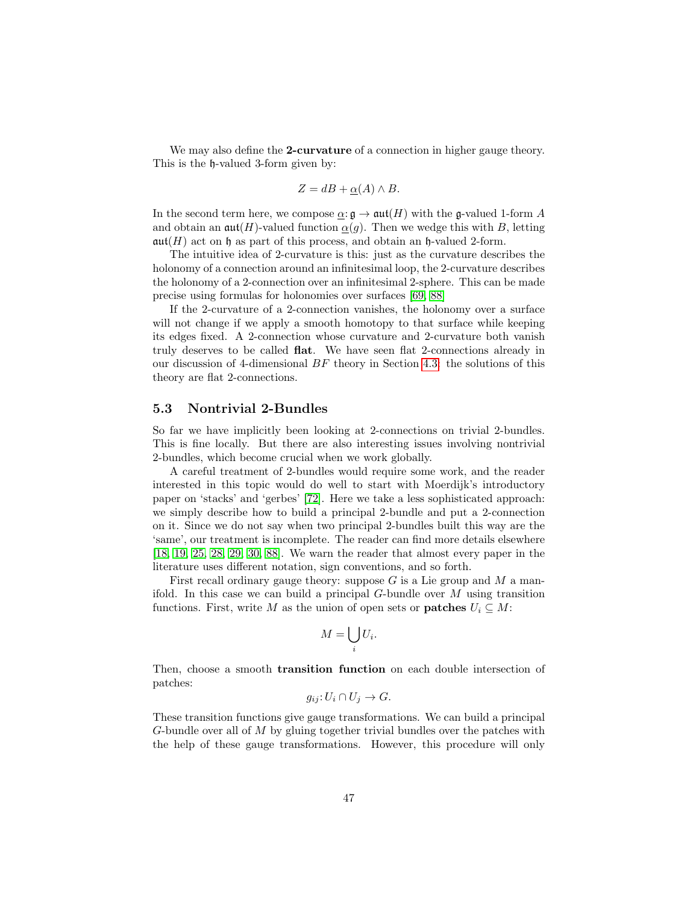We may also define the **2-curvature** of a connection in higher gauge theory. This is the $\mathfrak{h}$-valued 3-form given by:

$$Z = dB + \underline{\alpha}(A) \wedge B.$$

In the second term here, we compose $\underline{\alpha}\colon \mathfrak{g} \to \mathfrak{aut}(H)$ with the $\mathfrak{g}$-valued 1-form $A$ and obtain an $\mathfrak{aut}(H)$-valued function $\underline{\alpha}(g)$. Then we wedge this with $B$, letting $\mathfrak{aut}(H)$ act on $\mathfrak{h}$ as part of this process, and obtain an $\mathfrak{h}$-valued 2-form.

The intuitive idea of 2-curvature is this: just as the curvature describes the holonomy of a connection around an infinitesimal loop, the 2-curvature describes the holonomy of a 2-connection over an infinitesimal 2-sphere. This can be made precise using formulas for holonomies over surfaces [69, 88]

If the 2-curvature of a 2-connection vanishes, the holonomy over a surface will not change if we apply a smooth homotopy to that surface while keeping its edges fixed. A 2-connection whose curvature and 2-curvature both vanish truly deserves to be called **flat**. We have seen flat 2-connections already in our discussion of 4-dimensional $BF$ theory in Section 4.3: the solutions of this theory are flat 2-connections.

## 5.3 Nontrivial 2-Bundles

So far we have implicitly been looking at 2-connections on trivial 2-bundles. This is fine locally. But there are also interesting issues involving nontrivial 2-bundles, which become crucial when we work globally.

A careful treatment of 2-bundles would require some work, and the reader interested in this topic would do well to start with Moerdijk's introductory paper on 'stacks' and 'gerbes' [72]. Here we take a less sophisticated approach: we simply describe how to build a principal 2-bundle and put a 2-connection on it. Since we do not say when two principal 2-bundles built this way are the 'same', our treatment is incomplete. The reader can find more details elsewhere [18, 19, 25, 28, 29, 30, 88]. We warn the reader that almost every paper in the literature uses different notation, sign conventions, and so forth.

First recall ordinary gauge theory: suppose $G$ is a Lie group and $M$ a manifold. In this case we can build a principal $G$-bundle over $M$ using transition functions. First, write $M$ as the union of open sets or **patches** $U_i \subseteq M$:

$$M = \bigcup_i U_i.$$

Then, choose a smooth **transition function** on each double intersection of patches:

$$g_{ij}\colon U_i \cap U_j \to G.$$

These transition functions give gauge transformations. We can build a principal $G$-bundle over all of $M$ by gluing together trivial bundles over the patches with the help of these gauge transformations. However, this procedure will only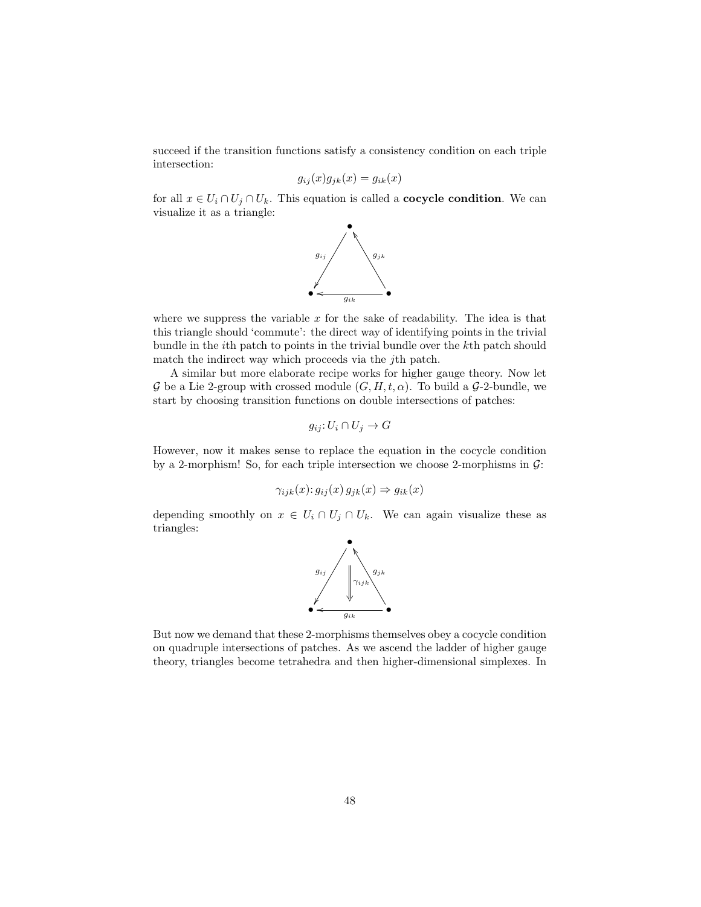succeed if the transition functions satisfy a consistency condition on each triple intersection:

$$g_{ij}(x)g_{jk}(x) = g_{ik}(x)$$

for all $x \in U_i \cap U_j \cap U_k$. This equation is called a **cocycle condition**. We can visualize it as a triangle:

$$\begin{array}{ccc} & \bullet & \\ {\scriptstyle g_{ij}} \swarrow & & \nwarrow {\scriptstyle g_{jk}} \\ \bullet & \xleftarrow[g_{ik}]{} & \bullet \end{array}$$

where we suppress the variable $x$ for the sake of readability. The idea is that this triangle should 'commute': the direct way of identifying points in the trivial bundle in the $i$th patch to points in the trivial bundle over the $k$th patch should match the indirect way which proceeds via the $j$th patch.

A similar but more elaborate recipe works for higher gauge theory. Now let $\mathcal{G}$ be a Lie 2-group with crossed module $(G, H, t, \alpha)$. To build a $\mathcal{G}$-2-bundle, we start by choosing transition functions on double intersections of patches:

$$g_{ij}: U_i \cap U_j \to G$$

However, now it makes sense to replace the equation in the cocycle condition by a 2-morphism! So, for each triple intersection we choose 2-morphisms in $\mathcal{G}$:

$$\gamma_{ijk}(x): g_{ij}(x)\, g_{jk}(x) \Rightarrow g_{ik}(x)$$

depending smoothly on $x \in U_i \cap U_j \cap U_k$. We can again visualize these as triangles:

$$\begin{array}{ccc} & \bullet & \\ {\scriptstyle g_{ij}} \swarrow & \Downarrow \gamma_{ijk} & \nwarrow {\scriptstyle g_{jk}} \\ \bullet & \xleftarrow[g_{ik}]{} & \bullet \end{array}$$

But now we demand that these 2-morphisms themselves obey a cocycle condition on quadruple intersections of patches. As we ascend the ladder of higher gauge theory, triangles become tetrahedra and then higher-dimensional simplexes. In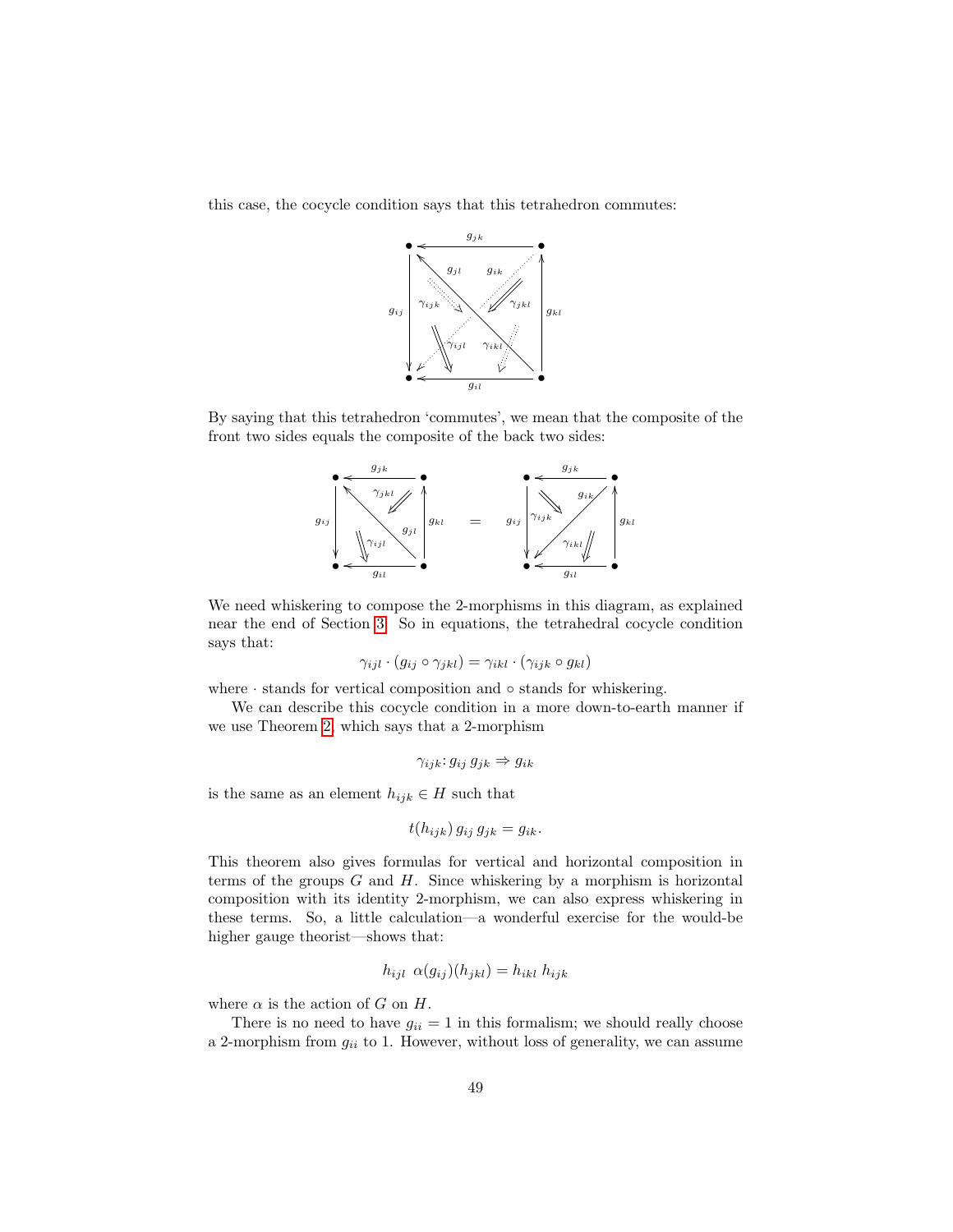this case, the cocycle condition says that this tetrahedron commutes:

By saying that this tetrahedron 'commutes', we mean that the composite of the front two sides equals the composite of the back two sides:

We need whiskering to compose the 2-morphisms in this diagram, as explained near the end of Section 3. So in equations, the tetrahedral cocycle condition says that:

$$\gamma_{ijl} \cdot (g_{ij} \circ \gamma_{jkl}) = \gamma_{ikl} \cdot (\gamma_{ijk} \circ g_{kl})$$

where $\cdot$ stands for vertical composition and $\circ$ stands for whiskering.

We can describe this cocycle condition in a more down-to-earth manner if we use Theorem 2, which says that a 2-morphism

$$\gamma_{ijk} \colon g_{ij}\, g_{jk} \Rightarrow g_{ik}$$

is the same as an element $h_{ijk} \in H$ such that

$$t(h_{ijk})\, g_{ij}\, g_{jk} = g_{ik}.$$

This theorem also gives formulas for vertical and horizontal composition in terms of the groups $G$ and $H$. Since whiskering by a morphism is horizontal composition with its identity 2-morphism, we can also express whiskering in these terms. So, a little calculation—a wonderful exercise for the would-be higher gauge theorist—shows that:

$$h_{ijl}\ \alpha(g_{ij})(h_{jkl}) = h_{ikl}\ h_{ijk}$$

where $\alpha$ is the action of $G$ on $H$.

There is no need to have $g_{ii} = 1$ in this formalism; we should really choose a 2-morphism from $g_{ii}$ to 1. However, without loss of generality, we can assume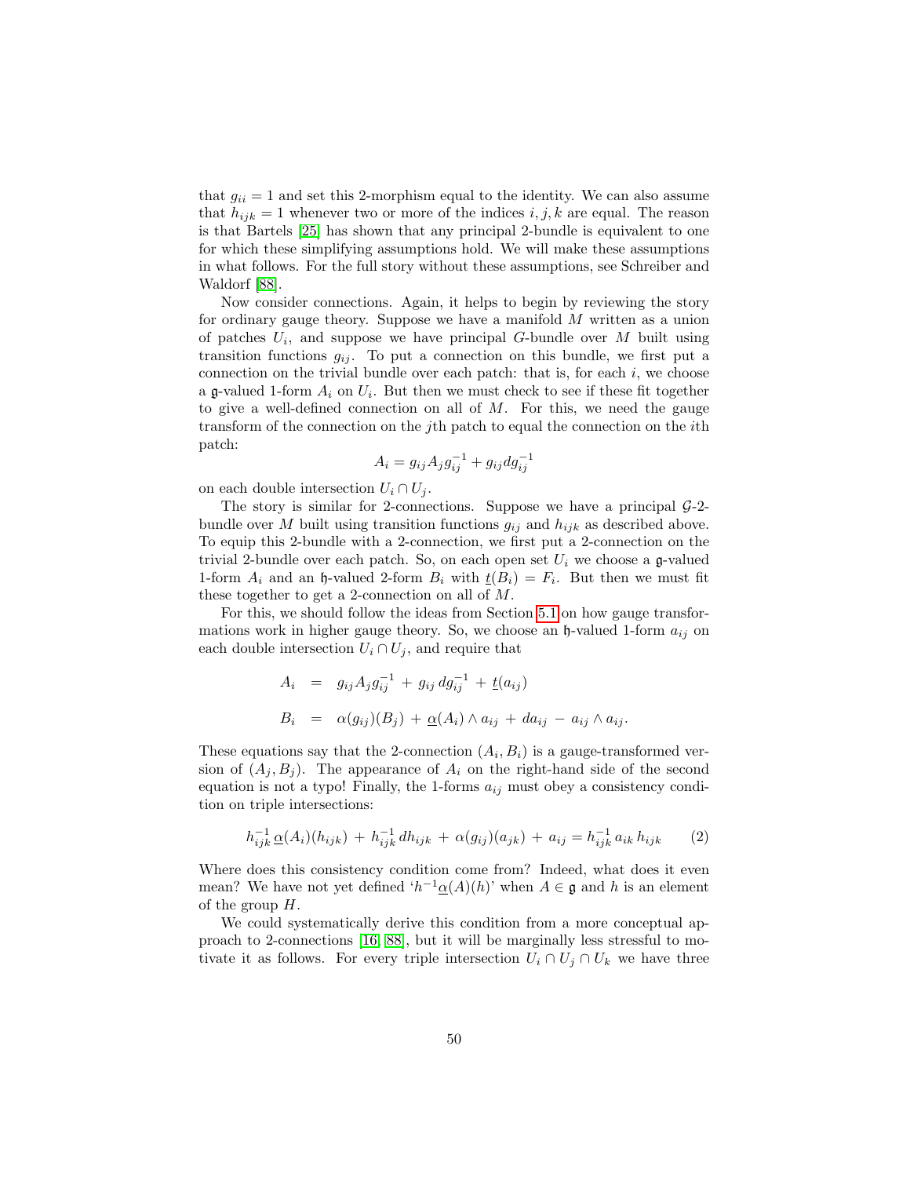that $g_{ii} = 1$ and set this 2-morphism equal to the identity. We can also assume that $h_{ijk} = 1$ whenever two or more of the indices $i, j, k$ are equal. The reason is that Bartels [25] has shown that any principal 2-bundle is equivalent to one for which these simplifying assumptions hold. We will make these assumptions in what follows. For the full story without these assumptions, see Schreiber and Waldorf [88].

Now consider connections. Again, it helps to begin by reviewing the story for ordinary gauge theory. Suppose we have a manifold $M$ written as a union of patches $U_i$, and suppose we have principal $G$-bundle over $M$ built using transition functions $g_{ij}$. To put a connection on this bundle, we first put a connection on the trivial bundle over each patch: that is, for each $i$, we choose a $\mathfrak{g}$-valued 1-form $A_i$ on $U_i$. But then we must check to see if these fit together to give a well-defined connection on all of $M$. For this, we need the gauge transform of the connection on the $j$th patch to equal the connection on the $i$th patch:

$$A_i = g_{ij} A_j g_{ij}^{-1} + g_{ij} dg_{ij}^{-1}$$

on each double intersection $U_i \cap U_j$.

The story is similar for 2-connections. Suppose we have a principal $\mathcal{G}$-2-bundle over $M$ built using transition functions $g_{ij}$ and $h_{ijk}$ as described above. To equip this 2-bundle with a 2-connection, we first put a 2-connection on the trivial 2-bundle over each patch. So, on each open set $U_i$ we choose a $\mathfrak{g}$-valued 1-form $A_i$ and an $\mathfrak{h}$-valued 2-form $B_i$ with $\underline{t}(B_i) = F_i$. But then we must fit these together to get a 2-connection on all of $M$.

For this, we should follow the ideas from Section 5.1 on how gauge transformations work in higher gauge theory. So, we choose an $\mathfrak{h}$-valued 1-form $a_{ij}$ on each double intersection $U_i \cap U_j$, and require that

$$\begin{aligned} A_i &= g_{ij} A_j g_{ij}^{-1} + g_{ij}\, dg_{ij}^{-1} + \underline{t}(a_{ij}) \\ B_i &= \alpha(g_{ij})(B_j) + \underline{\alpha}(A_i) \wedge a_{ij} + da_{ij} - a_{ij} \wedge a_{ij}. \end{aligned}$$

These equations say that the 2-connection $(A_i, B_i)$ is a gauge-transformed version of $(A_j, B_j)$. The appearance of $A_i$ on the right-hand side of the second equation is not a typo! Finally, the 1-forms $a_{ij}$ must obey a consistency condition on triple intersections:

$$h_{ijk}^{-1}\, \underline{\alpha}(A_i)(h_{ijk}) + h_{ijk}^{-1}\, dh_{ijk} + \alpha(g_{ij})(a_{jk}) + a_{ij} = h_{ijk}^{-1}\, a_{ik}\, h_{ijk} \qquad (2)$$

Where does this consistency condition come from? Indeed, what does it even mean? We have not yet defined '$h^{-1}\underline{\alpha}(A)(h)$' when $A \in \mathfrak{g}$ and $h$ is an element of the group $H$.

We could systematically derive this condition from a more conceptual approach to 2-connections [16, 88], but it will be marginally less stressful to motivate it as follows. For every triple intersection $U_i \cap U_j \cap U_k$ we have three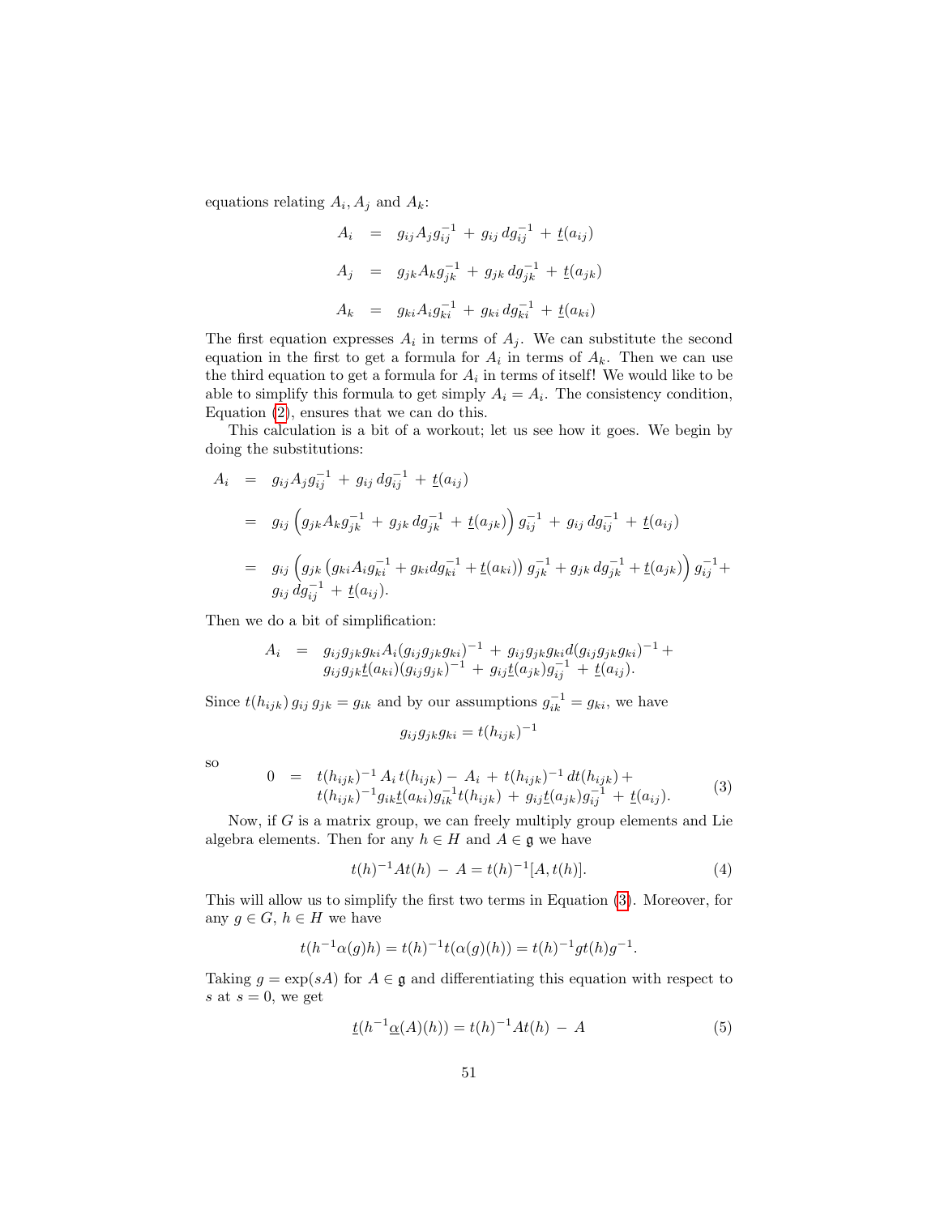equations relating $A_i, A_j$ and $A_k$:

$$
\begin{aligned}
A_i &= g_{ij} A_j g_{ij}^{-1} + g_{ij}\, dg_{ij}^{-1} + \underline{t}(a_{ij}) \\
A_j &= g_{jk} A_k g_{jk}^{-1} + g_{jk}\, dg_{jk}^{-1} + \underline{t}(a_{jk}) \\
A_k &= g_{ki} A_i g_{ki}^{-1} + g_{ki}\, dg_{ki}^{-1} + \underline{t}(a_{ki})
\end{aligned}
$$

The first equation expresses $A_i$ in terms of $A_j$. We can substitute the second equation in the first to get a formula for $A_i$ in terms of $A_k$. Then we can use the third equation to get a formula for $A_i$ in terms of itself! We would like to be able to simplify this formula to get simply $A_i = A_i$. The consistency condition, Equation (2), ensures that we can do this.

This calculation is a bit of a workout; let us see how it goes. We begin by doing the substitutions:

$$
\begin{aligned}
A_i &= g_{ij} A_j g_{ij}^{-1} + g_{ij}\, dg_{ij}^{-1} + \underline{t}(a_{ij}) \\
&= g_{ij} \left( g_{jk} A_k g_{jk}^{-1} + g_{jk}\, dg_{jk}^{-1} + \underline{t}(a_{jk}) \right) g_{ij}^{-1} + g_{ij}\, dg_{ij}^{-1} + \underline{t}(a_{ij}) \\
&= g_{ij} \left( g_{jk} \left( g_{ki} A_i g_{ki}^{-1} + g_{ki} dg_{ki}^{-1} + \underline{t}(a_{ki}) \right) g_{jk}^{-1} + g_{jk}\, dg_{jk}^{-1} + \underline{t}(a_{jk}) \right) g_{ij}^{-1} + \\
&\quad\; g_{ij}\, dg_{ij}^{-1} + \underline{t}(a_{ij}).
\end{aligned}
$$

Then we do a bit of simplification:

$$
\begin{aligned}
A_i &= g_{ij} g_{jk} g_{ki} A_i (g_{ij} g_{jk} g_{ki})^{-1} + g_{ij} g_{jk} g_{ki} d(g_{ij} g_{jk} g_{ki})^{-1} + \\
&\quad\; g_{ij} g_{jk} \underline{t}(a_{ki}) (g_{ij} g_{jk})^{-1} + g_{ij} \underline{t}(a_{jk}) g_{ij}^{-1} + \underline{t}(a_{ij}).
\end{aligned}
$$

Since $t(h_{ijk})\, g_{ij}\, g_{jk} = g_{ik}$ and by our assumptions $g_{ik}^{-1} = g_{ki}$, we have

$$
g_{ij} g_{jk} g_{ki} = t(h_{ijk})^{-1}
$$

so

$$
\begin{aligned}
0 &= t(h_{ijk})^{-1} A_i\, t(h_{ijk}) - A_i + t(h_{ijk})^{-1}\, dt(h_{ijk}) + \\
&\quad\; t(h_{ijk})^{-1} g_{ik} \underline{t}(a_{ki}) g_{ik}^{-1} t(h_{ijk}) + g_{ij} \underline{t}(a_{jk}) g_{ij}^{-1} + \underline{t}(a_{ij}).
\end{aligned}
\tag{3}
$$

Now, if $G$ is a matrix group, we can freely multiply group elements and Lie algebra elements. Then for any $h \in H$ and $A \in \mathfrak{g}$ we have

$$
t(h)^{-1} A t(h) - A = t(h)^{-1} [A, t(h)]. \tag{4}
$$

This will allow us to simplify the first two terms in Equation (3). Moreover, for any $g \in G$, $h \in H$ we have

$$
t(h^{-1} \alpha(g) h) = t(h)^{-1} t(\alpha(g)(h)) = t(h)^{-1} g t(h) g^{-1}.
$$

Taking $g = \exp(sA)$ for $A \in \mathfrak{g}$ and differentiating this equation with respect to $s$ at $s = 0$, we get

$$
\underline{t}(h^{-1} \underline{\alpha}(A)(h)) = t(h)^{-1} A t(h) - A \tag{5}
$$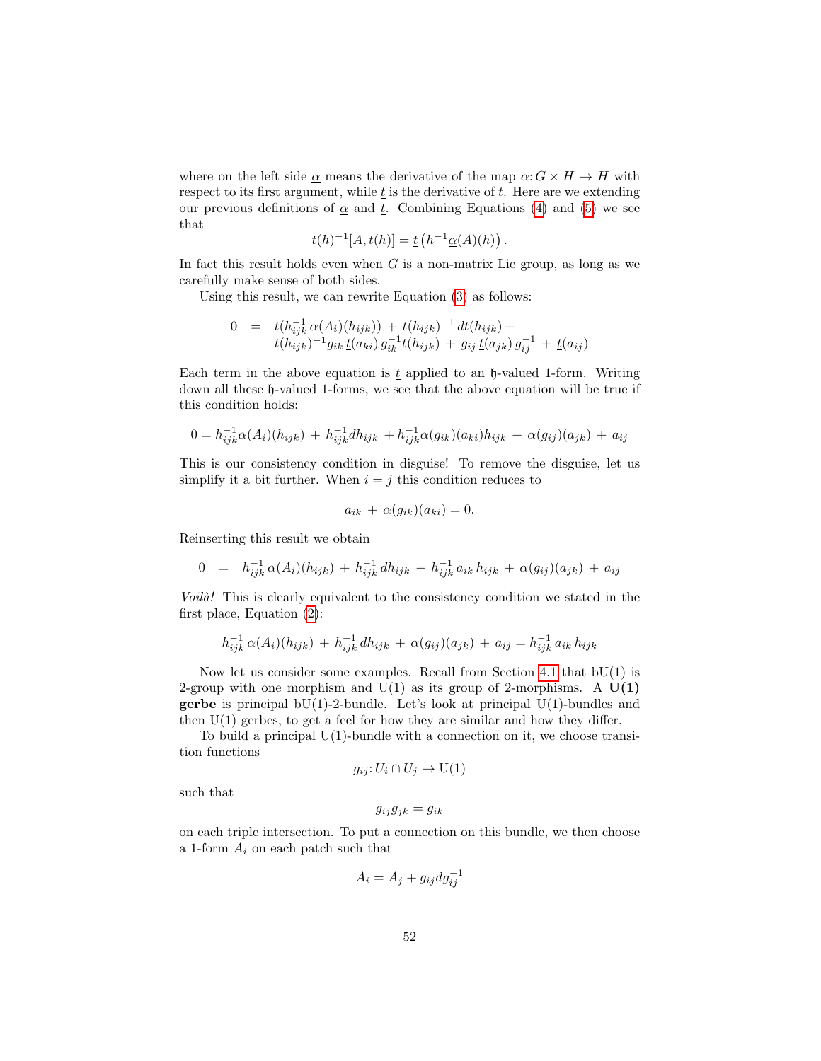where on the left side $\underline{\alpha}$ means the derivative of the map $\alpha: G \times H \to H$ with respect to its first argument, while $\underline{t}$ is the derivative of $t$. Here are we extending our previous definitions of $\underline{\alpha}$ and $\underline{t}$. Combining Equations (4) and (5) we see that

$$t(h)^{-1}[A, t(h)] = \underline{t}\left(h^{-1}\underline{\alpha}(A)(h)\right).$$

In fact this result holds even when $G$ is a non-matrix Lie group, as long as we carefully make sense of both sides.

Using this result, we can rewrite Equation (3) as follows:

$$\begin{aligned} 0 \;\; = \;\; & \underline{t}(h_{ijk}^{-1}\, \underline{\alpha}(A_i)(h_{ijk})) \, + \, t(h_{ijk})^{-1}\, dt(h_{ijk}) \, + \\ & t(h_{ijk})^{-1} g_{ik}\, \underline{t}(a_{ki})\, g_{ik}^{-1} t(h_{ijk}) \, + \, g_{ij}\, \underline{t}(a_{jk})\, g_{ij}^{-1} \, + \, \underline{t}(a_{ij}) \end{aligned}$$

Each term in the above equation is $\underline{t}$ applied to an $\mathfrak{h}$-valued 1-form. Writing down all these $\mathfrak{h}$-valued 1-forms, we see that the above equation will be true if this condition holds:

$$0 = h_{ijk}^{-1}\underline{\alpha}(A_i)(h_{ijk}) \, + \, h_{ijk}^{-1} dh_{ijk} \, + h_{ijk}^{-1}\alpha(g_{ik})(a_{ki})h_{ijk} \, + \, \alpha(g_{ij})(a_{jk}) \, + \, a_{ij}$$

This is our consistency condition in disguise! To remove the disguise, let us simplify it a bit further. When $i = j$ this condition reduces to

$$a_{ik} \, + \, \alpha(g_{ik})(a_{ki}) = 0.$$

Reinserting this result we obtain

$$0 \;\; = \;\; h_{ijk}^{-1}\, \underline{\alpha}(A_i)(h_{ijk}) \, + \, h_{ijk}^{-1}\, dh_{ijk} \, - \, h_{ijk}^{-1}\, a_{ik}\, h_{ijk} \, + \, \alpha(g_{ij})(a_{jk}) \, + \, a_{ij}$$

*Voilà!* This is clearly equivalent to the consistency condition we stated in the first place, Equation (2):

$$h_{ijk}^{-1}\, \underline{\alpha}(A_i)(h_{ijk}) \, + \, h_{ijk}^{-1}\, dh_{ijk} \, + \, \alpha(g_{ij})(a_{jk}) \, + \, a_{ij} = h_{ijk}^{-1}\, a_{ik}\, h_{ijk}$$

Now let us consider some examples. Recall from Section 4.1 that bU(1) is 2-group with one morphism and U(1) as its group of 2-morphisms. A **U(1) gerbe** is principal bU(1)-2-bundle. Let's look at principal U(1)-bundles and then U(1) gerbes, to get a feel for how they are similar and how they differ.

To build a principal U(1)-bundle with a connection on it, we choose transition functions

$$g_{ij}: U_i \cap U_j \to \mathrm{U}(1)$$

such that

$$g_{ij} g_{jk} = g_{ik}$$

on each triple intersection. To put a connection on this bundle, we then choose a 1-form $A_i$ on each patch such that

$$A_i = A_j + g_{ij} dg_{ij}^{-1}$$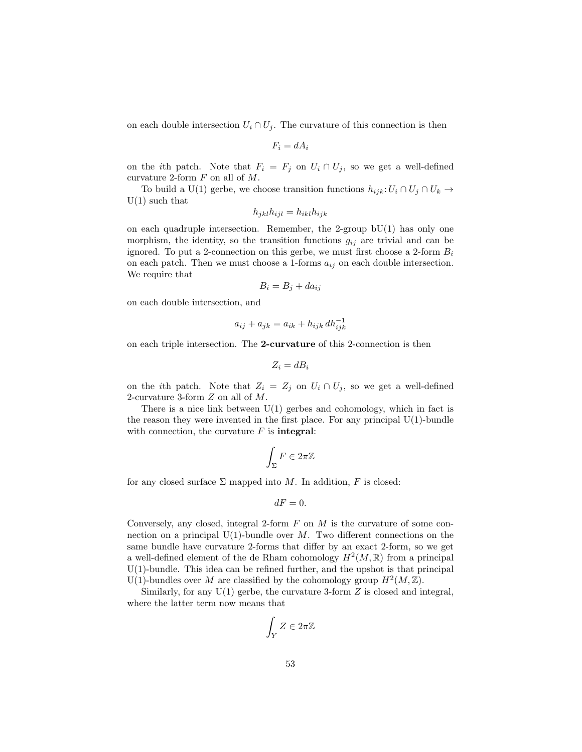on each double intersection $U_i \cap U_j$. The curvature of this connection is then

$$F_i = dA_i$$

on the $i$th patch. Note that $F_i = F_j$ on $U_i \cap U_j$, so we get a well-defined curvature 2-form $F$ on all of $M$.

To build a U(1) gerbe, we choose transition functions $h_{ijk}: U_i \cap U_j \cap U_k \to \mathrm{U}(1)$ such that

$$h_{jkl} h_{ijl} = h_{ikl} h_{ijk}$$

on each quadruple intersection. Remember, the 2-group bU(1) has only one morphism, the identity, so the transition functions $g_{ij}$ are trivial and can be ignored. To put a 2-connection on this gerbe, we must first choose a 2-form $B_i$ on each patch. Then we must choose a 1-forms $a_{ij}$ on each double intersection. We require that

$$B_i = B_j + da_{ij}$$

on each double intersection, and

$$a_{ij} + a_{jk} = a_{ik} + h_{ijk}\, dh_{ijk}^{-1}$$

on each triple intersection. The **2-curvature** of this 2-connection is then

$$Z_i = dB_i$$

on the $i$th patch. Note that $Z_i = Z_j$ on $U_i \cap U_j$, so we get a well-defined 2-curvature 3-form $Z$ on all of $M$.

There is a nice link between U(1) gerbes and cohomology, which in fact is the reason they were invented in the first place. For any principal U(1)-bundle with connection, the curvature $F$ is **integral**:

$$\int_\Sigma F \in 2\pi\mathbb{Z}$$

for any closed surface $\Sigma$ mapped into $M$. In addition, $F$ is closed:

$$dF = 0.$$

Conversely, any closed, integral 2-form $F$ on $M$ is the curvature of some connection on a principal U(1)-bundle over $M$. Two different connections on the same bundle have curvature 2-forms that differ by an exact 2-form, so we get a well-defined element of the de Rham cohomology $H^2(M, \mathbb{R})$ from a principal U(1)-bundle. This idea can be refined further, and the upshot is that principal U(1)-bundles over $M$ are classified by the cohomology group $H^2(M, \mathbb{Z})$.

Similarly, for any U(1) gerbe, the curvature 3-form $Z$ is closed and integral, where the latter term now means that

$$\int_Y Z \in 2\pi\mathbb{Z}$$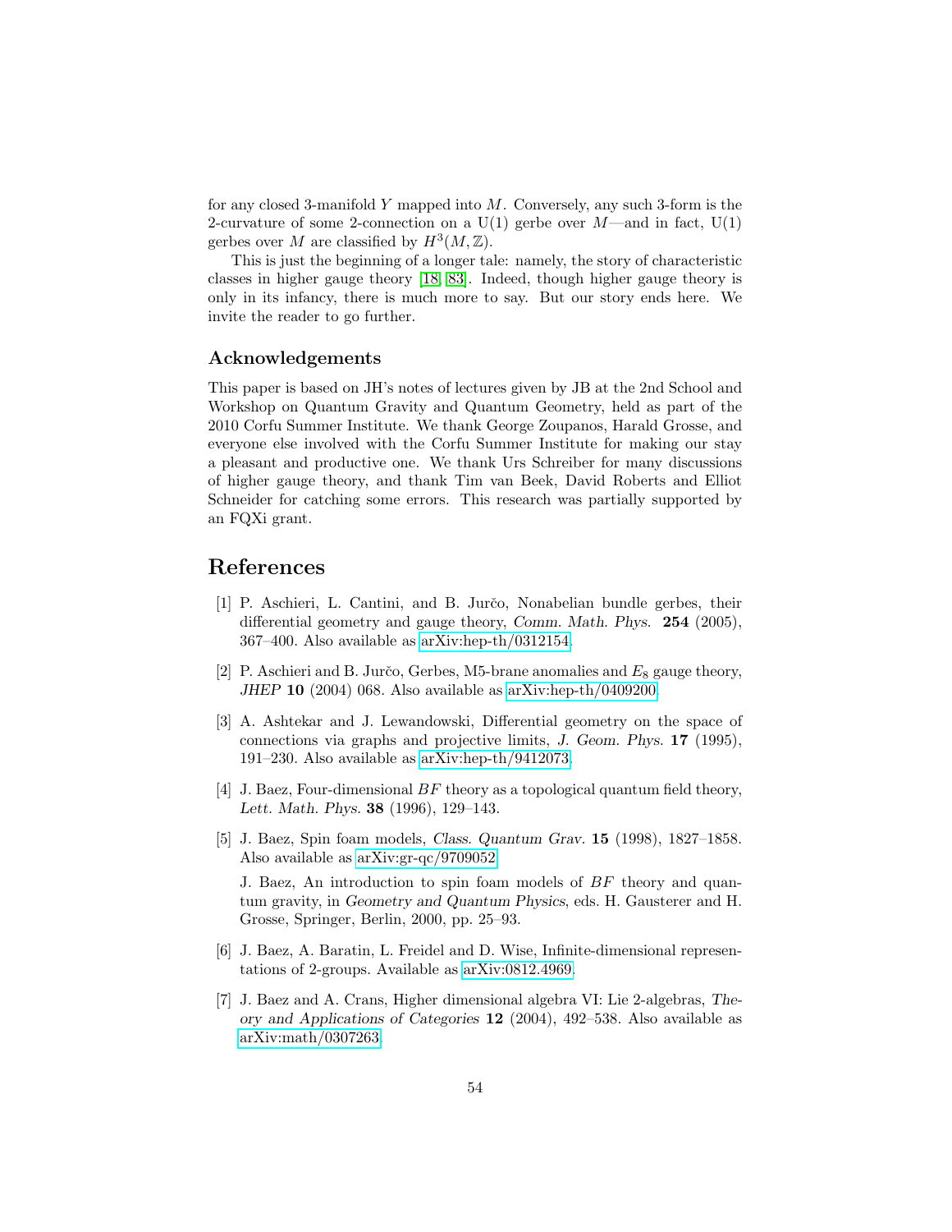for any closed 3-manifold $Y$ mapped into $M$. Conversely, any such 3-form is the 2-curvature of some 2-connection on a U(1) gerbe over $M$—and in fact, U(1) gerbes over $M$ are classified by $H^3(M, \mathbb{Z})$.

This is just the beginning of a longer tale: namely, the story of characteristic classes in higher gauge theory [18, 83]. Indeed, though higher gauge theory is only in its infancy, there is much more to say. But our story ends here. We invite the reader to go further.

### Acknowledgements

This paper is based on JH's notes of lectures given by JB at the 2nd School and Workshop on Quantum Gravity and Quantum Geometry, held as part of the 2010 Corfu Summer Institute. We thank George Zoupanos, Harald Grosse, and everyone else involved with the Corfu Summer Institute for making our stay a pleasant and productive one. We thank Urs Schreiber for many discussions of higher gauge theory, and thank Tim van Beek, David Roberts and Elliot Schneider for catching some errors. This research was partially supported by an FQXi grant.

## References

[1] P. Aschieri, L. Cantini, and B. Jurčo, Nonabelian bundle gerbes, their differential geometry and gauge theory, *Comm. Math. Phys.* **254** (2005), 367–400. Also available as arXiv:hep-th/0312154.

[2] P. Aschieri and B. Jurčo, Gerbes, M5-brane anomalies and $E_8$ gauge theory, *JHEP* **10** (2004) 068. Also available as arXiv:hep-th/0409200.

[3] A. Ashtekar and J. Lewandowski, Differential geometry on the space of connections via graphs and projective limits, *J. Geom. Phys.* **17** (1995), 191–230. Also available as arXiv:hep-th/9412073.

[4] J. Baez, Four-dimensional $BF$ theory as a topological quantum field theory, *Lett. Math. Phys.* **38** (1996), 129–143.

[5] J. Baez, Spin foam models, *Class. Quantum Grav.* **15** (1998), 1827–1858. Also available as arXiv:gr-qc/9709052.

J. Baez, An introduction to spin foam models of $BF$ theory and quantum gravity, in *Geometry and Quantum Physics*, eds. H. Gausterer and H. Grosse, Springer, Berlin, 2000, pp. 25–93.

[6] J. Baez, A. Baratin, L. Freidel and D. Wise, Infinite-dimensional representations of 2-groups. Available as arXiv:0812.4969.

[7] J. Baez and A. Crans, Higher dimensional algebra VI: Lie 2-algebras, *Theory and Applications of Categories* **12** (2004), 492–538. Also available as arXiv:math/0307263.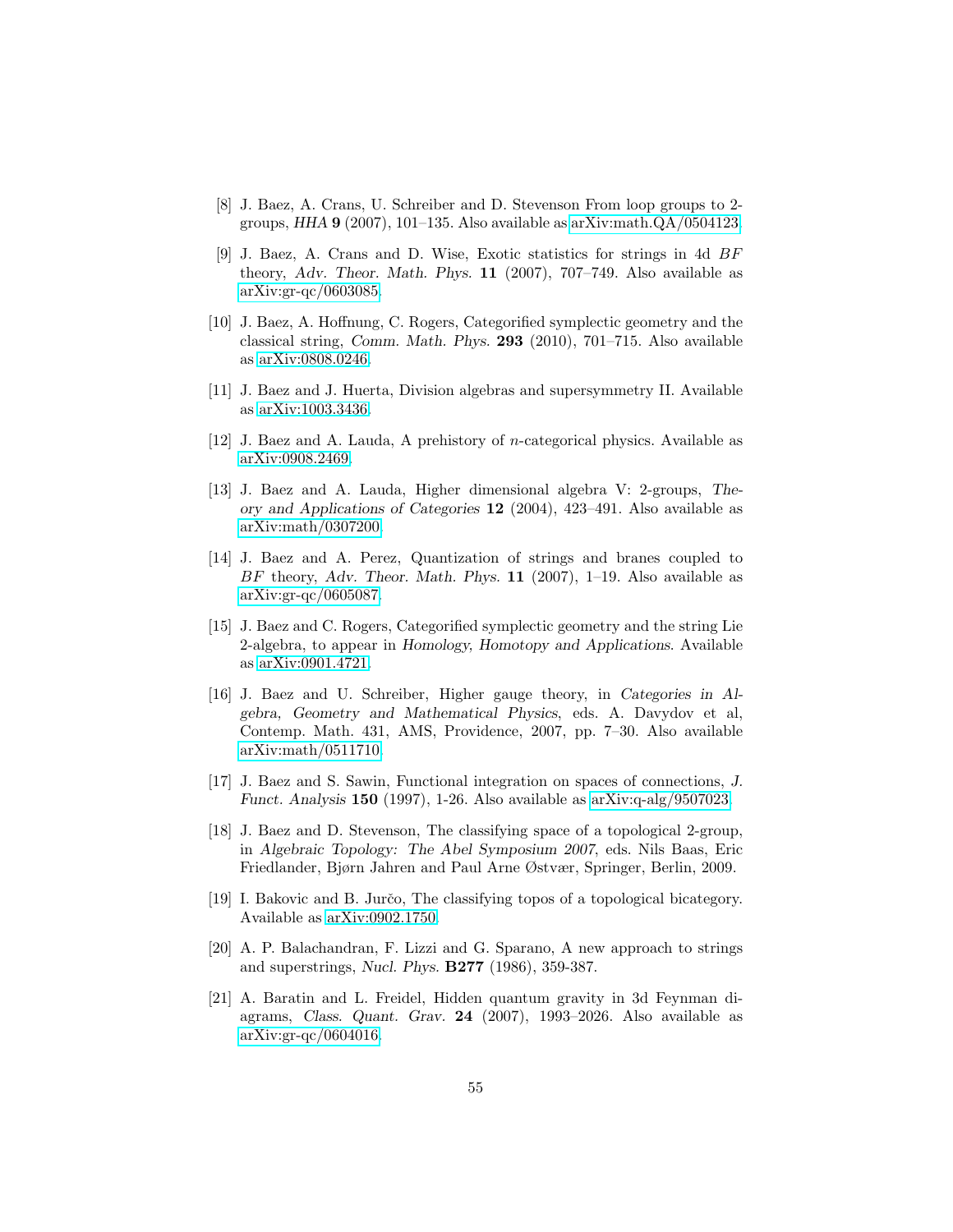[8] J. Baez, A. Crans, U. Schreiber and D. Stevenson From loop groups to 2-groups, *HHA* **9** (2007), 101–135. Also available as arXiv:math.QA/0504123.

[9] J. Baez, A. Crans and D. Wise, Exotic statistics for strings in 4d *BF* theory, *Adv. Theor. Math. Phys.* **11** (2007), 707–749. Also available as arXiv:gr-qc/0603085.

[10] J. Baez, A. Hoffnung, C. Rogers, Categorified symplectic geometry and the classical string, *Comm. Math. Phys.* **293** (2010), 701–715. Also available as arXiv:0808.0246.

[11] J. Baez and J. Huerta, Division algebras and supersymmetry II. Available as arXiv:1003.3436.

[12] J. Baez and A. Lauda, A prehistory of *n*-categorical physics. Available as arXiv:0908.2469.

[13] J. Baez and A. Lauda, Higher dimensional algebra V: 2-groups, *Theory and Applications of Categories* **12** (2004), 423–491. Also available as arXiv:math/0307200.

[14] J. Baez and A. Perez, Quantization of strings and branes coupled to *BF* theory, *Adv. Theor. Math. Phys.* **11** (2007), 1–19. Also available as arXiv:gr-qc/0605087.

[15] J. Baez and C. Rogers, Categorified symplectic geometry and the string Lie 2-algebra, to appear in *Homology, Homotopy and Applications*. Available as arXiv:0901.4721.

[16] J. Baez and U. Schreiber, Higher gauge theory, in *Categories in Algebra, Geometry and Mathematical Physics*, eds. A. Davydov et al, Contemp. Math. 431, AMS, Providence, 2007, pp. 7–30. Also available arXiv:math/0511710.

[17] J. Baez and S. Sawin, Functional integration on spaces of connections, *J. Funct. Analysis* **150** (1997), 1-26. Also available as arXiv:q-alg/9507023.

[18] J. Baez and D. Stevenson, The classifying space of a topological 2-group, in *Algebraic Topology: The Abel Symposium 2007*, eds. Nils Baas, Eric Friedlander, Bjørn Jahren and Paul Arne Østvær, Springer, Berlin, 2009.

[19] I. Bakovic and B. Jurčo, The classifying topos of a topological bicategory. Available as arXiv:0902.1750.

[20] A. P. Balachandran, F. Lizzi and G. Sparano, A new approach to strings and superstrings, *Nucl. Phys.* **B277** (1986), 359-387.

[21] A. Baratin and L. Freidel, Hidden quantum gravity in 3d Feynman diagrams, *Class. Quant. Grav.* **24** (2007), 1993–2026. Also available as arXiv:gr-qc/0604016.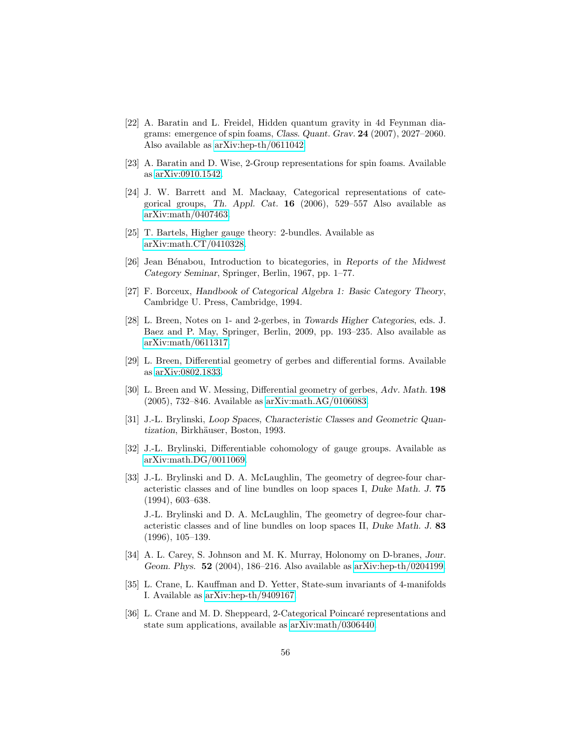[22] A. Baratin and L. Freidel, Hidden quantum gravity in 4d Feynman diagrams: emergence of spin foams, *Class. Quant. Grav.* **24** (2007), 2027–2060. Also available as arXiv:hep-th/0611042.

[23] A. Baratin and D. Wise, 2-Group representations for spin foams. Available as arXiv:0910.1542.

[24] J. W. Barrett and M. Mackaay, Categorical representations of categorical groups, *Th. Appl. Cat.* **16** (2006), 529–557 Also available as arXiv:math/0407463.

[25] T. Bartels, Higher gauge theory: 2-bundles. Available as arXiv:math.CT/0410328.

[26] Jean Bénabou, Introduction to bicategories, in *Reports of the Midwest Category Seminar*, Springer, Berlin, 1967, pp. 1–77.

[27] F. Borceux, *Handbook of Categorical Algebra 1: Basic Category Theory*, Cambridge U. Press, Cambridge, 1994.

[28] L. Breen, Notes on 1- and 2-gerbes, in *Towards Higher Categories*, eds. J. Baez and P. May, Springer, Berlin, 2009, pp. 193–235. Also available as arXiv:math/0611317.

[29] L. Breen, Differential geometry of gerbes and differential forms. Available as arXiv:0802.1833.

[30] L. Breen and W. Messing, Differential geometry of gerbes, *Adv. Math.* **198** (2005), 732–846. Available as arXiv:math.AG/0106083.

[31] J.-L. Brylinski, *Loop Spaces, Characteristic Classes and Geometric Quantization*, Birkhäuser, Boston, 1993.

[32] J.-L. Brylinski, Differentiable cohomology of gauge groups. Available as arXiv:math.DG/0011069.

[33] J.-L. Brylinski and D. A. McLaughlin, The geometry of degree-four characteristic classes and of line bundles on loop spaces I, *Duke Math. J.* **75** (1994), 603–638.

J.-L. Brylinski and D. A. McLaughlin, The geometry of degree-four characteristic classes and of line bundles on loop spaces II, *Duke Math. J.* **83** (1996), 105–139.

[34] A. L. Carey, S. Johnson and M. K. Murray, Holonomy on D-branes, *Jour. Geom. Phys.* **52** (2004), 186–216. Also available as arXiv:hep-th/0204199.

[35] L. Crane, L. Kauffman and D. Yetter, State-sum invariants of 4-manifolds I. Available as arXiv:hep-th/9409167.

[36] L. Crane and M. D. Sheppeard, 2-Categorical Poincaré representations and state sum applications, available as arXiv:math/0306440.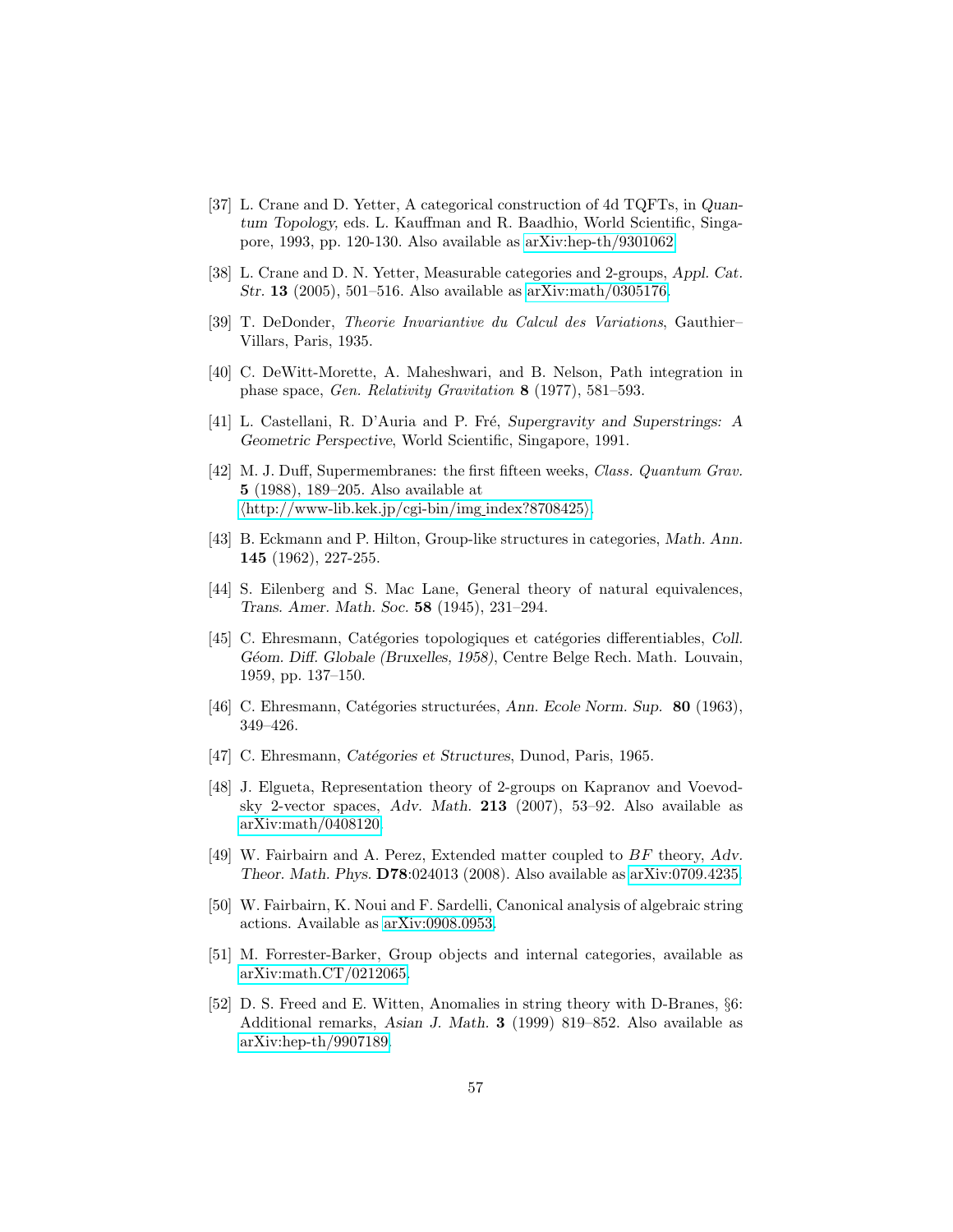[37] L. Crane and D. Yetter, A categorical construction of 4d TQFTs, in *Quantum Topology*, eds. L. Kauffman and R. Baadhio, World Scientific, Singapore, 1993, pp. 120-130. Also available as arXiv:hep-th/9301062.

[38] L. Crane and D. N. Yetter, Measurable categories and 2-groups, *Appl. Cat. Str.* **13** (2005), 501–516. Also available as arXiv:math/0305176.

[39] T. DeDonder, *Theorie Invariantive du Calcul des Variations*, Gauthier–Villars, Paris, 1935.

[40] C. DeWitt-Morette, A. Maheshwari, and B. Nelson, Path integration in phase space, *Gen. Relativity Gravitation* **8** (1977), 581–593.

[41] L. Castellani, R. D'Auria and P. Fré, *Supergravity and Superstrings: A Geometric Perspective*, World Scientific, Singapore, 1991.

[42] M. J. Duff, Supermembranes: the first fifteen weeks, *Class. Quantum Grav.* **5** (1988), 189–205. Also available at ⟨http://www-lib.kek.jp/cgi-bin/img_index?8708425⟩.

[43] B. Eckmann and P. Hilton, Group-like structures in categories, *Math. Ann.* **145** (1962), 227-255.

[44] S. Eilenberg and S. Mac Lane, General theory of natural equivalences, *Trans. Amer. Math. Soc.* **58** (1945), 231–294.

[45] C. Ehresmann, Catégories topologiques et catégories differentiables, *Coll. Géom. Diff. Globale (Bruxelles, 1958)*, Centre Belge Rech. Math. Louvain, 1959, pp. 137–150.

[46] C. Ehresmann, Catégories structurées, *Ann. Ecole Norm. Sup.* **80** (1963), 349–426.

[47] C. Ehresmann, *Catégories et Structures*, Dunod, Paris, 1965.

[48] J. Elgueta, Representation theory of 2-groups on Kapranov and Voevodsky 2-vector spaces, *Adv. Math.* **213** (2007), 53–92. Also available as arXiv:math/0408120.

[49] W. Fairbairn and A. Perez, Extended matter coupled to $BF$ theory, *Adv. Theor. Math. Phys.* **D78**:024013 (2008). Also available as arXiv:0709.4235.

[50] W. Fairbairn, K. Noui and F. Sardelli, Canonical analysis of algebraic string actions. Available as arXiv:0908.0953.

[51] M. Forrester-Barker, Group objects and internal categories, available as arXiv:math.CT/0212065.

[52] D. S. Freed and E. Witten, Anomalies in string theory with D-Branes, §6: Additional remarks, *Asian J. Math.* **3** (1999) 819–852. Also available as arXiv:hep-th/9907189.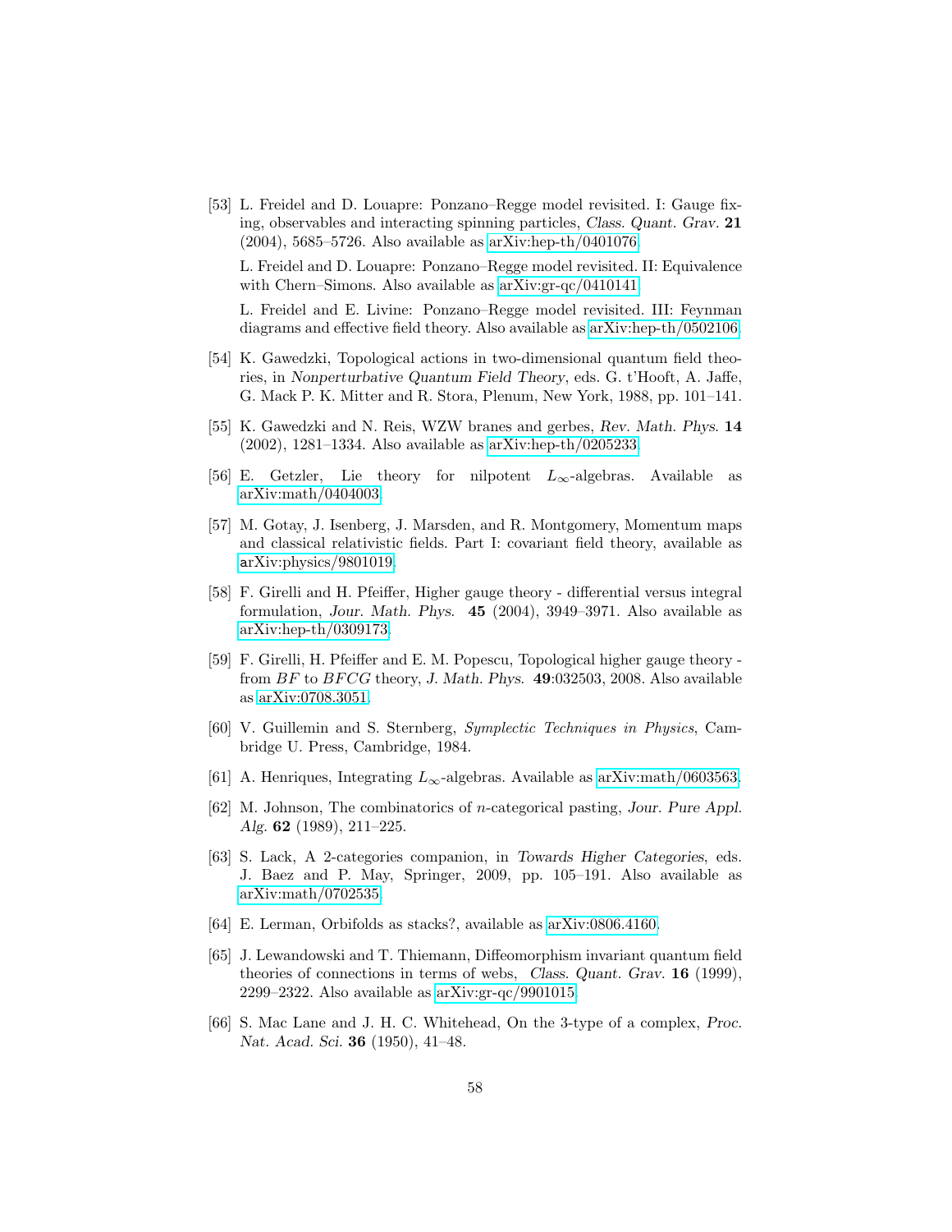[53] L. Freidel and D. Louapre: Ponzano–Regge model revisited. I: Gauge fixing, observables and interacting spinning particles, *Class. Quant. Grav.* **21** (2004), 5685–5726. Also available as arXiv:hep-th/0401076.

L. Freidel and D. Louapre: Ponzano–Regge model revisited. II: Equivalence with Chern–Simons. Also available as arXiv:gr-qc/0410141.

L. Freidel and E. Livine: Ponzano–Regge model revisited. III: Feynman diagrams and effective field theory. Also available as arXiv:hep-th/0502106.

[54] K. Gawedzki, Topological actions in two-dimensional quantum field theories, in *Nonperturbative Quantum Field Theory*, eds. G. t'Hooft, A. Jaffe, G. Mack P. K. Mitter and R. Stora, Plenum, New York, 1988, pp. 101–141.

[55] K. Gawedzki and N. Reis, WZW branes and gerbes, *Rev. Math. Phys.* **14** (2002), 1281–1334. Also available as arXiv:hep-th/0205233.

[56] E. Getzler, Lie theory for nilpotent $L_\infty$-algebras. Available as arXiv:math/0404003.

[57] M. Gotay, J. Isenberg, J. Marsden, and R. Montgomery, Momentum maps and classical relativistic fields. Part I: covariant field theory, available as arXiv:physics/9801019.

[58] F. Girelli and H. Pfeiffer, Higher gauge theory - differential versus integral formulation, *Jour. Math. Phys.* **45** (2004), 3949–3971. Also available as arXiv:hep-th/0309173.

[59] F. Girelli, H. Pfeiffer and E. M. Popescu, Topological higher gauge theory - from $BF$ to $BFCG$ theory, *J. Math. Phys.* **49**:032503, 2008. Also available as arXiv:0708.3051.

[60] V. Guillemin and S. Sternberg, *Symplectic Techniques in Physics*, Cambridge U. Press, Cambridge, 1984.

[61] A. Henriques, Integrating $L_\infty$-algebras. Available as arXiv:math/0603563.

[62] M. Johnson, The combinatorics of $n$-categorical pasting, *Jour. Pure Appl. Alg.* **62** (1989), 211–225.

[63] S. Lack, A 2-categories companion, in *Towards Higher Categories*, eds. J. Baez and P. May, Springer, 2009, pp. 105–191. Also available as arXiv:math/0702535.

[64] E. Lerman, Orbifolds as stacks?, available as arXiv:0806.4160.

[65] J. Lewandowski and T. Thiemann, Diffeomorphism invariant quantum field theories of connections in terms of webs, *Class. Quant. Grav.* **16** (1999), 2299–2322. Also available as arXiv:gr-qc/9901015.

[66] S. Mac Lane and J. H. C. Whitehead, On the 3-type of a complex, *Proc. Nat. Acad. Sci.* **36** (1950), 41–48.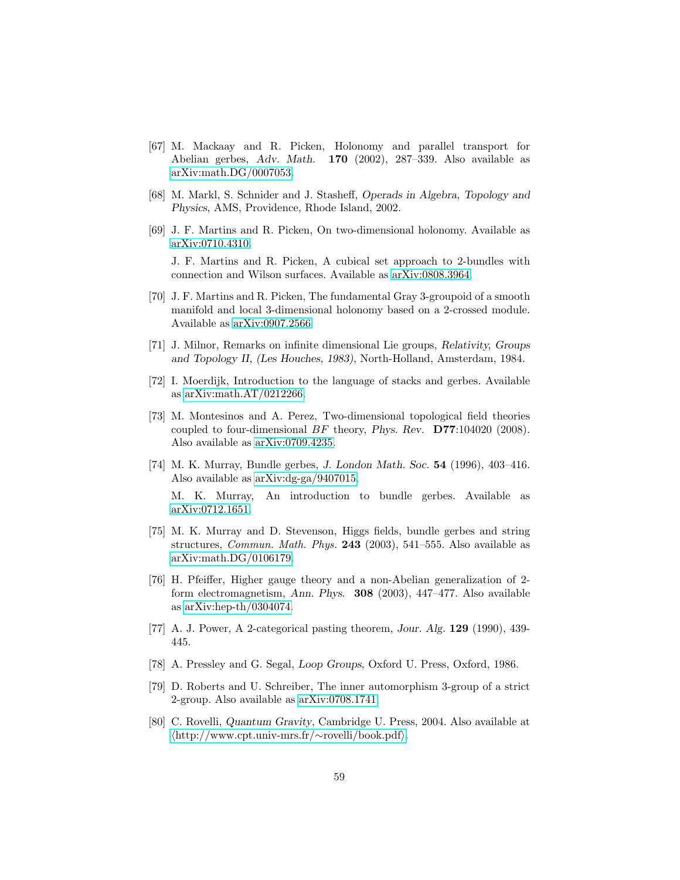[67] M. Mackaay and R. Picken, Holonomy and parallel transport for Abelian gerbes, *Adv. Math.* **170** (2002), 287–339. Also available as arXiv:math.DG/0007053.

[68] M. Markl, S. Schnider and J. Stasheff, *Operads in Algebra, Topology and Physics*, AMS, Providence, Rhode Island, 2002.

[69] J. F. Martins and R. Picken, On two-dimensional holonomy. Available as arXiv:0710.4310.

J. F. Martins and R. Picken, A cubical set approach to 2-bundles with connection and Wilson surfaces. Available as arXiv:0808.3964.

[70] J. F. Martins and R. Picken, The fundamental Gray 3-groupoid of a smooth manifold and local 3-dimensional holonomy based on a 2-crossed module. Available as arXiv:0907.2566.

[71] J. Milnor, Remarks on infinite dimensional Lie groups, *Relativity, Groups and Topology II, (Les Houches, 1983)*, North-Holland, Amsterdam, 1984.

[72] I. Moerdijk, Introduction to the language of stacks and gerbes. Available as arXiv:math.AT/0212266.

[73] M. Montesinos and A. Perez, Two-dimensional topological field theories coupled to four-dimensional $BF$ theory, *Phys. Rev.* **D77**:104020 (2008). Also available as arXiv:0709.4235.

[74] M. K. Murray, Bundle gerbes, *J. London Math. Soc.* **54** (1996), 403–416. Also available as arXiv:dg-ga/9407015.

M. K. Murray, An introduction to bundle gerbes. Available as arXiv:0712.1651.

[75] M. K. Murray and D. Stevenson, Higgs fields, bundle gerbes and string structures, *Commun. Math. Phys.* **243** (2003), 541–555. Also available as arXiv:math.DG/0106179.

[76] H. Pfeiffer, Higher gauge theory and a non-Abelian generalization of 2-form electromagnetism, *Ann. Phys.* **308** (2003), 447–477. Also available as arXiv:hep-th/0304074.

[77] A. J. Power, A 2-categorical pasting theorem, *Jour. Alg.* **129** (1990), 439-445.

[78] A. Pressley and G. Segal, *Loop Groups*, Oxford U. Press, Oxford, 1986.

[79] D. Roberts and U. Schreiber, The inner automorphism 3-group of a strict 2-group. Also available as arXiv:0708.1741.

[80] C. Rovelli, *Quantum Gravity*, Cambridge U. Press, 2004. Also available at ⟨http://www.cpt.univ-mrs.fr/∼rovelli/book.pdf⟩.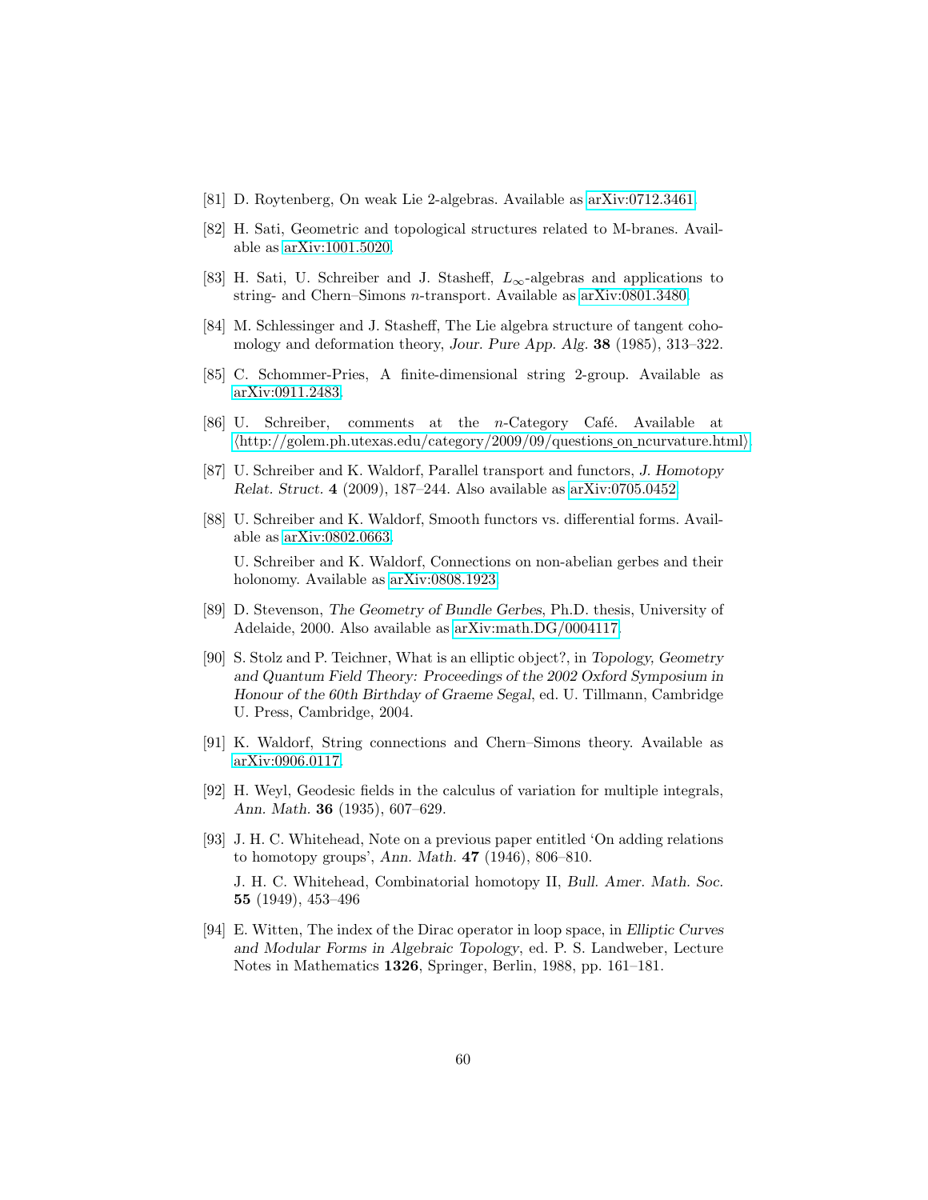[81] D. Roytenberg, On weak Lie 2-algebras. Available as arXiv:0712.3461.

[82] H. Sati, Geometric and topological structures related to M-branes. Available as arXiv:1001.5020.

[83] H. Sati, U. Schreiber and J. Stasheff, $L_\infty$-algebras and applications to string- and Chern–Simons $n$-transport. Available as arXiv:0801.3480.

[84] M. Schlessinger and J. Stasheff, The Lie algebra structure of tangent cohomology and deformation theory, *Jour. Pure App. Alg.* **38** (1985), 313–322.

[85] C. Schommer-Pries, A finite-dimensional string 2-group. Available as arXiv:0911.2483.

[86] U. Schreiber, comments at the $n$-Category Café. Available at ⟨http://golem.ph.utexas.edu/category/2009/09/questions_on_ncurvature.html⟩.

[87] U. Schreiber and K. Waldorf, Parallel transport and functors, *J. Homotopy Relat. Struct.* **4** (2009), 187–244. Also available as arXiv:0705.0452.

[88] U. Schreiber and K. Waldorf, Smooth functors vs. differential forms. Available as arXiv:0802.0663.

U. Schreiber and K. Waldorf, Connections on non-abelian gerbes and their holonomy. Available as arXiv:0808.1923.

[89] D. Stevenson, *The Geometry of Bundle Gerbes*, Ph.D. thesis, University of Adelaide, 2000. Also available as arXiv:math.DG/0004117.

[90] S. Stolz and P. Teichner, What is an elliptic object?, in *Topology, Geometry and Quantum Field Theory: Proceedings of the 2002 Oxford Symposium in Honour of the 60th Birthday of Graeme Segal*, ed. U. Tillmann, Cambridge U. Press, Cambridge, 2004.

[91] K. Waldorf, String connections and Chern–Simons theory. Available as arXiv:0906.0117.

[92] H. Weyl, Geodesic fields in the calculus of variation for multiple integrals, *Ann. Math.* **36** (1935), 607–629.

[93] J. H. C. Whitehead, Note on a previous paper entitled 'On adding relations to homotopy groups', *Ann. Math.* **47** (1946), 806–810.

J. H. C. Whitehead, Combinatorial homotopy II, *Bull. Amer. Math. Soc.* **55** (1949), 453–496

[94] E. Witten, The index of the Dirac operator in loop space, in *Elliptic Curves and Modular Forms in Algebraic Topology*, ed. P. S. Landweber, Lecture Notes in Mathematics **1326**, Springer, Berlin, 1988, pp. 161–181.